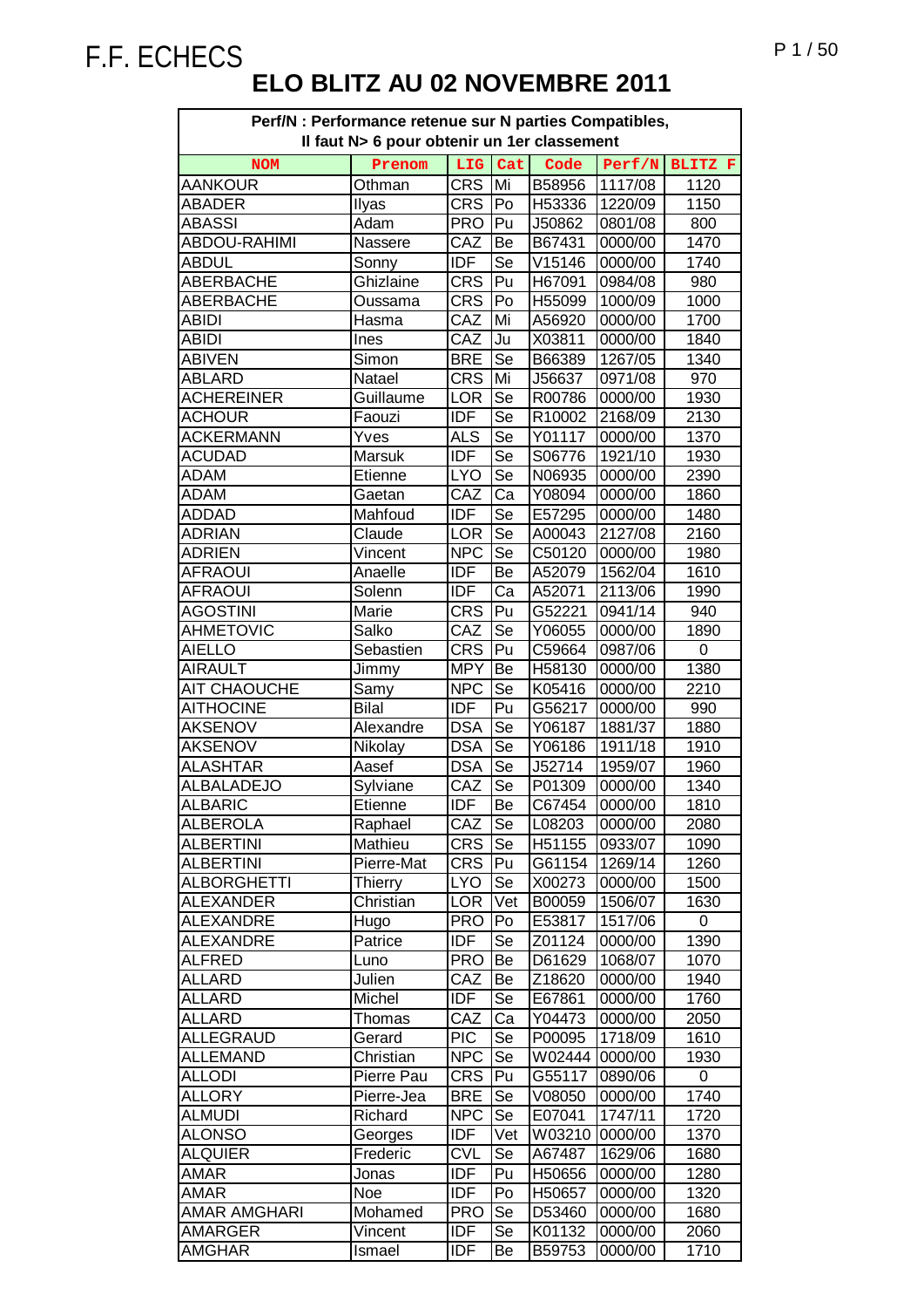# F.F. ECHECS

## ELO BLITZ AU 02 NOVEMBRE 2011

**Perf/N : Performance retenue sur N parties Compatibles, Il faut N> 6 pour obtenir un 1er classement**

| NOM | Prenom | LIG | Cat | Code | Perf/N | BLITZ F |
|---|---|---|---|---|---|---|
| AANKOUR | Othman | CRS | Mi | B58956 | 1117/08 | 1120 |
| ABADER | Ilyas | CRS | Po | H53336 | 1220/09 | 1150 |
| ABASSI | Adam | PRO | Pu | J50862 | 0801/08 | 800 |
| ABDOU-RAHIMI | Nassere | CAZ | Be | B67431 | 0000/00 | 1470 |
| ABDUL | Sonny | IDF | Se | V15146 | 0000/00 | 1740 |
| ABERBACHE | Ghizlaine | CRS | Pu | H67091 | 0984/08 | 980 |
| ABERBACHE | Oussama | CRS | Po | H55099 | 1000/09 | 1000 |
| ABIDI | Hasma | CAZ | Mi | A56920 | 0000/00 | 1700 |
| ABIDI | Ines | CAZ | Ju | X03811 | 0000/00 | 1840 |
| ABIVEN | Simon | BRE | Se | B66389 | 1267/05 | 1340 |
| ABLARD | Natael | CRS | Mi | J56637 | 0971/08 | 970 |
| ACHEREINER | Guillaume | LOR | Se | R00786 | 0000/00 | 1930 |
| ACHOUR | Faouzi | IDF | Se | R10002 | 2168/09 | 2130 |
| ACKERMANN | Yves | ALS | Se | Y01117 | 0000/00 | 1370 |
| ACUDAD | Marsuk | IDF | Se | S06776 | 1921/10 | 1930 |
| ADAM | Etienne | LYO | Se | N06935 | 0000/00 | 2390 |
| ADAM | Gaetan | CAZ | Ca | Y08094 | 0000/00 | 1860 |
| ADDAD | Mahfoud | IDF | Se | E57295 | 0000/00 | 1480 |
| ADRIAN | Claude | LOR | Se | A00043 | 2127/08 | 2160 |
| ADRIEN | Vincent | NPC | Se | C50120 | 0000/00 | 1980 |
| AFRAOUI | Anaelle | IDF | Be | A52079 | 1562/04 | 1610 |
| AFRAOUI | Solenn | IDF | Ca | A52071 | 2113/06 | 1990 |
| AGOSTINI | Marie | CRS | Pu | G52221 | 0941/14 | 940 |
| AHMETOVIC | Salko | CAZ | Se | Y06055 | 0000/00 | 1890 |
| AIELLO | Sebastien | CRS | Pu | C59664 | 0987/06 | 0 |
| AIRAULT | Jimmy | MPY | Be | H58130 | 0000/00 | 1380 |
| AIT CHAOUCHE | Samy | NPC | Se | K05416 | 0000/00 | 2210 |
| AITHOCINE | Bilal | IDF | Pu | G56217 | 0000/00 | 990 |
| AKSENOV | Alexandre | DSA | Se | Y06187 | 1881/37 | 1880 |
| AKSENOV | Nikolay | DSA | Se | Y06186 | 1911/18 | 1910 |
| ALASHTAR | Aasef | DSA | Se | J52714 | 1959/07 | 1960 |
| ALBALADEJO | Sylviane | CAZ | Se | P01309 | 0000/00 | 1340 |
| ALBARIC | Etienne | IDF | Be | C67454 | 0000/00 | 1810 |
| ALBEROLA | Raphael | CAZ | Se | L08203 | 0000/00 | 2080 |
| ALBERTINI | Mathieu | CRS | Se | H51155 | 0933/07 | 1090 |
| ALBERTINI | Pierre-Mat | CRS | Pu | G61154 | 1269/14 | 1260 |
| ALBORGHETTI | Thierry | LYO | Se | X00273 | 0000/00 | 1500 |
| ALEXANDER | Christian | LOR | Vet | B00059 | 1506/07 | 1630 |
| ALEXANDRE | Hugo | PRO | Po | E53817 | 1517/06 | 0 |
| ALEXANDRE | Patrice | IDF | Se | Z01124 | 0000/00 | 1390 |
| ALFRED | Luno | PRO | Be | D61629 | 1068/07 | 1070 |
| ALLARD | Julien | CAZ | Be | Z18620 | 0000/00 | 1940 |
| ALLARD | Michel | IDF | Se | E67861 | 0000/00 | 1760 |
| ALLARD | Thomas | CAZ | Ca | Y04473 | 0000/00 | 2050 |
| ALLEGRAUD | Gerard | PIC | Se | P00095 | 1718/09 | 1610 |
| ALLEMAND | Christian | NPC | Se | W02444 | 0000/00 | 1930 |
| ALLODI | Pierre Pau | CRS | Pu | G55117 | 0890/06 | 0 |
| ALLORY | Pierre-Jea | BRE | Se | V08050 | 0000/00 | 1740 |
| ALMUDI | Richard | NPC | Se | E07041 | 1747/11 | 1720 |
| ALONSO | Georges | IDF | Vet | W03210 | 0000/00 | 1370 |
| ALQUIER | Frederic | CVL | Se | A67487 | 1629/06 | 1680 |
| AMAR | Jonas | IDF | Pu | H50656 | 0000/00 | 1280 |
| AMAR | Noe | IDF | Po | H50657 | 0000/00 | 1320 |
| AMAR AMGHARI | Mohamed | PRO | Se | D53460 | 0000/00 | 1680 |
| AMARGER | Vincent | IDF | Se | K01132 | 0000/00 | 2060 |
| AMGHAR | Ismael | IDF | Be | B59753 | 0000/00 | 1710 |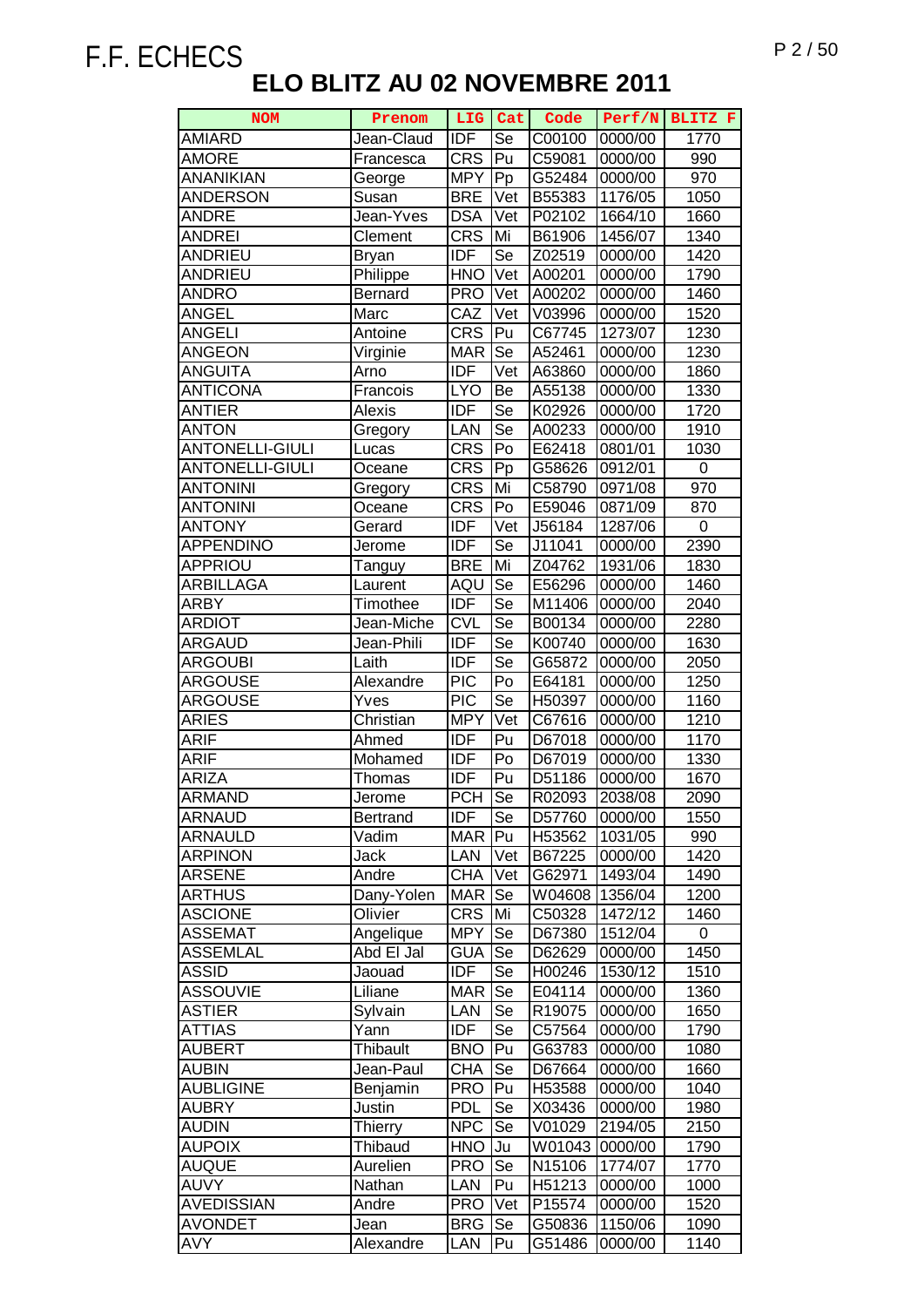# F.F. ECHECS

## ELO BLITZ AU 02 NOVEMBRE 2011

| NOM | Prenom | LIG | Cat | Code | Perf/N | BLITZ F |
|---|---|---|---|---|---|---|
| AMIARD | Jean-Claud | IDF | Se | C00100 | 0000/00 | 1770 |
| AMORE | Francesca | CRS | Pu | C59081 | 0000/00 | 990 |
| ANANIKIAN | George | MPY | Pp | G52484 | 0000/00 | 970 |
| ANDERSON | Susan | BRE | Vet | B55383 | 1176/05 | 1050 |
| ANDRE | Jean-Yves | DSA | Vet | P02102 | 1664/10 | 1660 |
| ANDREI | Clement | CRS | Mi | B61906 | 1456/07 | 1340 |
| ANDRIEU | Bryan | IDF | Se | Z02519 | 0000/00 | 1420 |
| ANDRIEU | Philippe | HNO | Vet | A00201 | 0000/00 | 1790 |
| ANDRO | Bernard | PRO | Vet | A00202 | 0000/00 | 1460 |
| ANGEL | Marc | CAZ | Vet | V03996 | 0000/00 | 1520 |
| ANGELI | Antoine | CRS | Pu | C67745 | 1273/07 | 1230 |
| ANGEON | Virginie | MAR | Se | A52461 | 0000/00 | 1230 |
| ANGUITA | Arno | IDF | Vet | A63860 | 0000/00 | 1860 |
| ANTICONA | Francois | LYO | Be | A55138 | 0000/00 | 1330 |
| ANTIER | Alexis | IDF | Se | K02926 | 0000/00 | 1720 |
| ANTON | Gregory | LAN | Se | A00233 | 0000/00 | 1910 |
| ANTONELLI-GIULI | Lucas | CRS | Po | E62418 | 0801/01 | 1030 |
| ANTONELLI-GIULI | Oceane | CRS | Pp | G58626 | 0912/01 | 0 |
| ANTONINI | Gregory | CRS | Mi | C58790 | 0971/08 | 970 |
| ANTONINI | Oceane | CRS | Po | E59046 | 0871/09 | 870 |
| ANTONY | Gerard | IDF | Vet | J56184 | 1287/06 | 0 |
| APPENDINO | Jerome | IDF | Se | J11041 | 0000/00 | 2390 |
| APPRIOU | Tanguy | BRE | Mi | Z04762 | 1931/06 | 1830 |
| ARBILLAGA | Laurent | AQU | Se | E56296 | 0000/00 | 1460 |
| ARBY | Timothee | IDF | Se | M11406 | 0000/00 | 2040 |
| ARDIOT | Jean-Miche | CVL | Se | B00134 | 0000/00 | 2280 |
| ARGAUD | Jean-Phili | IDF | Se | K00740 | 0000/00 | 1630 |
| ARGOUBI | Laith | IDF | Se | G65872 | 0000/00 | 2050 |
| ARGOUSE | Alexandre | PIC | Po | E64181 | 0000/00 | 1250 |
| ARGOUSE | Yves | PIC | Se | H50397 | 0000/00 | 1160 |
| ARIES | Christian | MPY | Vet | C67616 | 0000/00 | 1210 |
| ARIF | Ahmed | IDF | Pu | D67018 | 0000/00 | 1170 |
| ARIF | Mohamed | IDF | Po | D67019 | 0000/00 | 1330 |
| ARIZA | Thomas | IDF | Pu | D51186 | 0000/00 | 1670 |
| ARMAND | Jerome | PCH | Se | R02093 | 2038/08 | 2090 |
| ARNAUD | Bertrand | IDF | Se | D57760 | 0000/00 | 1550 |
| ARNAULD | Vadim | MAR | Pu | H53562 | 1031/05 | 990 |
| ARPINON | Jack | LAN | Vet | B67225 | 0000/00 | 1420 |
| ARSENE | Andre | CHA | Vet | G62971 | 1493/04 | 1490 |
| ARTHUS | Dany-Yolen | MAR | Se | W04608 | 1356/04 | 1200 |
| ASCIONE | Olivier | CRS | Mi | C50328 | 1472/12 | 1460 |
| ASSEMAT | Angelique | MPY | Se | D67380 | 1512/04 | 0 |
| ASSEMLAL | Abd El Jal | GUA | Se | D62629 | 0000/00 | 1450 |
| ASSID | Jaouad | IDF | Se | H00246 | 1530/12 | 1510 |
| ASSOUVIE | Liliane | MAR | Se | E04114 | 0000/00 | 1360 |
| ASTIER | Sylvain | LAN | Se | R19075 | 0000/00 | 1650 |
| ATTIAS | Yann | IDF | Se | C57564 | 0000/00 | 1790 |
| AUBERT | Thibault | BNO | Pu | G63783 | 0000/00 | 1080 |
| AUBIN | Jean-Paul | CHA | Se | D67664 | 0000/00 | 1660 |
| AUBLIGINE | Benjamin | PRO | Pu | H53588 | 0000/00 | 1040 |
| AUBRY | Justin | PDL | Se | X03436 | 0000/00 | 1980 |
| AUDIN | Thierry | NPC | Se | V01029 | 2194/05 | 2150 |
| AUPOIX | Thibaud | HNO | Ju | W01043 | 0000/00 | 1790 |
| AUQUE | Aurelien | PRO | Se | N15106 | 1774/07 | 1770 |
| AUVY | Nathan | LAN | Pu | H51213 | 0000/00 | 1000 |
| AVEDISSIAN | Andre | PRO | Vet | P15574 | 0000/00 | 1520 |
| AVONDET | Jean | BRG | Se | G50836 | 1150/06 | 1090 |
| AVY | Alexandre | LAN | Pu | G51486 | 0000/00 | 1140 |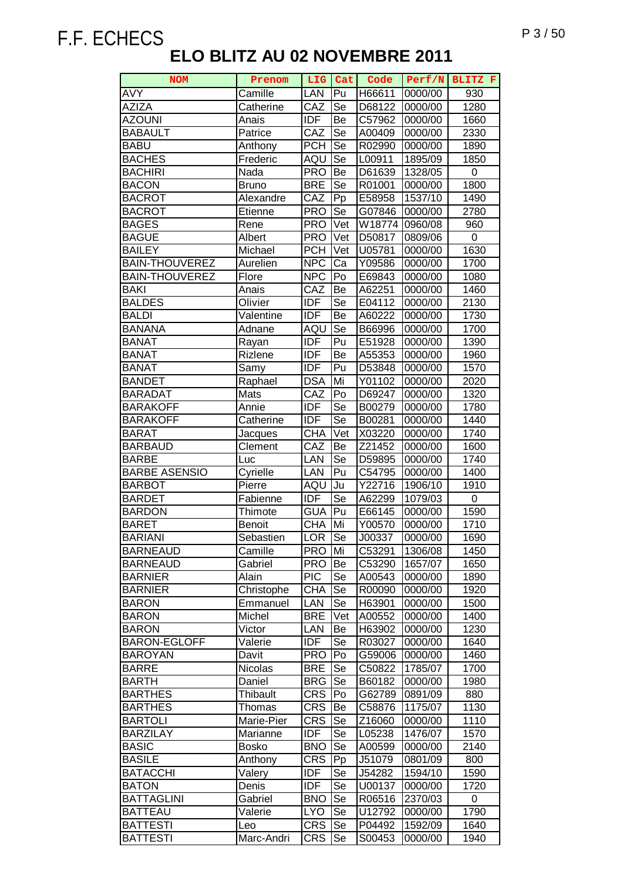F.F. ECHECS

# ELO BLITZ AU 02 NOVEMBRE 2011

| NOM | Prenom | LIG | Cat | Code | Perf/N | BLITZ F |
|---|---|---|---|---|---|---|
| AVY | Camille | LAN | Pu | H66611 | 0000/00 | 930 |
| AZIZA | Catherine | CAZ | Se | D68122 | 0000/00 | 1280 |
| AZOUNI | Anais | IDF | Be | C57962 | 0000/00 | 1660 |
| BABAULT | Patrice | CAZ | Se | A00409 | 0000/00 | 2330 |
| BABU | Anthony | PCH | Se | R02990 | 0000/00 | 1890 |
| BACHES | Frederic | AQU | Se | L00911 | 1895/09 | 1850 |
| BACHIRI | Nada | PRO | Be | D61639 | 1328/05 | 0 |
| BACON | Bruno | BRE | Se | R01001 | 0000/00 | 1800 |
| BACROT | Alexandre | CAZ | Pp | E58958 | 1537/10 | 1490 |
| BACROT | Etienne | PRO | Se | G07846 | 0000/00 | 2780 |
| BAGES | Rene | PRO | Vet | W18774 | 0960/08 | 960 |
| BAGUE | Albert | PRO | Vet | D50817 | 0809/06 | 0 |
| BAILEY | Michael | PCH | Vet | U05781 | 0000/00 | 1630 |
| BAIN-THOUVEREZ | Aurelien | NPC | Ca | Y09586 | 0000/00 | 1700 |
| BAIN-THOUVEREZ | Flore | NPC | Po | E69843 | 0000/00 | 1080 |
| BAKI | Anais | CAZ | Be | A62251 | 0000/00 | 1460 |
| BALDES | Olivier | IDF | Se | E04112 | 0000/00 | 2130 |
| BALDI | Valentine | IDF | Be | A60222 | 0000/00 | 1730 |
| BANANA | Adnane | AQU | Se | B66996 | 0000/00 | 1700 |
| BANAT | Rayan | IDF | Pu | E51928 | 0000/00 | 1390 |
| BANAT | Rizlene | IDF | Be | A55353 | 0000/00 | 1960 |
| BANAT | Samy | IDF | Pu | D53848 | 0000/00 | 1570 |
| BANDET | Raphael | DSA | Mi | Y01102 | 0000/00 | 2020 |
| BARADAT | Mats | CAZ | Po | D69247 | 0000/00 | 1320 |
| BARAKOFF | Annie | IDF | Se | B00279 | 0000/00 | 1780 |
| BARAKOFF | Catherine | IDF | Se | B00281 | 0000/00 | 1440 |
| BARAT | Jacques | CHA | Vet | X03220 | 0000/00 | 1740 |
| BARBAUD | Clement | CAZ | Be | Z21452 | 0000/00 | 1600 |
| BARBE | Luc | LAN | Se | D59895 | 0000/00 | 1740 |
| BARBE ASENSIO | Cyrielle | LAN | Pu | C54795 | 0000/00 | 1400 |
| BARBOT | Pierre | AQU | Ju | Y22716 | 1906/10 | 1910 |
| BARDET | Fabienne | IDF | Se | A62299 | 1079/03 | 0 |
| BARDON | Thimote | GUA | Pu | E66145 | 0000/00 | 1590 |
| BARET | Benoit | CHA | Mi | Y00570 | 0000/00 | 1710 |
| BARIANI | Sebastien | LOR | Se | J00337 | 0000/00 | 1690 |
| BARNEAUD | Camille | PRO | Mi | C53291 | 1306/08 | 1450 |
| BARNEAUD | Gabriel | PRO | Be | C53290 | 1657/07 | 1650 |
| BARNIER | Alain | PIC | Se | A00543 | 0000/00 | 1890 |
| BARNIER | Christophe | CHA | Se | R00090 | 0000/00 | 1920 |
| BARON | Emmanuel | LAN | Se | H63901 | 0000/00 | 1500 |
| BARON | Michel | BRE | Vet | A00552 | 0000/00 | 1400 |
| BARON | Victor | LAN | Be | H63902 | 0000/00 | 1230 |
| BARON-EGLOFF | Valerie | IDF | Se | R03027 | 0000/00 | 1640 |
| BAROYAN | Davit | PRO | Po | G59006 | 0000/00 | 1460 |
| BARRE | Nicolas | BRE | Se | C50822 | 1785/07 | 1700 |
| BARTH | Daniel | BRG | Se | B60182 | 0000/00 | 1980 |
| BARTHES | Thibault | CRS | Po | G62789 | 0891/09 | 880 |
| BARTHES | Thomas | CRS | Be | C58876 | 1175/07 | 1130 |
| BARTOLI | Marie-Pier | CRS | Se | Z16060 | 0000/00 | 1110 |
| BARZILAY | Marianne | IDF | Se | L05238 | 1476/07 | 1570 |
| BASIC | Bosko | BNO | Se | A00599 | 0000/00 | 2140 |
| BASILE | Anthony | CRS | Pp | J51079 | 0801/09 | 800 |
| BATACCHI | Valery | IDF | Se | J54282 | 1594/10 | 1590 |
| BATON | Denis | IDF | Se | U00137 | 0000/00 | 1720 |
| BATTAGLINI | Gabriel | BNO | Se | R06516 | 2370/03 | 0 |
| BATTEAU | Valerie | LYO | Se | U12792 | 0000/00 | 1790 |
| BATTESTI | Leo | CRS | Se | P04492 | 1592/09 | 1640 |
| BATTESTI | Marc-Andri | CRS | Se | S00453 | 0000/00 | 1940 |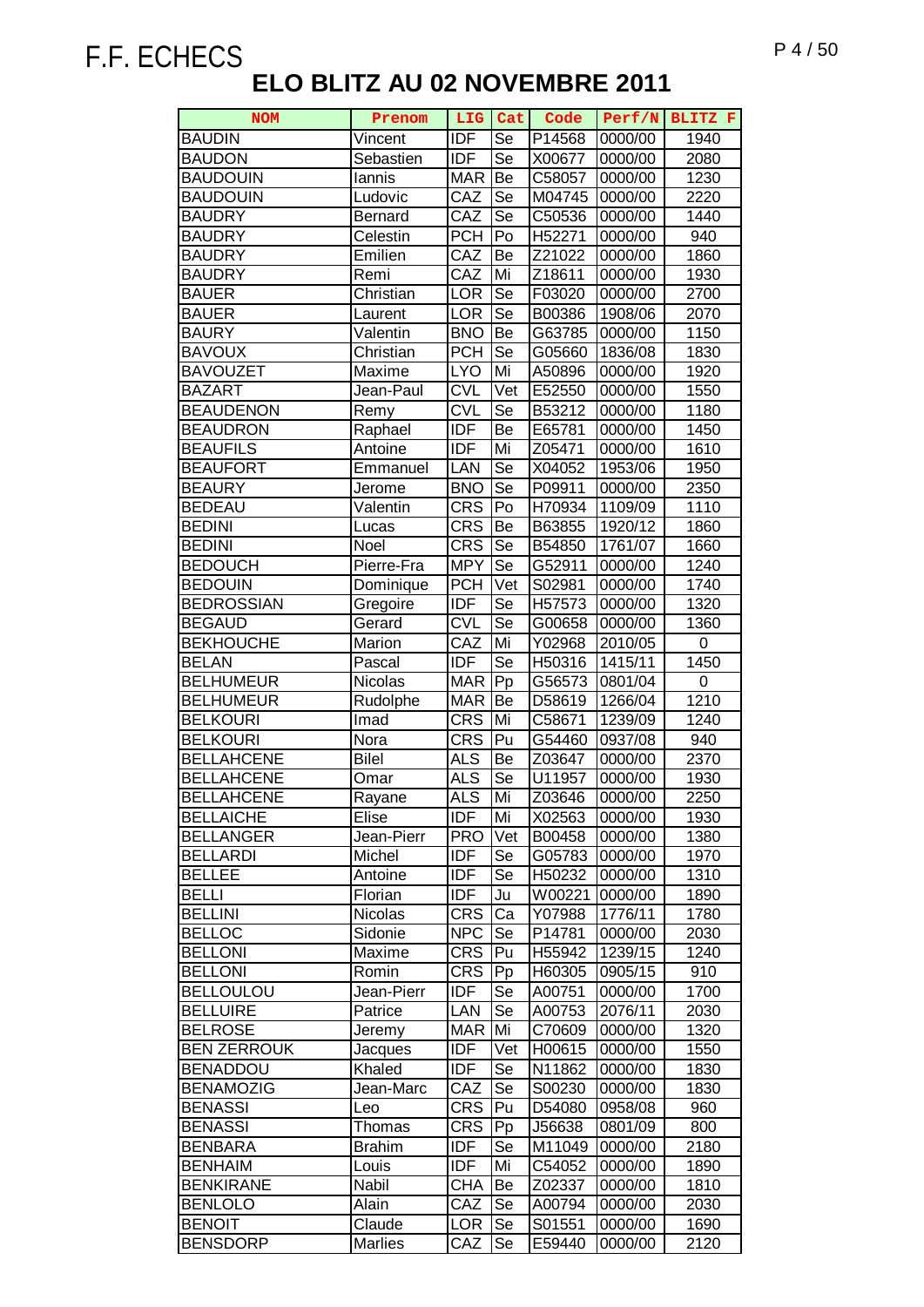F.F. ECHECS

# ELO BLITZ AU 02 NOVEMBRE 2011

| NOM | Prenom | LIG | Cat | Code | Perf/N | BLITZ F |
|---|---|---|---|---|---|---|
| BAUDIN | Vincent | IDF | Se | P14568 | 0000/00 | 1940 |
| BAUDON | Sebastien | IDF | Se | X00677 | 0000/00 | 2080 |
| BAUDOUIN | Iannis | MAR | Be | C58057 | 0000/00 | 1230 |
| BAUDOUIN | Ludovic | CAZ | Se | M04745 | 0000/00 | 2220 |
| BAUDRY | Bernard | CAZ | Se | C50536 | 0000/00 | 1440 |
| BAUDRY | Celestin | PCH | Po | H52271 | 0000/00 | 940 |
| BAUDRY | Emilien | CAZ | Be | Z21022 | 0000/00 | 1860 |
| BAUDRY | Remi | CAZ | Mi | Z18611 | 0000/00 | 1930 |
| BAUER | Christian | LOR | Se | F03020 | 0000/00 | 2700 |
| BAUER | Laurent | LOR | Se | B00386 | 1908/06 | 2070 |
| BAURY | Valentin | BNO | Be | G63785 | 0000/00 | 1150 |
| BAVOUX | Christian | PCH | Se | G05660 | 1836/08 | 1830 |
| BAVOUZET | Maxime | LYO | Mi | A50896 | 0000/00 | 1920 |
| BAZART | Jean-Paul | CVL | Vet | E52550 | 0000/00 | 1550 |
| BEAUDENON | Remy | CVL | Se | B53212 | 0000/00 | 1180 |
| BEAUDRON | Raphael | IDF | Be | E65781 | 0000/00 | 1450 |
| BEAUFILS | Antoine | IDF | Mi | Z05471 | 0000/00 | 1610 |
| BEAUFORT | Emmanuel | LAN | Se | X04052 | 1953/06 | 1950 |
| BEAURY | Jerome | BNO | Se | P09911 | 0000/00 | 2350 |
| BEDEAU | Valentin | CRS | Po | H70934 | 1109/09 | 1110 |
| BEDINI | Lucas | CRS | Be | B63855 | 1920/12 | 1860 |
| BEDINI | Noel | CRS | Se | B54850 | 1761/07 | 1660 |
| BEDOUCH | Pierre-Fra | MPY | Se | G52911 | 0000/00 | 1240 |
| BEDOUIN | Dominique | PCH | Vet | S02981 | 0000/00 | 1740 |
| BEDROSSIAN | Gregoire | IDF | Se | H57573 | 0000/00 | 1320 |
| BEGAUD | Gerard | CVL | Se | G00658 | 0000/00 | 1360 |
| BEKHOUCHE | Marion | CAZ | Mi | Y02968 | 2010/05 | 0 |
| BELAN | Pascal | IDF | Se | H50316 | 1415/11 | 1450 |
| BELHUMEUR | Nicolas | MAR | Pp | G56573 | 0801/04 | 0 |
| BELHUMEUR | Rudolphe | MAR | Be | D58619 | 1266/04 | 1210 |
| BELKOURI | Imad | CRS | Mi | C58671 | 1239/09 | 1240 |
| BELKOURI | Nora | CRS | Pu | G54460 | 0937/08 | 940 |
| BELLAHCENE | Bilel | ALS | Be | Z03647 | 0000/00 | 2370 |
| BELLAHCENE | Omar | ALS | Se | U11957 | 0000/00 | 1930 |
| BELLAHCENE | Rayane | ALS | Mi | Z03646 | 0000/00 | 2250 |
| BELLAICHE | Elise | IDF | Mi | X02563 | 0000/00 | 1930 |
| BELLANGER | Jean-Pierr | PRO | Vet | B00458 | 0000/00 | 1380 |
| BELLARDI | Michel | IDF | Se | G05783 | 0000/00 | 1970 |
| BELLEE | Antoine | IDF | Se | H50232 | 0000/00 | 1310 |
| BELLI | Florian | IDF | Ju | W00221 | 0000/00 | 1890 |
| BELLINI | Nicolas | CRS | Ca | Y07988 | 1776/11 | 1780 |
| BELLOC | Sidonie | NPC | Se | P14781 | 0000/00 | 2030 |
| BELLONI | Maxime | CRS | Pu | H55942 | 1239/15 | 1240 |
| BELLONI | Romin | CRS | Pp | H60305 | 0905/15 | 910 |
| BELLOULOU | Jean-Pierr | IDF | Se | A00751 | 0000/00 | 1700 |
| BELLUIRE | Patrice | LAN | Se | A00753 | 2076/11 | 2030 |
| BELROSE | Jeremy | MAR | Mi | C70609 | 0000/00 | 1320 |
| BEN ZERROUK | Jacques | IDF | Vet | H00615 | 0000/00 | 1550 |
| BENADDOU | Khaled | IDF | Se | N11862 | 0000/00 | 1830 |
| BENAMOZIG | Jean-Marc | CAZ | Se | S00230 | 0000/00 | 1830 |
| BENASSI | Leo | CRS | Pu | D54080 | 0958/08 | 960 |
| BENASSI | Thomas | CRS | Pp | J56638 | 0801/09 | 800 |
| BENBARA | Brahim | IDF | Se | M11049 | 0000/00 | 2180 |
| BENHAIM | Louis | IDF | Mi | C54052 | 0000/00 | 1890 |
| BENKIRANE | Nabil | CHA | Be | Z02337 | 0000/00 | 1810 |
| BENLOLO | Alain | CAZ | Se | A00794 | 0000/00 | 2030 |
| BENOIT | Claude | LOR | Se | S01551 | 0000/00 | 1690 |
| BENSDORP | Marlies | CAZ | Se | E59440 | 0000/00 | 2120 |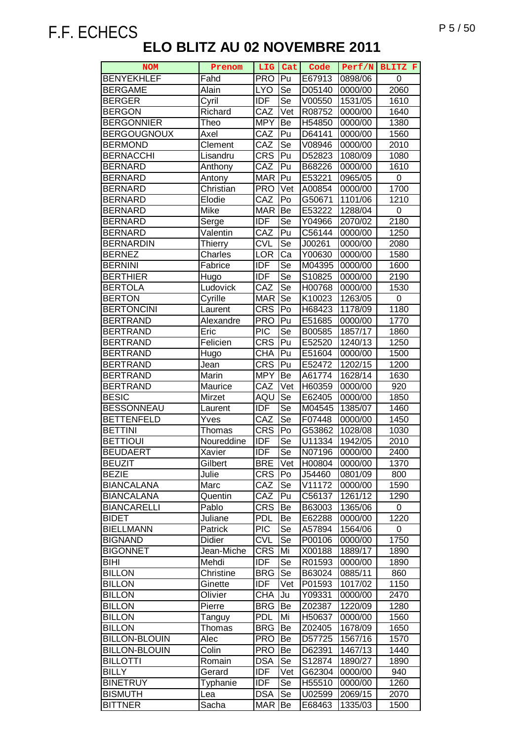# F.F. ECHECS

## ELO BLITZ AU 02 NOVEMBRE 2011

| NOM | Prenom | LIG | Cat | Code | Perf/N | BLITZ F |
|---|---|---|---|---|---|---|
| BENYEKHLEF | Fahd | PRO | Pu | E67913 | 0898/06 | 0 |
| BERGAME | Alain | LYO | Se | D05140 | 0000/00 | 2060 |
| BERGER | Cyril | IDF | Se | V00550 | 1531/05 | 1610 |
| BERGON | Richard | CAZ | Vet | R08752 | 0000/00 | 1640 |
| BERGONNIER | Theo | MPY | Be | H54850 | 0000/00 | 1380 |
| BERGOUGNOUX | Axel | CAZ | Pu | D64141 | 0000/00 | 1560 |
| BERMOND | Clement | CAZ | Se | V08946 | 0000/00 | 2010 |
| BERNACCHI | Lisandru | CRS | Pu | D52823 | 1080/09 | 1080 |
| BERNARD | Anthony | CAZ | Pu | B68226 | 0000/00 | 1610 |
| BERNARD | Antony | MAR | Pu | E53221 | 0965/05 | 0 |
| BERNARD | Christian | PRO | Vet | A00854 | 0000/00 | 1700 |
| BERNARD | Elodie | CAZ | Po | G50671 | 1101/06 | 1210 |
| BERNARD | Mike | MAR | Be | E53222 | 1288/04 | 0 |
| BERNARD | Serge | IDF | Se | Y04966 | 2070/02 | 2180 |
| BERNARD | Valentin | CAZ | Pu | C56144 | 0000/00 | 1250 |
| BERNARDIN | Thierry | CVL | Se | J00261 | 0000/00 | 2080 |
| BERNEZ | Charles | LOR | Ca | Y00630 | 0000/00 | 1580 |
| BERNINI | Fabrice | IDF | Se | M04395 | 0000/00 | 1600 |
| BERTHIER | Hugo | IDF | Se | S10825 | 0000/00 | 2190 |
| BERTOLA | Ludovick | CAZ | Se | H00768 | 0000/00 | 1530 |
| BERTON | Cyrille | MAR | Se | K10023 | 1263/05 | 0 |
| BERTONCINI | Laurent | CRS | Po | H68423 | 1178/09 | 1180 |
| BERTRAND | Alexandre | PRO | Pu | E51685 | 0000/00 | 1770 |
| BERTRAND | Eric | PIC | Se | B00585 | 1857/17 | 1860 |
| BERTRAND | Felicien | CRS | Pu | E52520 | 1240/13 | 1250 |
| BERTRAND | Hugo | CHA | Pu | E51604 | 0000/00 | 1500 |
| BERTRAND | Jean | CRS | Pu | E52472 | 1202/15 | 1200 |
| BERTRAND | Marin | MPY | Be | A61774 | 1628/14 | 1630 |
| BERTRAND | Maurice | CAZ | Vet | H60359 | 0000/00 | 920 |
| BESIC | Mirzet | AQU | Se | E62405 | 0000/00 | 1850 |
| BESSONNEAU | Laurent | IDF | Se | M04545 | 1385/07 | 1460 |
| BETTENFELD | Yves | CAZ | Se | F07448 | 0000/00 | 1450 |
| BETTINI | Thomas | CRS | Po | G53862 | 1028/08 | 1030 |
| BETTIOUI | Noureddine | IDF | Se | U11334 | 1942/05 | 2010 |
| BEUDAERT | Xavier | IDF | Se | N07196 | 0000/00 | 2400 |
| BEUZIT | Gilbert | BRE | Vet | H00804 | 0000/00 | 1370 |
| BEZIE | Julie | CRS | Po | J54460 | 0801/09 | 800 |
| BIANCALANA | Marc | CAZ | Se | V11172 | 0000/00 | 1590 |
| BIANCALANA | Quentin | CAZ | Pu | C56137 | 1261/12 | 1290 |
| BIANCARELLI | Pablo | CRS | Be | B63003 | 1365/06 | 0 |
| BIDET | Juliane | PDL | Be | E62288 | 0000/00 | 1220 |
| BIELLMANN | Patrick | PIC | Se | A57894 | 1564/06 | 0 |
| BIGNAND | Didier | CVL | Se | P00106 | 0000/00 | 1750 |
| BIGONNET | Jean-Miche | CRS | Mi | X00188 | 1889/17 | 1890 |
| BIHI | Mehdi | IDF | Se | R01593 | 0000/00 | 1890 |
| BILLON | Christine | BRG | Se | B63024 | 0885/11 | 860 |
| BILLON | Ginette | IDF | Vet | P01593 | 1017/02 | 1150 |
| BILLON | Olivier | CHA | Ju | Y09331 | 0000/00 | 2470 |
| BILLON | Pierre | BRG | Be | Z02387 | 1220/09 | 1280 |
| BILLON | Tanguy | PDL | Mi | H50637 | 0000/00 | 1560 |
| BILLON | Thomas | BRG | Be | Z02405 | 1678/09 | 1650 |
| BILLON-BLOUIN | Alec | PRO | Be | D57725 | 1567/16 | 1570 |
| BILLON-BLOUIN | Colin | PRO | Be | D62391 | 1467/13 | 1440 |
| BILLOTTI | Romain | DSA | Se | S12874 | 1890/27 | 1890 |
| BILLY | Gerard | IDF | Vet | G62304 | 0000/00 | 940 |
| BINETRUY | Typhanie | IDF | Se | H55510 | 0000/00 | 1260 |
| BISMUTH | Lea | DSA | Se | U02599 | 2069/15 | 2070 |
| BITTNER | Sacha | MAR | Be | E68463 | 1335/03 | 1500 |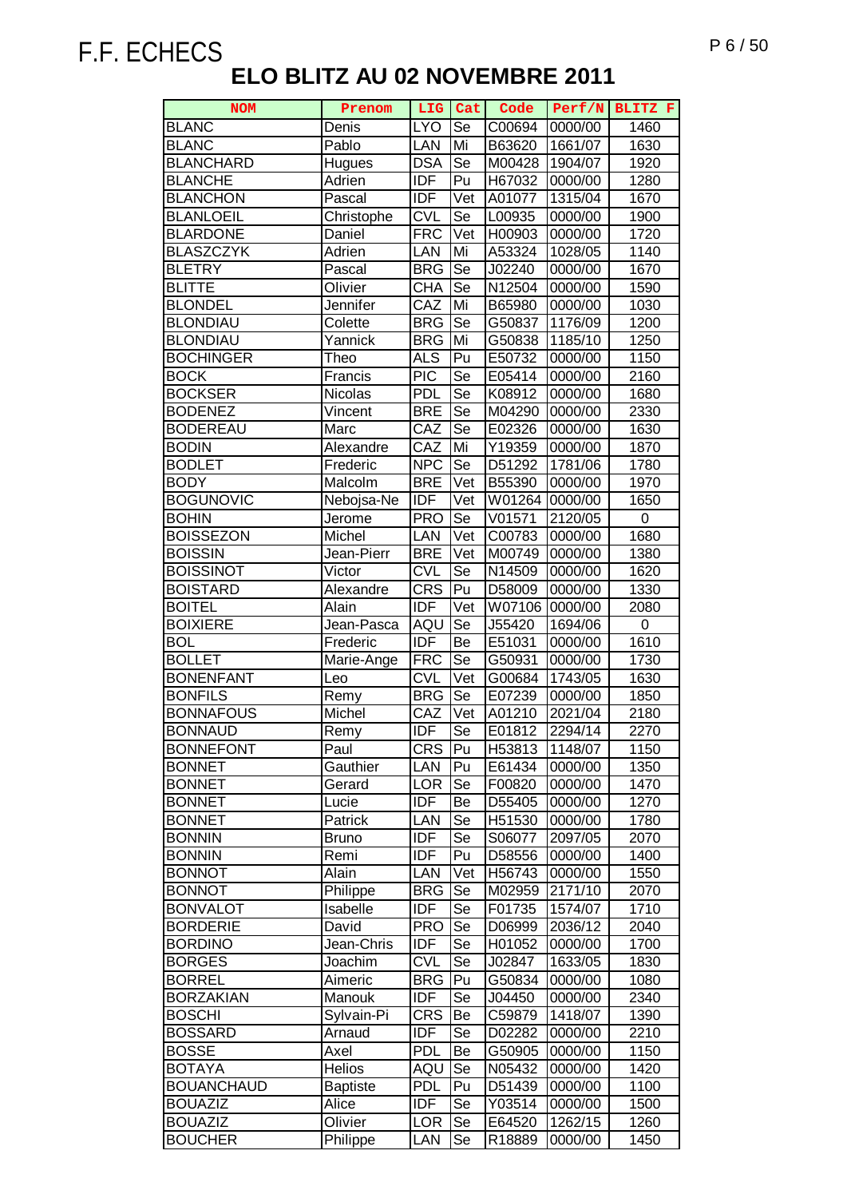F.F. ECHECS

# ELO BLITZ AU 02 NOVEMBRE 2011

| NOM | Prenom | LIG | Cat | Code | Perf/N | BLITZ F |
|---|---|---|---|---|---|---|
| BLANC | Denis | LYO | Se | C00694 | 0000/00 | 1460 |
| BLANC | Pablo | LAN | Mi | B63620 | 1661/07 | 1630 |
| BLANCHARD | Hugues | DSA | Se | M00428 | 1904/07 | 1920 |
| BLANCHE | Adrien | IDF | Pu | H67032 | 0000/00 | 1280 |
| BLANCHON | Pascal | IDF | Vet | A01077 | 1315/04 | 1670 |
| BLANLOEIL | Christophe | CVL | Se | L00935 | 0000/00 | 1900 |
| BLARDONE | Daniel | FRC | Vet | H00903 | 0000/00 | 1720 |
| BLASZCZYK | Adrien | LAN | Mi | A53324 | 1028/05 | 1140 |
| BLETRY | Pascal | BRG | Se | J02240 | 0000/00 | 1670 |
| BLITTE | Olivier | CHA | Se | N12504 | 0000/00 | 1590 |
| BLONDEL | Jennifer | CAZ | Mi | B65980 | 0000/00 | 1030 |
| BLONDIAU | Colette | BRG | Se | G50837 | 1176/09 | 1200 |
| BLONDIAU | Yannick | BRG | Mi | G50838 | 1185/10 | 1250 |
| BOCHINGER | Theo | ALS | Pu | E50732 | 0000/00 | 1150 |
| BOCK | Francis | PIC | Se | E05414 | 0000/00 | 2160 |
| BOCKSER | Nicolas | PDL | Se | K08912 | 0000/00 | 1680 |
| BODENEZ | Vincent | BRE | Se | M04290 | 0000/00 | 2330 |
| BODEREAU | Marc | CAZ | Se | E02326 | 0000/00 | 1630 |
| BODIN | Alexandre | CAZ | Mi | Y19359 | 0000/00 | 1870 |
| BODLET | Frederic | NPC | Se | D51292 | 1781/06 | 1780 |
| BODY | Malcolm | BRE | Vet | B55390 | 0000/00 | 1970 |
| BOGUNOVIC | Nebojsa-Ne | IDF | Vet | W01264 | 0000/00 | 1650 |
| BOHIN | Jerome | PRO | Se | V01571 | 2120/05 | 0 |
| BOISSEZON | Michel | LAN | Vet | C00783 | 0000/00 | 1680 |
| BOISSIN | Jean-Pierr | BRE | Vet | M00749 | 0000/00 | 1380 |
| BOISSINOT | Victor | CVL | Se | N14509 | 0000/00 | 1620 |
| BOISTARD | Alexandre | CRS | Pu | D58009 | 0000/00 | 1330 |
| BOITEL | Alain | IDF | Vet | W07106 | 0000/00 | 2080 |
| BOIXIERE | Jean-Pasca | AQU | Se | J55420 | 1694/06 | 0 |
| BOL | Frederic | IDF | Be | E51031 | 0000/00 | 1610 |
| BOLLET | Marie-Ange | FRC | Se | G50931 | 0000/00 | 1730 |
| BONENFANT | Leo | CVL | Vet | G00684 | 1743/05 | 1630 |
| BONFILS | Remy | BRG | Se | E07239 | 0000/00 | 1850 |
| BONNAFOUS | Michel | CAZ | Vet | A01210 | 2021/04 | 2180 |
| BONNAUD | Remy | IDF | Se | E01812 | 2294/14 | 2270 |
| BONNEFONT | Paul | CRS | Pu | H53813 | 1148/07 | 1150 |
| BONNET | Gauthier | LAN | Pu | E61434 | 0000/00 | 1350 |
| BONNET | Gerard | LOR | Se | F00820 | 0000/00 | 1470 |
| BONNET | Lucie | IDF | Be | D55405 | 0000/00 | 1270 |
| BONNET | Patrick | LAN | Se | H51530 | 0000/00 | 1780 |
| BONNIN | Bruno | IDF | Se | S06077 | 2097/05 | 2070 |
| BONNIN | Remi | IDF | Pu | D58556 | 0000/00 | 1400 |
| BONNOT | Alain | LAN | Vet | H56743 | 0000/00 | 1550 |
| BONNOT | Philippe | BRG | Se | M02959 | 2171/10 | 2070 |
| BONVALOT | Isabelle | IDF | Se | F01735 | 1574/07 | 1710 |
| BORDERIE | David | PRO | Se | D06999 | 2036/12 | 2040 |
| BORDINO | Jean-Chris | IDF | Se | H01052 | 0000/00 | 1700 |
| BORGES | Joachim | CVL | Se | J02847 | 1633/05 | 1830 |
| BORREL | Aimeric | BRG | Pu | G50834 | 0000/00 | 1080 |
| BORZAKIAN | Manouk | IDF | Se | J04450 | 0000/00 | 2340 |
| BOSCHI | Sylvain-Pi | CRS | Be | C59879 | 1418/07 | 1390 |
| BOSSARD | Arnaud | IDF | Se | D02282 | 0000/00 | 2210 |
| BOSSE | Axel | PDL | Be | G50905 | 0000/00 | 1150 |
| BOTAYA | Helios | AQU | Se | N05432 | 0000/00 | 1420 |
| BOUANCHAUD | Baptiste | PDL | Pu | D51439 | 0000/00 | 1100 |
| BOUAZIZ | Alice | IDF | Se | Y03514 | 0000/00 | 1500 |
| BOUAZIZ | Olivier | LOR | Se | E64520 | 1262/15 | 1260 |
| BOUCHER | Philippe | LAN | Se | R18889 | 0000/00 | 1450 |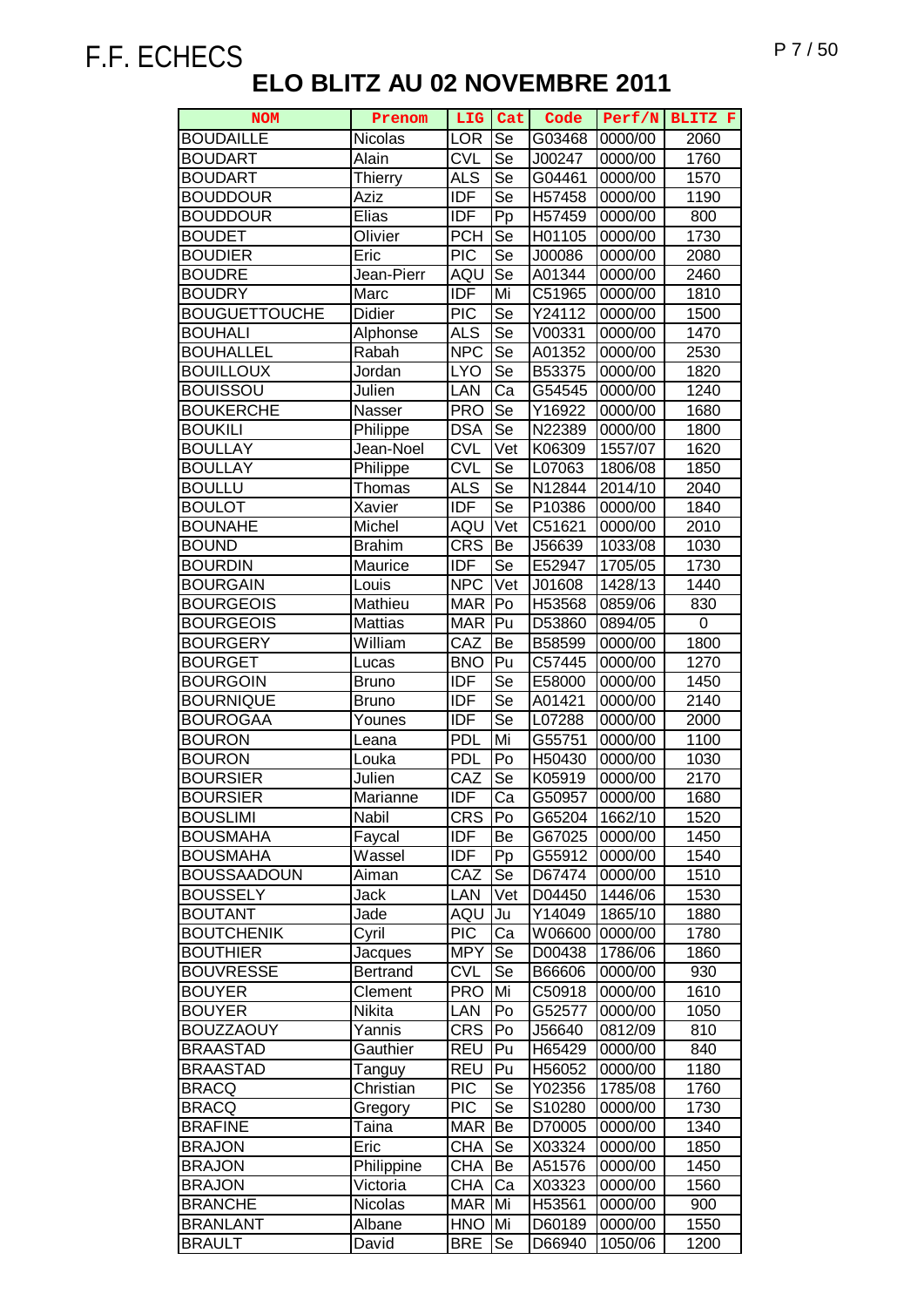F.F. ECHECS

# ELO BLITZ AU 02 NOVEMBRE 2011

| NOM | Prenom | LIG | Cat | Code | Perf/N | BLITZ F |
|---|---|---|---|---|---|---|
| BOUDAILLE | Nicolas | LOR | Se | G03468 | 0000/00 | 2060 |
| BOUDART | Alain | CVL | Se | J00247 | 0000/00 | 1760 |
| BOUDART | Thierry | ALS | Se | G04461 | 0000/00 | 1570 |
| BOUDDOUR | Aziz | IDF | Se | H57458 | 0000/00 | 1190 |
| BOUDDOUR | Elias | IDF | Pp | H57459 | 0000/00 | 800 |
| BOUDET | Olivier | PCH | Se | H01105 | 0000/00 | 1730 |
| BOUDIER | Eric | PIC | Se | J00086 | 0000/00 | 2080 |
| BOUDRE | Jean-Pierr | AQU | Se | A01344 | 0000/00 | 2460 |
| BOUDRY | Marc | IDF | Mi | C51965 | 0000/00 | 1810 |
| BOUGUETTOUCHE | Didier | PIC | Se | Y24112 | 0000/00 | 1500 |
| BOUHALI | Alphonse | ALS | Se | V00331 | 0000/00 | 1470 |
| BOUHALLEL | Rabah | NPC | Se | A01352 | 0000/00 | 2530 |
| BOUILLOUX | Jordan | LYO | Se | B53375 | 0000/00 | 1820 |
| BOUISSOU | Julien | LAN | Ca | G54545 | 0000/00 | 1240 |
| BOUKERCHE | Nasser | PRO | Se | Y16922 | 0000/00 | 1680 |
| BOUKILI | Philippe | DSA | Se | N22389 | 0000/00 | 1800 |
| BOULLAY | Jean-Noel | CVL | Vet | K06309 | 1557/07 | 1620 |
| BOULLAY | Philippe | CVL | Se | L07063 | 1806/08 | 1850 |
| BOULLU | Thomas | ALS | Se | N12844 | 2014/10 | 2040 |
| BOULOT | Xavier | IDF | Se | P10386 | 0000/00 | 1840 |
| BOUNAHE | Michel | AQU | Vet | C51621 | 0000/00 | 2010 |
| BOUND | Brahim | CRS | Be | J56639 | 1033/08 | 1030 |
| BOURDIN | Maurice | IDF | Se | E52947 | 1705/05 | 1730 |
| BOURGAIN | Louis | NPC | Vet | J01608 | 1428/13 | 1440 |
| BOURGEOIS | Mathieu | MAR | Po | H53568 | 0859/06 | 830 |
| BOURGEOIS | Mattias | MAR | Pu | D53860 | 0894/05 | 0 |
| BOURGERY | William | CAZ | Be | B58599 | 0000/00 | 1800 |
| BOURGET | Lucas | BNO | Pu | C57445 | 0000/00 | 1270 |
| BOURGOIN | Bruno | IDF | Se | E58000 | 0000/00 | 1450 |
| BOURNIQUE | Bruno | IDF | Se | A01421 | 0000/00 | 2140 |
| BOUROGAA | Younes | IDF | Se | L07288 | 0000/00 | 2000 |
| BOURON | Leana | PDL | Mi | G55751 | 0000/00 | 1100 |
| BOURON | Louka | PDL | Po | H50430 | 0000/00 | 1030 |
| BOURSIER | Julien | CAZ | Se | K05919 | 0000/00 | 2170 |
| BOURSIER | Marianne | IDF | Ca | G50957 | 0000/00 | 1680 |
| BOUSLIMI | Nabil | CRS | Po | G65204 | 1662/10 | 1520 |
| BOUSMAHA | Faycal | IDF | Be | G67025 | 0000/00 | 1450 |
| BOUSMAHA | Wassel | IDF | Pp | G55912 | 0000/00 | 1540 |
| BOUSSAADOUN | Aiman | CAZ | Se | D67474 | 0000/00 | 1510 |
| BOUSSELY | Jack | LAN | Vet | D04450 | 1446/06 | 1530 |
| BOUTANT | Jade | AQU | Ju | Y14049 | 1865/10 | 1880 |
| BOUTCHENIK | Cyril | PIC | Ca | W06600 | 0000/00 | 1780 |
| BOUTHIER | Jacques | MPY | Se | D00438 | 1786/06 | 1860 |
| BOUVRESSE | Bertrand | CVL | Se | B66606 | 0000/00 | 930 |
| BOUYER | Clement | PRO | Mi | C50918 | 0000/00 | 1610 |
| BOUYER | Nikita | LAN | Po | G52577 | 0000/00 | 1050 |
| BOUZZAOUY | Yannis | CRS | Po | J56640 | 0812/09 | 810 |
| BRAASTAD | Gauthier | REU | Pu | H65429 | 0000/00 | 840 |
| BRAASTAD | Tanguy | REU | Pu | H56052 | 0000/00 | 1180 |
| BRACQ | Christian | PIC | Se | Y02356 | 1785/08 | 1760 |
| BRACQ | Gregory | PIC | Se | S10280 | 0000/00 | 1730 |
| BRAFINE | Taina | MAR | Be | D70005 | 0000/00 | 1340 |
| BRAJON | Eric | CHA | Se | X03324 | 0000/00 | 1850 |
| BRAJON | Philippine | CHA | Be | A51576 | 0000/00 | 1450 |
| BRAJON | Victoria | CHA | Ca | X03323 | 0000/00 | 1560 |
| BRANCHE | Nicolas | MAR | Mi | H53561 | 0000/00 | 900 |
| BRANLANT | Albane | HNO | Mi | D60189 | 0000/00 | 1550 |
| BRAULT | David | BRE | Se | D66940 | 1050/06 | 1200 |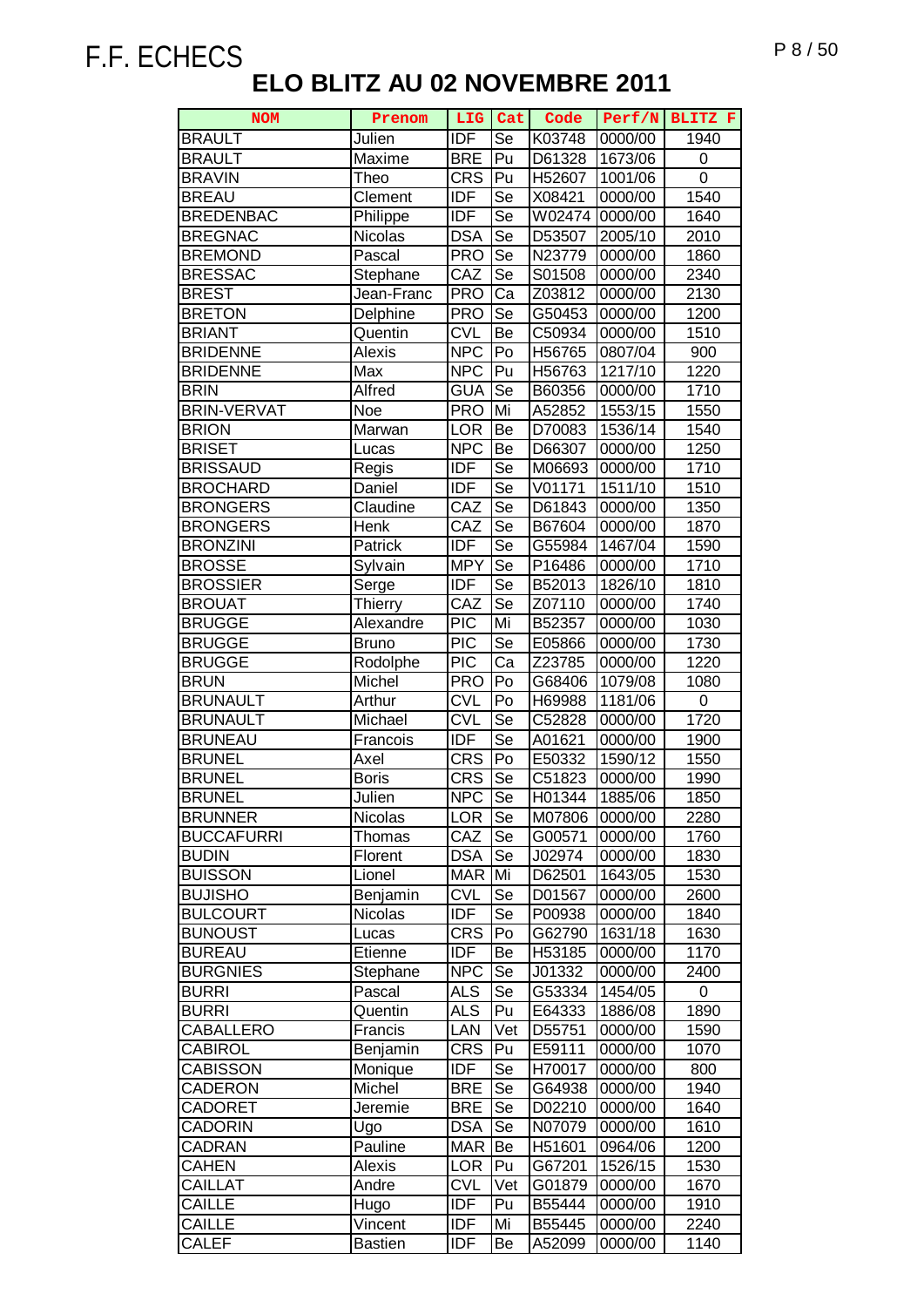F.F. ECHECS

# ELO BLITZ AU 02 NOVEMBRE 2011

| NOM | Prenom | LIG | Cat | Code | Perf/N | BLITZ F |
|---|---|---|---|---|---|---|
| BRAULT | Julien | IDF | Se | K03748 | 0000/00 | 1940 |
| BRAULT | Maxime | BRE | Pu | D61328 | 1673/06 | 0 |
| BRAVIN | Theo | CRS | Pu | H52607 | 1001/06 | 0 |
| BREAU | Clement | IDF | Se | X08421 | 0000/00 | 1540 |
| BREDENBAC | Philippe | IDF | Se | W02474 | 0000/00 | 1640 |
| BREGNAC | Nicolas | DSA | Se | D53507 | 2005/10 | 2010 |
| BREMOND | Pascal | PRO | Se | N23779 | 0000/00 | 1860 |
| BRESSAC | Stephane | CAZ | Se | S01508 | 0000/00 | 2340 |
| BREST | Jean-Franc | PRO | Ca | Z03812 | 0000/00 | 2130 |
| BRETON | Delphine | PRO | Se | G50453 | 0000/00 | 1200 |
| BRIANT | Quentin | CVL | Be | C50934 | 0000/00 | 1510 |
| BRIDENNE | Alexis | NPC | Po | H56765 | 0807/04 | 900 |
| BRIDENNE | Max | NPC | Pu | H56763 | 1217/10 | 1220 |
| BRIN | Alfred | GUA | Se | B60356 | 0000/00 | 1710 |
| BRIN-VERVAT | Noe | PRO | Mi | A52852 | 1553/15 | 1550 |
| BRION | Marwan | LOR | Be | D70083 | 1536/14 | 1540 |
| BRISET | Lucas | NPC | Be | D66307 | 0000/00 | 1250 |
| BRISSAUD | Regis | IDF | Se | M06693 | 0000/00 | 1710 |
| BROCHARD | Daniel | IDF | Se | V01171 | 1511/10 | 1510 |
| BRONGERS | Claudine | CAZ | Se | D61843 | 0000/00 | 1350 |
| BRONGERS | Henk | CAZ | Se | B67604 | 0000/00 | 1870 |
| BRONZINI | Patrick | IDF | Se | G55984 | 1467/04 | 1590 |
| BROSSE | Sylvain | MPY | Se | P16486 | 0000/00 | 1710 |
| BROSSIER | Serge | IDF | Se | B52013 | 1826/10 | 1810 |
| BROUAT | Thierry | CAZ | Se | Z07110 | 0000/00 | 1740 |
| BRUGGE | Alexandre | PIC | Mi | B52357 | 0000/00 | 1030 |
| BRUGGE | Bruno | PIC | Se | E05866 | 0000/00 | 1730 |
| BRUGGE | Rodolphe | PIC | Ca | Z23785 | 0000/00 | 1220 |
| BRUN | Michel | PRO | Po | G68406 | 1079/08 | 1080 |
| BRUNAULT | Arthur | CVL | Po | H69988 | 1181/06 | 0 |
| BRUNAULT | Michael | CVL | Se | C52828 | 0000/00 | 1720 |
| BRUNEAU | Francois | IDF | Se | A01621 | 0000/00 | 1900 |
| BRUNEL | Axel | CRS | Po | E50332 | 1590/12 | 1550 |
| BRUNEL | Boris | CRS | Se | C51823 | 0000/00 | 1990 |
| BRUNEL | Julien | NPC | Se | H01344 | 1885/06 | 1850 |
| BRUNNER | Nicolas | LOR | Se | M07806 | 0000/00 | 2280 |
| BUCCAFURRI | Thomas | CAZ | Se | G00571 | 0000/00 | 1760 |
| BUDIN | Florent | DSA | Se | J02974 | 0000/00 | 1830 |
| BUISSON | Lionel | MAR | Mi | D62501 | 1643/05 | 1530 |
| BUJISHO | Benjamin | CVL | Se | D01567 | 0000/00 | 2600 |
| BULCOURT | Nicolas | IDF | Se | P00938 | 0000/00 | 1840 |
| BUNOUST | Lucas | CRS | Po | G62790 | 1631/18 | 1630 |
| BUREAU | Etienne | IDF | Be | H53185 | 0000/00 | 1170 |
| BURGNIES | Stephane | NPC | Se | J01332 | 0000/00 | 2400 |
| BURRI | Pascal | ALS | Se | G53334 | 1454/05 | 0 |
| BURRI | Quentin | ALS | Pu | E64333 | 1886/08 | 1890 |
| CABALLERO | Francis | LAN | Vet | D55751 | 0000/00 | 1590 |
| CABIROL | Benjamin | CRS | Pu | E59111 | 0000/00 | 1070 |
| CABISSON | Monique | IDF | Se | H70017 | 0000/00 | 800 |
| CADERON | Michel | BRE | Se | G64938 | 0000/00 | 1940 |
| CADORET | Jeremie | BRE | Se | D02210 | 0000/00 | 1640 |
| CADORIN | Ugo | DSA | Se | N07079 | 0000/00 | 1610 |
| CADRAN | Pauline | MAR | Be | H51601 | 0964/06 | 1200 |
| CAHEN | Alexis | LOR | Pu | G67201 | 1526/15 | 1530 |
| CAILLAT | Andre | CVL | Vet | G01879 | 0000/00 | 1670 |
| CAILLE | Hugo | IDF | Pu | B55444 | 0000/00 | 1910 |
| CAILLE | Vincent | IDF | Mi | B55445 | 0000/00 | 2240 |
| CALEF | Bastien | IDF | Be | A52099 | 0000/00 | 1140 |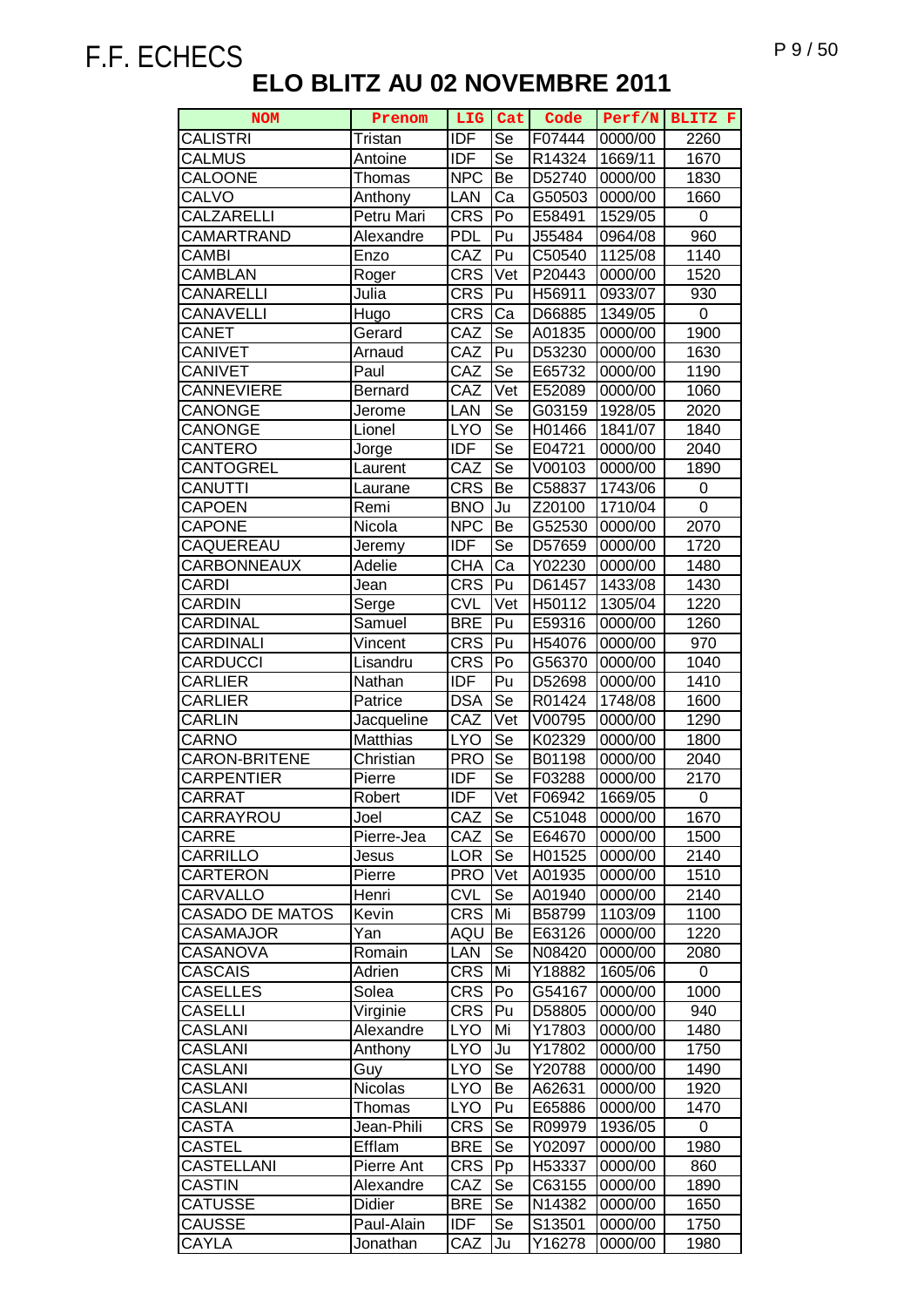# F.F. ECHECS

## ELO BLITZ AU 02 NOVEMBRE 2011

| NOM | Prenom | LIG | Cat | Code | Perf/N | BLITZ F |
|---|---|---|---|---|---|---|
| CALISTRI | Tristan | IDF | Se | F07444 | 0000/00 | 2260 |
| CALMUS | Antoine | IDF | Se | R14324 | 1669/11 | 1670 |
| CALOONE | Thomas | NPC | Be | D52740 | 0000/00 | 1830 |
| CALVO | Anthony | LAN | Ca | G50503 | 0000/00 | 1660 |
| CALZARELLI | Petru Mari | CRS | Po | E58491 | 1529/05 | 0 |
| CAMARTRAND | Alexandre | PDL | Pu | J55484 | 0964/08 | 960 |
| CAMBI | Enzo | CAZ | Pu | C50540 | 1125/08 | 1140 |
| CAMBLAN | Roger | CRS | Vet | P20443 | 0000/00 | 1520 |
| CANARELLI | Julia | CRS | Pu | H56911 | 0933/07 | 930 |
| CANAVELLI | Hugo | CRS | Ca | D66885 | 1349/05 | 0 |
| CANET | Gerard | CAZ | Se | A01835 | 0000/00 | 1900 |
| CANIVET | Arnaud | CAZ | Pu | D53230 | 0000/00 | 1630 |
| CANIVET | Paul | CAZ | Se | E65732 | 0000/00 | 1190 |
| CANNEVIERE | Bernard | CAZ | Vet | E52089 | 0000/00 | 1060 |
| CANONGE | Jerome | LAN | Se | G03159 | 1928/05 | 2020 |
| CANONGE | Lionel | LYO | Se | H01466 | 1841/07 | 1840 |
| CANTERO | Jorge | IDF | Se | E04721 | 0000/00 | 2040 |
| CANTOGREL | Laurent | CAZ | Se | V00103 | 0000/00 | 1890 |
| CANUTTI | Laurane | CRS | Be | C58837 | 1743/06 | 0 |
| CAPOEN | Remi | BNO | Ju | Z20100 | 1710/04 | 0 |
| CAPONE | Nicola | NPC | Be | G52530 | 0000/00 | 2070 |
| CAQUEREAU | Jeremy | IDF | Se | D57659 | 0000/00 | 1720 |
| CARBONNEAUX | Adelie | CHA | Ca | Y02230 | 0000/00 | 1480 |
| CARDI | Jean | CRS | Pu | D61457 | 1433/08 | 1430 |
| CARDIN | Serge | CVL | Vet | H50112 | 1305/04 | 1220 |
| CARDINAL | Samuel | BRE | Pu | E59316 | 0000/00 | 1260 |
| CARDINALI | Vincent | CRS | Pu | H54076 | 0000/00 | 970 |
| CARDUCCI | Lisandru | CRS | Po | G56370 | 0000/00 | 1040 |
| CARLIER | Nathan | IDF | Pu | D52698 | 0000/00 | 1410 |
| CARLIER | Patrice | DSA | Se | R01424 | 1748/08 | 1600 |
| CARLIN | Jacqueline | CAZ | Vet | V00795 | 0000/00 | 1290 |
| CARNO | Matthias | LYO | Se | K02329 | 0000/00 | 1800 |
| CARON-BRITENE | Christian | PRO | Se | B01198 | 0000/00 | 2040 |
| CARPENTIER | Pierre | IDF | Se | F03288 | 0000/00 | 2170 |
| CARRAT | Robert | IDF | Vet | F06942 | 1669/05 | 0 |
| CARRAYROU | Joel | CAZ | Se | C51048 | 0000/00 | 1670 |
| CARRE | Pierre-Jea | CAZ | Se | E64670 | 0000/00 | 1500 |
| CARRILLO | Jesus | LOR | Se | H01525 | 0000/00 | 2140 |
| CARTERON | Pierre | PRO | Vet | A01935 | 0000/00 | 1510 |
| CARVALLO | Henri | CVL | Se | A01940 | 0000/00 | 2140 |
| CASADO DE MATOS | Kevin | CRS | Mi | B58799 | 1103/09 | 1100 |
| CASAMAJOR | Yan | AQU | Be | E63126 | 0000/00 | 1220 |
| CASANOVA | Romain | LAN | Se | N08420 | 0000/00 | 2080 |
| CASCAIS | Adrien | CRS | Mi | Y18882 | 1605/06 | 0 |
| CASELLES | Solea | CRS | Po | G54167 | 0000/00 | 1000 |
| CASELLI | Virginie | CRS | Pu | D58805 | 0000/00 | 940 |
| CASLANI | Alexandre | LYO | Mi | Y17803 | 0000/00 | 1480 |
| CASLANI | Anthony | LYO | Ju | Y17802 | 0000/00 | 1750 |
| CASLANI | Guy | LYO | Se | Y20788 | 0000/00 | 1490 |
| CASLANI | Nicolas | LYO | Be | A62631 | 0000/00 | 1920 |
| CASLANI | Thomas | LYO | Pu | E65886 | 0000/00 | 1470 |
| CASTA | Jean-Phili | CRS | Se | R09979 | 1936/05 | 0 |
| CASTEL | Efflam | BRE | Se | Y02097 | 0000/00 | 1980 |
| CASTELLANI | Pierre Ant | CRS | Pp | H53337 | 0000/00 | 860 |
| CASTIN | Alexandre | CAZ | Se | C63155 | 0000/00 | 1890 |
| CATUSSE | Didier | BRE | Se | N14382 | 0000/00 | 1650 |
| CAUSSE | Paul-Alain | IDF | Se | S13501 | 0000/00 | 1750 |
| CAYLA | Jonathan | CAZ | Ju | Y16278 | 0000/00 | 1980 |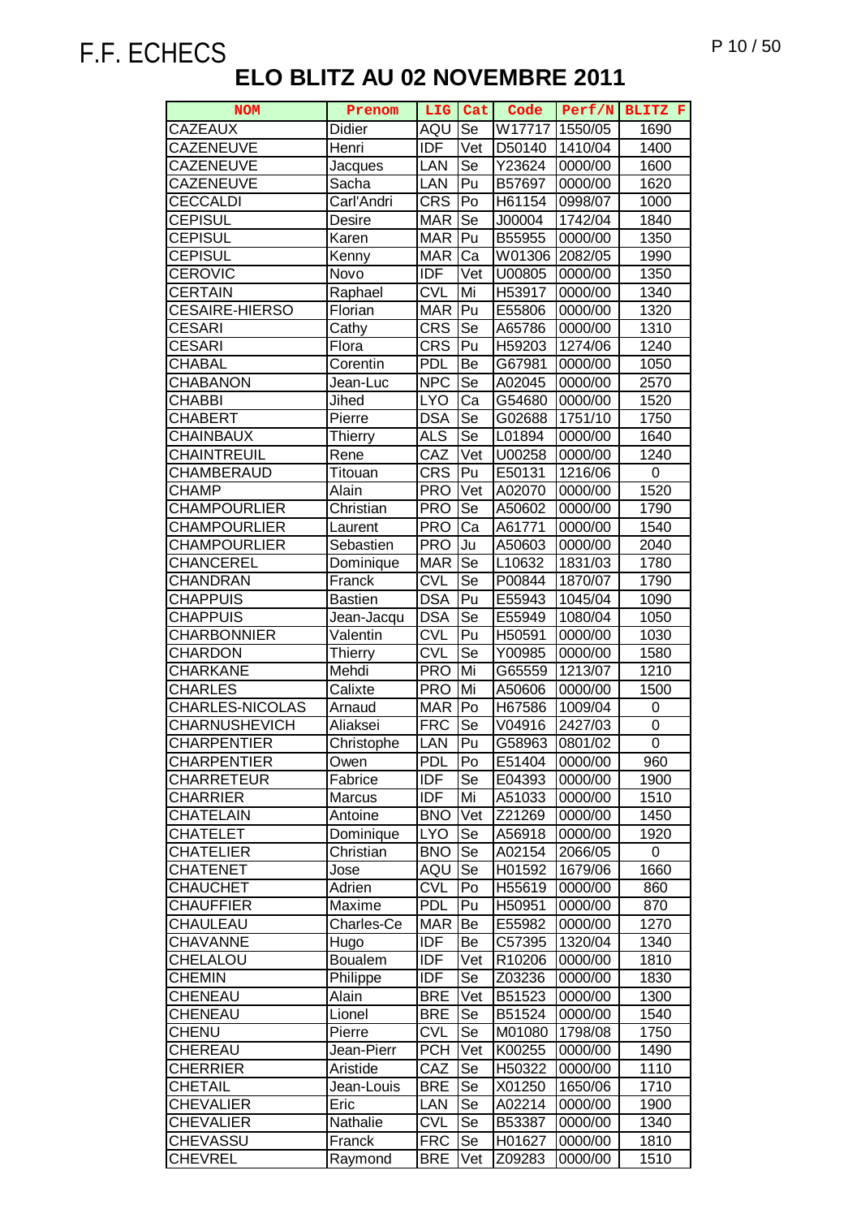F.F. ECHECS

# ELO BLITZ AU 02 NOVEMBRE 2011

| NOM | Prenom | LIG | Cat | Code | Perf/N | BLITZ F |
|---|---|---|---|---|---|---|
| CAZEAUX | Didier | AQU | Se | W17717 | 1550/05 | 1690 |
| CAZENEUVE | Henri | IDF | Vet | D50140 | 1410/04 | 1400 |
| CAZENEUVE | Jacques | LAN | Se | Y23624 | 0000/00 | 1600 |
| CAZENEUVE | Sacha | LAN | Pu | B57697 | 0000/00 | 1620 |
| CECCALDI | Carl'Andri | CRS | Po | H61154 | 0998/07 | 1000 |
| CEPISUL | Desire | MAR | Se | J00004 | 1742/04 | 1840 |
| CEPISUL | Karen | MAR | Pu | B55955 | 0000/00 | 1350 |
| CEPISUL | Kenny | MAR | Ca | W01306 | 2082/05 | 1990 |
| CEROVIC | Novo | IDF | Vet | U00805 | 0000/00 | 1350 |
| CERTAIN | Raphael | CVL | Mi | H53917 | 0000/00 | 1340 |
| CESAIRE-HIERSO | Florian | MAR | Pu | E55806 | 0000/00 | 1320 |
| CESARI | Cathy | CRS | Se | A65786 | 0000/00 | 1310 |
| CESARI | Flora | CRS | Pu | H59203 | 1274/06 | 1240 |
| CHABAL | Corentin | PDL | Be | G67981 | 0000/00 | 1050 |
| CHABANON | Jean-Luc | NPC | Se | A02045 | 0000/00 | 2570 |
| CHABBI | Jihed | LYO | Ca | G54680 | 0000/00 | 1520 |
| CHABERT | Pierre | DSA | Se | G02688 | 1751/10 | 1750 |
| CHAINBAUX | Thierry | ALS | Se | L01894 | 0000/00 | 1640 |
| CHAINTREUIL | Rene | CAZ | Vet | U00258 | 0000/00 | 1240 |
| CHAMBERAUD | Titouan | CRS | Pu | E50131 | 1216/06 | 0 |
| CHAMP | Alain | PRO | Vet | A02070 | 0000/00 | 1520 |
| CHAMPOURLIER | Christian | PRO | Se | A50602 | 0000/00 | 1790 |
| CHAMPOURLIER | Laurent | PRO | Ca | A61771 | 0000/00 | 1540 |
| CHAMPOURLIER | Sebastien | PRO | Ju | A50603 | 0000/00 | 2040 |
| CHANCEREL | Dominique | MAR | Se | L10632 | 1831/03 | 1780 |
| CHANDRAN | Franck | CVL | Se | P00844 | 1870/07 | 1790 |
| CHAPPUIS | Bastien | DSA | Pu | E55943 | 1045/04 | 1090 |
| CHAPPUIS | Jean-Jacqu | DSA | Se | E55949 | 1080/04 | 1050 |
| CHARBONNIER | Valentin | CVL | Pu | H50591 | 0000/00 | 1030 |
| CHARDON | Thierry | CVL | Se | Y00985 | 0000/00 | 1580 |
| CHARKANE | Mehdi | PRO | Mi | G65559 | 1213/07 | 1210 |
| CHARLES | Calixte | PRO | Mi | A50606 | 0000/00 | 1500 |
| CHARLES-NICOLAS | Arnaud | MAR | Po | H67586 | 1009/04 | 0 |
| CHARNUSHEVICH | Aliaksei | FRC | Se | V04916 | 2427/03 | 0 |
| CHARPENTIER | Christophe | LAN | Pu | G58963 | 0801/02 | 0 |
| CHARPENTIER | Owen | PDL | Po | E51404 | 0000/00 | 960 |
| CHARRETEUR | Fabrice | IDF | Se | E04393 | 0000/00 | 1900 |
| CHARRIER | Marcus | IDF | Mi | A51033 | 0000/00 | 1510 |
| CHATELAIN | Antoine | BNO | Vet | Z21269 | 0000/00 | 1450 |
| CHATELET | Dominique | LYO | Se | A56918 | 0000/00 | 1920 |
| CHATELIER | Christian | BNO | Se | A02154 | 2066/05 | 0 |
| CHATENET | Jose | AQU | Se | H01592 | 1679/06 | 1660 |
| CHAUCHET | Adrien | CVL | Po | H55619 | 0000/00 | 860 |
| CHAUFFIER | Maxime | PDL | Pu | H50951 | 0000/00 | 870 |
| CHAULEAU | Charles-Ce | MAR | Be | E55982 | 0000/00 | 1270 |
| CHAVANNE | Hugo | IDF | Be | C57395 | 1320/04 | 1340 |
| CHELALOU | Boualem | IDF | Vet | R10206 | 0000/00 | 1810 |
| CHEMIN | Philippe | IDF | Se | Z03236 | 0000/00 | 1830 |
| CHENEAU | Alain | BRE | Vet | B51523 | 0000/00 | 1300 |
| CHENEAU | Lionel | BRE | Se | B51524 | 0000/00 | 1540 |
| CHENU | Pierre | CVL | Se | M01080 | 1798/08 | 1750 |
| CHEREAU | Jean-Pierr | PCH | Vet | K00255 | 0000/00 | 1490 |
| CHERRIER | Aristide | CAZ | Se | H50322 | 0000/00 | 1110 |
| CHETAIL | Jean-Louis | BRE | Se | X01250 | 1650/06 | 1710 |
| CHEVALIER | Eric | LAN | Se | A02214 | 0000/00 | 1900 |
| CHEVALIER | Nathalie | CVL | Se | B53387 | 0000/00 | 1340 |
| CHEVASSU | Franck | FRC | Se | H01627 | 0000/00 | 1810 |
| CHEVREL | Raymond | BRE | Vet | Z09283 | 0000/00 | 1510 |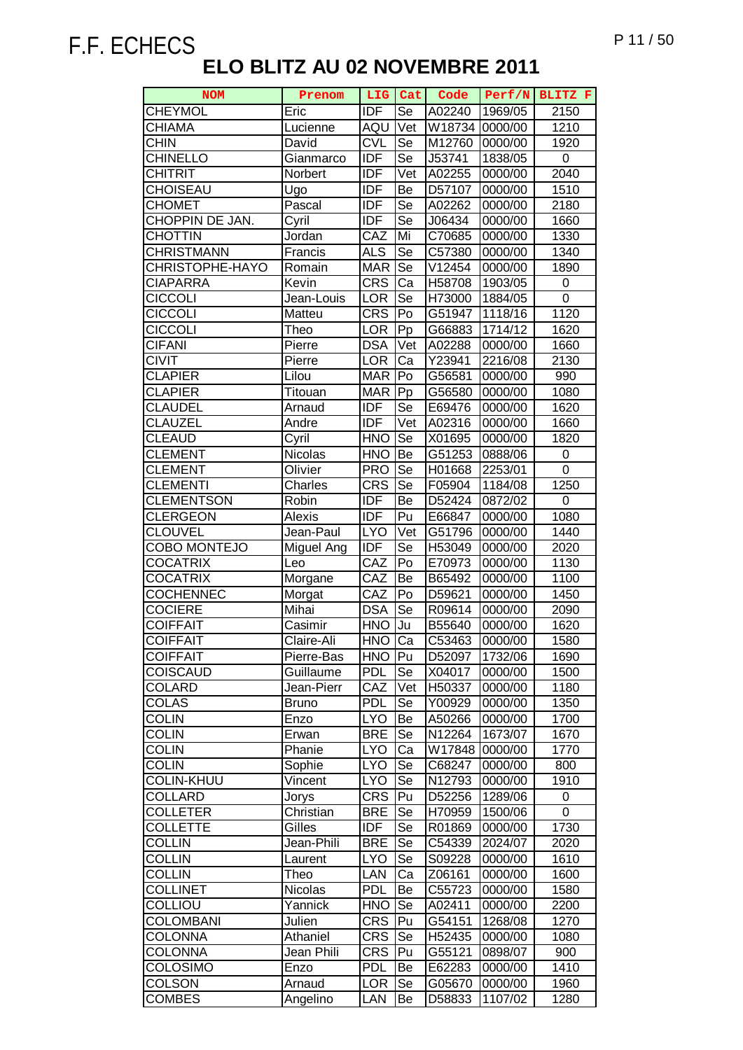F.F. ECHECS

# ELO BLITZ AU 02 NOVEMBRE 2011

| NOM | Prenom | LIG | Cat | Code | Perf/N | BLITZ F |
|---|---|---|---|---|---|---|
| CHEYMOL | Eric | IDF | Se | A02240 | 1969/05 | 2150 |
| CHIAMA | Lucienne | AQU | Vet | W18734 | 0000/00 | 1210 |
| CHIN | David | CVL | Se | M12760 | 0000/00 | 1920 |
| CHINELLO | Gianmarco | IDF | Se | J53741 | 1838/05 | 0 |
| CHITRIT | Norbert | IDF | Vet | A02255 | 0000/00 | 2040 |
| CHOISEAU | Ugo | IDF | Be | D57107 | 0000/00 | 1510 |
| CHOMET | Pascal | IDF | Se | A02262 | 0000/00 | 2180 |
| CHOPPIN DE JAN. | Cyril | IDF | Se | J06434 | 0000/00 | 1660 |
| CHOTTIN | Jordan | CAZ | Mi | C70685 | 0000/00 | 1330 |
| CHRISTMANN | Francis | ALS | Se | C57380 | 0000/00 | 1340 |
| CHRISTOPHE-HAYO | Romain | MAR | Se | V12454 | 0000/00 | 1890 |
| CIAPARRA | Kevin | CRS | Ca | H58708 | 1903/05 | 0 |
| CICCOLI | Jean-Louis | LOR | Se | H73000 | 1884/05 | 0 |
| CICCOLI | Matteu | CRS | Po | G51947 | 1118/16 | 1120 |
| CICCOLI | Theo | LOR | Pp | G66883 | 1714/12 | 1620 |
| CIFANI | Pierre | DSA | Vet | A02288 | 0000/00 | 1660 |
| CIVIT | Pierre | LOR | Ca | Y23941 | 2216/08 | 2130 |
| CLAPIER | Lilou | MAR | Po | G56581 | 0000/00 | 990 |
| CLAPIER | Titouan | MAR | Pp | G56580 | 0000/00 | 1080 |
| CLAUDEL | Arnaud | IDF | Se | E69476 | 0000/00 | 1620 |
| CLAUZEL | Andre | IDF | Vet | A02316 | 0000/00 | 1660 |
| CLEAUD | Cyril | HNO | Se | X01695 | 0000/00 | 1820 |
| CLEMENT | Nicolas | HNO | Be | G51253 | 0888/06 | 0 |
| CLEMENT | Olivier | PRO | Se | H01668 | 2253/01 | 0 |
| CLEMENTI | Charles | CRS | Se | F05904 | 1184/08 | 1250 |
| CLEMENTSON | Robin | IDF | Be | D52424 | 0872/02 | 0 |
| CLERGEON | Alexis | IDF | Pu | E66847 | 0000/00 | 1080 |
| CLOUVEL | Jean-Paul | LYO | Vet | G51796 | 0000/00 | 1440 |
| COBO MONTEJO | Miguel Ang | IDF | Se | H53049 | 0000/00 | 2020 |
| COCATRIX | Leo | CAZ | Po | E70973 | 0000/00 | 1130 |
| COCATRIX | Morgane | CAZ | Be | B65492 | 0000/00 | 1100 |
| COCHENNEC | Morgat | CAZ | Po | D59621 | 0000/00 | 1450 |
| COCIERE | Mihai | DSA | Se | R09614 | 0000/00 | 2090 |
| COIFFAIT | Casimir | HNO | Ju | B55640 | 0000/00 | 1620 |
| COIFFAIT | Claire-Ali | HNO | Ca | C53463 | 0000/00 | 1580 |
| COIFFAIT | Pierre-Bas | HNO | Pu | D52097 | 1732/06 | 1690 |
| COISCAUD | Guillaume | PDL | Se | X04017 | 0000/00 | 1500 |
| COLARD | Jean-Pierr | CAZ | Vet | H50337 | 0000/00 | 1180 |
| COLAS | Bruno | PDL | Se | Y00929 | 0000/00 | 1350 |
| COLIN | Enzo | LYO | Be | A50266 | 0000/00 | 1700 |
| COLIN | Erwan | BRE | Se | N12264 | 1673/07 | 1670 |
| COLIN | Phanie | LYO | Ca | W17848 | 0000/00 | 1770 |
| COLIN | Sophie | LYO | Se | C68247 | 0000/00 | 800 |
| COLIN-KHUU | Vincent | LYO | Se | N12793 | 0000/00 | 1910 |
| COLLARD | Jorys | CRS | Pu | D52256 | 1289/06 | 0 |
| COLLETER | Christian | BRE | Se | H70959 | 1500/06 | 0 |
| COLLETTE | Gilles | IDF | Se | R01869 | 0000/00 | 1730 |
| COLLIN | Jean-Phili | BRE | Se | C54339 | 2024/07 | 2020 |
| COLLIN | Laurent | LYO | Se | S09228 | 0000/00 | 1610 |
| COLLIN | Theo | LAN | Ca | Z06161 | 0000/00 | 1600 |
| COLLINET | Nicolas | PDL | Be | C55723 | 0000/00 | 1580 |
| COLLIOU | Yannick | HNO | Se | A02411 | 0000/00 | 2200 |
| COLOMBANI | Julien | CRS | Pu | G54151 | 1268/08 | 1270 |
| COLONNA | Athaniel | CRS | Se | H52435 | 0000/00 | 1080 |
| COLONNA | Jean Phili | CRS | Pu | G55121 | 0898/07 | 900 |
| COLOSIMO | Enzo | PDL | Be | E62283 | 0000/00 | 1410 |
| COLSON | Arnaud | LOR | Se | G05670 | 0000/00 | 1960 |
| COMBES | Angelino | LAN | Be | D58833 | 1107/02 | 1280 |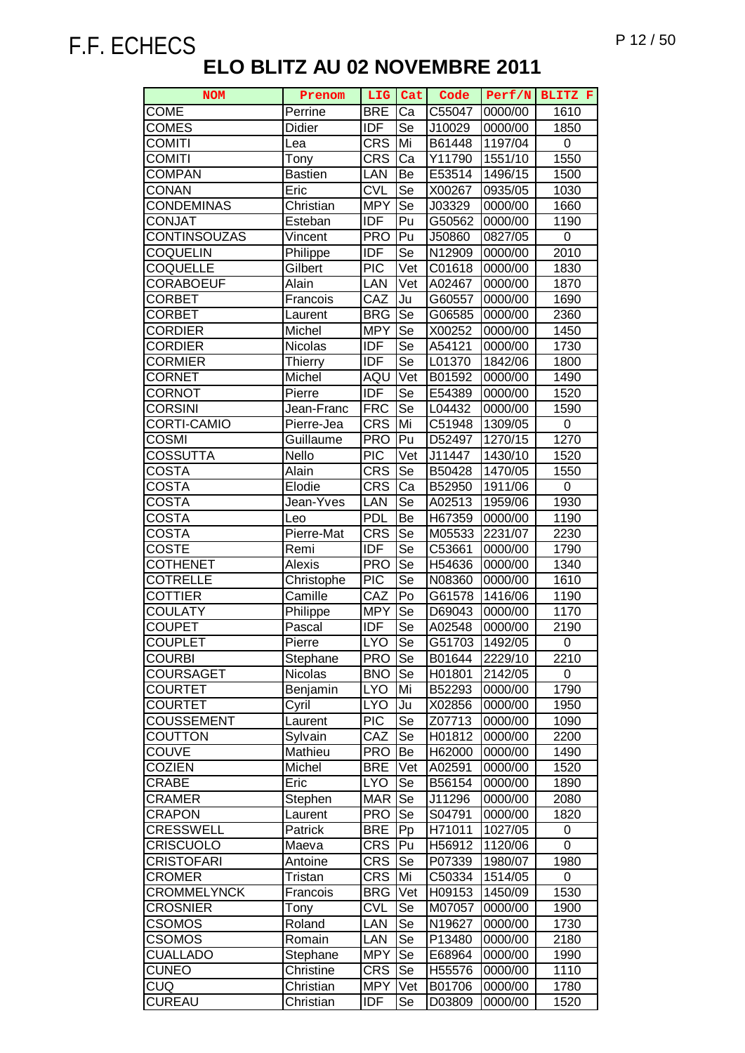F.F. ECHECS

# ELO BLITZ AU 02 NOVEMBRE 2011

| NOM | Prenom | LIG | Cat | Code | Perf/N | BLITZ F |
|---|---|---|---|---|---|---|
| COME | Perrine | BRE | Ca | C55047 | 0000/00 | 1610 |
| COMES | Didier | IDF | Se | J10029 | 0000/00 | 1850 |
| COMITI | Lea | CRS | Mi | B61448 | 1197/04 | 0 |
| COMITI | Tony | CRS | Ca | Y11790 | 1551/10 | 1550 |
| COMPAN | Bastien | LAN | Be | E53514 | 1496/15 | 1500 |
| CONAN | Eric | CVL | Se | X00267 | 0935/05 | 1030 |
| CONDEMINAS | Christian | MPY | Se | J03329 | 0000/00 | 1660 |
| CONJAT | Esteban | IDF | Pu | G50562 | 0000/00 | 1190 |
| CONTINSOUZAS | Vincent | PRO | Pu | J50860 | 0827/05 | 0 |
| COQUELIN | Philippe | IDF | Se | N12909 | 0000/00 | 2010 |
| COQUELLE | Gilbert | PIC | Vet | C01618 | 0000/00 | 1830 |
| CORABOEUF | Alain | LAN | Vet | A02467 | 0000/00 | 1870 |
| CORBET | Francois | CAZ | Ju | G60557 | 0000/00 | 1690 |
| CORBET | Laurent | BRG | Se | G06585 | 0000/00 | 2360 |
| CORDIER | Michel | MPY | Se | X00252 | 0000/00 | 1450 |
| CORDIER | Nicolas | IDF | Se | A54121 | 0000/00 | 1730 |
| CORMIER | Thierry | IDF | Se | L01370 | 1842/06 | 1800 |
| CORNET | Michel | AQU | Vet | B01592 | 0000/00 | 1490 |
| CORNOT | Pierre | IDF | Se | E54389 | 0000/00 | 1520 |
| CORSINI | Jean-Franc | FRC | Se | L04432 | 0000/00 | 1590 |
| CORTI-CAMIO | Pierre-Jea | CRS | Mi | C51948 | 1309/05 | 0 |
| COSMI | Guillaume | PRO | Pu | D52497 | 1270/15 | 1270 |
| COSSUTTA | Nello | PIC | Vet | J11447 | 1430/10 | 1520 |
| COSTA | Alain | CRS | Se | B50428 | 1470/05 | 1550 |
| COSTA | Elodie | CRS | Ca | B52950 | 1911/06 | 0 |
| COSTA | Jean-Yves | LAN | Se | A02513 | 1959/06 | 1930 |
| COSTA | Leo | PDL | Be | H67359 | 0000/00 | 1190 |
| COSTA | Pierre-Mat | CRS | Se | M05533 | 2231/07 | 2230 |
| COSTE | Remi | IDF | Se | C53661 | 0000/00 | 1790 |
| COTHENET | Alexis | PRO | Se | H54636 | 0000/00 | 1340 |
| COTRELLE | Christophe | PIC | Se | N08360 | 0000/00 | 1610 |
| COTTIER | Camille | CAZ | Po | G61578 | 1416/06 | 1190 |
| COULATY | Philippe | MPY | Se | D69043 | 0000/00 | 1170 |
| COUPET | Pascal | IDF | Se | A02548 | 0000/00 | 2190 |
| COUPLET | Pierre | LYO | Se | G51703 | 1492/05 | 0 |
| COURBI | Stephane | PRO | Se | B01644 | 2229/10 | 2210 |
| COURSAGET | Nicolas | BNO | Se | H01801 | 2142/05 | 0 |
| COURTET | Benjamin | LYO | Mi | B52293 | 0000/00 | 1790 |
| COURTET | Cyril | LYO | Ju | X02856 | 0000/00 | 1950 |
| COUSSEMENT | Laurent | PIC | Se | Z07713 | 0000/00 | 1090 |
| COUTTON | Sylvain | CAZ | Se | H01812 | 0000/00 | 2200 |
| COUVE | Mathieu | PRO | Be | H62000 | 0000/00 | 1490 |
| COZIEN | Michel | BRE | Vet | A02591 | 0000/00 | 1520 |
| CRABE | Eric | LYO | Se | B56154 | 0000/00 | 1890 |
| CRAMER | Stephen | MAR | Se | J11296 | 0000/00 | 2080 |
| CRAPON | Laurent | PRO | Se | S04791 | 0000/00 | 1820 |
| CRESSWELL | Patrick | BRE | Pp | H71011 | 1027/05 | 0 |
| CRISCUOLO | Maeva | CRS | Pu | H56912 | 1120/06 | 0 |
| CRISTOFARI | Antoine | CRS | Se | P07339 | 1980/07 | 1980 |
| CROMER | Tristan | CRS | Mi | C50334 | 1514/05 | 0 |
| CROMMELYNCK | Francois | BRG | Vet | H09153 | 1450/09 | 1530 |
| CROSNIER | Tony | CVL | Se | M07057 | 0000/00 | 1900 |
| CSOMOS | Roland | LAN | Se | N19627 | 0000/00 | 1730 |
| CSOMOS | Romain | LAN | Se | P13480 | 0000/00 | 2180 |
| CUALLADO | Stephane | MPY | Se | E68964 | 0000/00 | 1990 |
| CUNEO | Christine | CRS | Se | H55576 | 0000/00 | 1110 |
| CUQ | Christian | MPY | Vet | B01706 | 0000/00 | 1780 |
| CUREAU | Christian | IDF | Se | D03809 | 0000/00 | 1520 |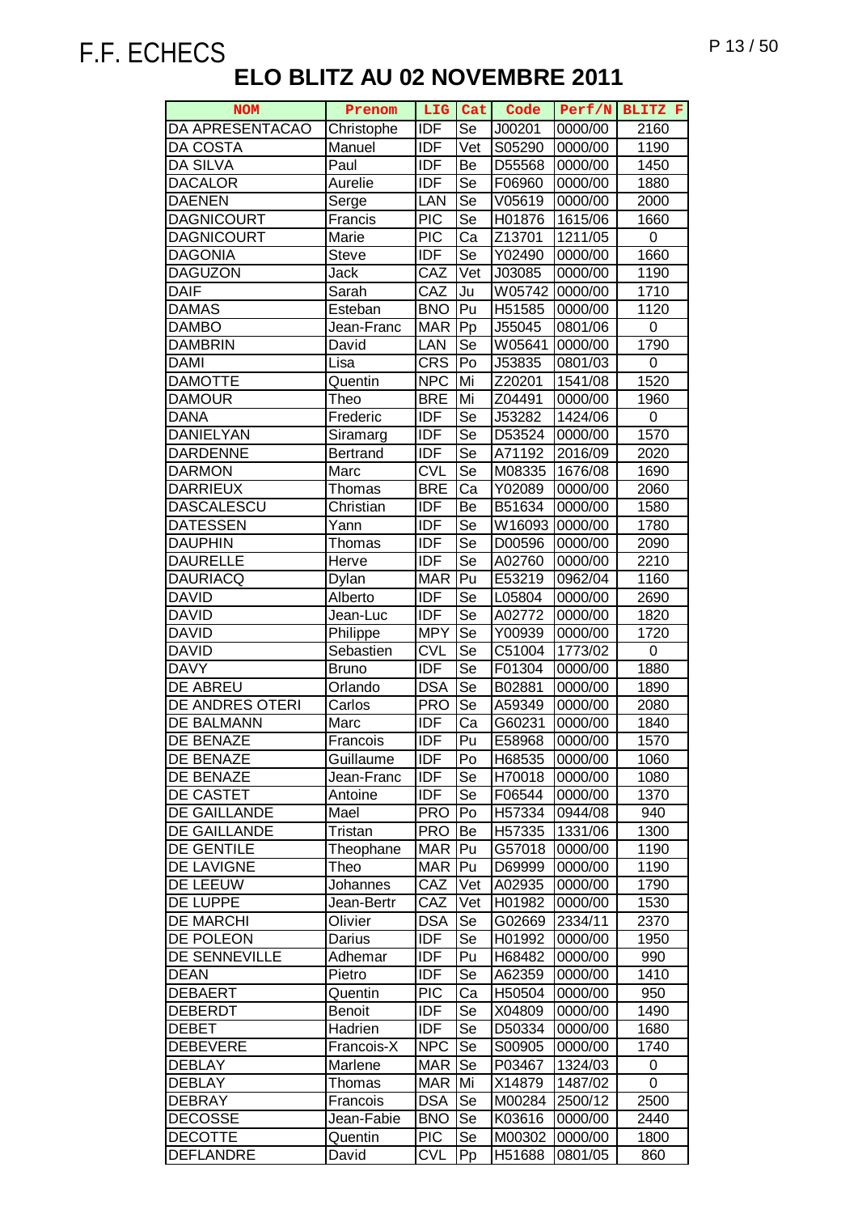F.F. ECHECS

# ELO BLITZ AU 02 NOVEMBRE 2011

| NOM | Prenom | LIG | Cat | Code | Perf/N | BLITZ F |
|---|---|---|---|---|---|---|
| DA APRESENTACAO | Christophe | IDF | Se | J00201 | 0000/00 | 2160 |
| DA COSTA | Manuel | IDF | Vet | S05290 | 0000/00 | 1190 |
| DA SILVA | Paul | IDF | Be | D55568 | 0000/00 | 1450 |
| DACALOR | Aurelie | IDF | Se | F06960 | 0000/00 | 1880 |
| DAENEN | Serge | LAN | Se | V05619 | 0000/00 | 2000 |
| DAGNICOURT | Francis | PIC | Se | H01876 | 1615/06 | 1660 |
| DAGNICOURT | Marie | PIC | Ca | Z13701 | 1211/05 | 0 |
| DAGONIA | Steve | IDF | Se | Y02490 | 0000/00 | 1660 |
| DAGUZON | Jack | CAZ | Vet | J03085 | 0000/00 | 1190 |
| DAIF | Sarah | CAZ | Ju | W05742 | 0000/00 | 1710 |
| DAMAS | Esteban | BNO | Pu | H51585 | 0000/00 | 1120 |
| DAMBO | Jean-Franc | MAR | Pp | J55045 | 0801/06 | 0 |
| DAMBRIN | David | LAN | Se | W05641 | 0000/00 | 1790 |
| DAMI | Lisa | CRS | Po | J53835 | 0801/03 | 0 |
| DAMOTTE | Quentin | NPC | Mi | Z20201 | 1541/08 | 1520 |
| DAMOUR | Theo | BRE | Mi | Z04491 | 0000/00 | 1960 |
| DANA | Frederic | IDF | Se | J53282 | 1424/06 | 0 |
| DANIELYAN | Siramarg | IDF | Se | D53524 | 0000/00 | 1570 |
| DARDENNE | Bertrand | IDF | Se | A71192 | 2016/09 | 2020 |
| DARMON | Marc | CVL | Se | M08335 | 1676/08 | 1690 |
| DARRIEUX | Thomas | BRE | Ca | Y02089 | 0000/00 | 2060 |
| DASCALESCU | Christian | IDF | Be | B51634 | 0000/00 | 1580 |
| DATESSEN | Yann | IDF | Se | W16093 | 0000/00 | 1780 |
| DAUPHIN | Thomas | IDF | Se | D00596 | 0000/00 | 2090 |
| DAURELLE | Herve | IDF | Se | A02760 | 0000/00 | 2210 |
| DAURIACQ | Dylan | MAR | Pu | E53219 | 0962/04 | 1160 |
| DAVID | Alberto | IDF | Se | L05804 | 0000/00 | 2690 |
| DAVID | Jean-Luc | IDF | Se | A02772 | 0000/00 | 1820 |
| DAVID | Philippe | MPY | Se | Y00939 | 0000/00 | 1720 |
| DAVID | Sebastien | CVL | Se | C51004 | 1773/02 | 0 |
| DAVY | Bruno | IDF | Se | F01304 | 0000/00 | 1880 |
| DE ABREU | Orlando | DSA | Se | B02881 | 0000/00 | 1890 |
| DE ANDRES OTERI | Carlos | PRO | Se | A59349 | 0000/00 | 2080 |
| DE BALMANN | Marc | IDF | Ca | G60231 | 0000/00 | 1840 |
| DE BENAZE | Francois | IDF | Pu | E58968 | 0000/00 | 1570 |
| DE BENAZE | Guillaume | IDF | Po | H68535 | 0000/00 | 1060 |
| DE BENAZE | Jean-Franc | IDF | Se | H70018 | 0000/00 | 1080 |
| DE CASTET | Antoine | IDF | Se | F06544 | 0000/00 | 1370 |
| DE GAILLANDE | Mael | PRO | Po | H57334 | 0944/08 | 940 |
| DE GAILLANDE | Tristan | PRO | Be | H57335 | 1331/06 | 1300 |
| DE GENTILE | Theophane | MAR | Pu | G57018 | 0000/00 | 1190 |
| DE LAVIGNE | Theo | MAR | Pu | D69999 | 0000/00 | 1190 |
| DE LEEUW | Johannes | CAZ | Vet | A02935 | 0000/00 | 1790 |
| DE LUPPE | Jean-Bertr | CAZ | Vet | H01982 | 0000/00 | 1530 |
| DE MARCHI | Olivier | DSA | Se | G02669 | 2334/11 | 2370 |
| DE POLEON | Darius | IDF | Se | H01992 | 0000/00 | 1950 |
| DE SENNEVILLE | Adhemar | IDF | Pu | H68482 | 0000/00 | 990 |
| DEAN | Pietro | IDF | Se | A62359 | 0000/00 | 1410 |
| DEBAERT | Quentin | PIC | Ca | H50504 | 0000/00 | 950 |
| DEBERDT | Benoit | IDF | Se | X04809 | 0000/00 | 1490 |
| DEBET | Hadrien | IDF | Se | D50334 | 0000/00 | 1680 |
| DEBEVERE | Francois-X | NPC | Se | S00905 | 0000/00 | 1740 |
| DEBLAY | Marlene | MAR | Se | P03467 | 1324/03 | 0 |
| DEBLAY | Thomas | MAR | Mi | X14879 | 1487/02 | 0 |
| DEBRAY | Francois | DSA | Se | M00284 | 2500/12 | 2500 |
| DECOSSE | Jean-Fabie | BNO | Se | K03616 | 0000/00 | 2440 |
| DECOTTE | Quentin | PIC | Se | M00302 | 0000/00 | 1800 |
| DEFLANDRE | David | CVL | Pp | H51688 | 0801/05 | 860 |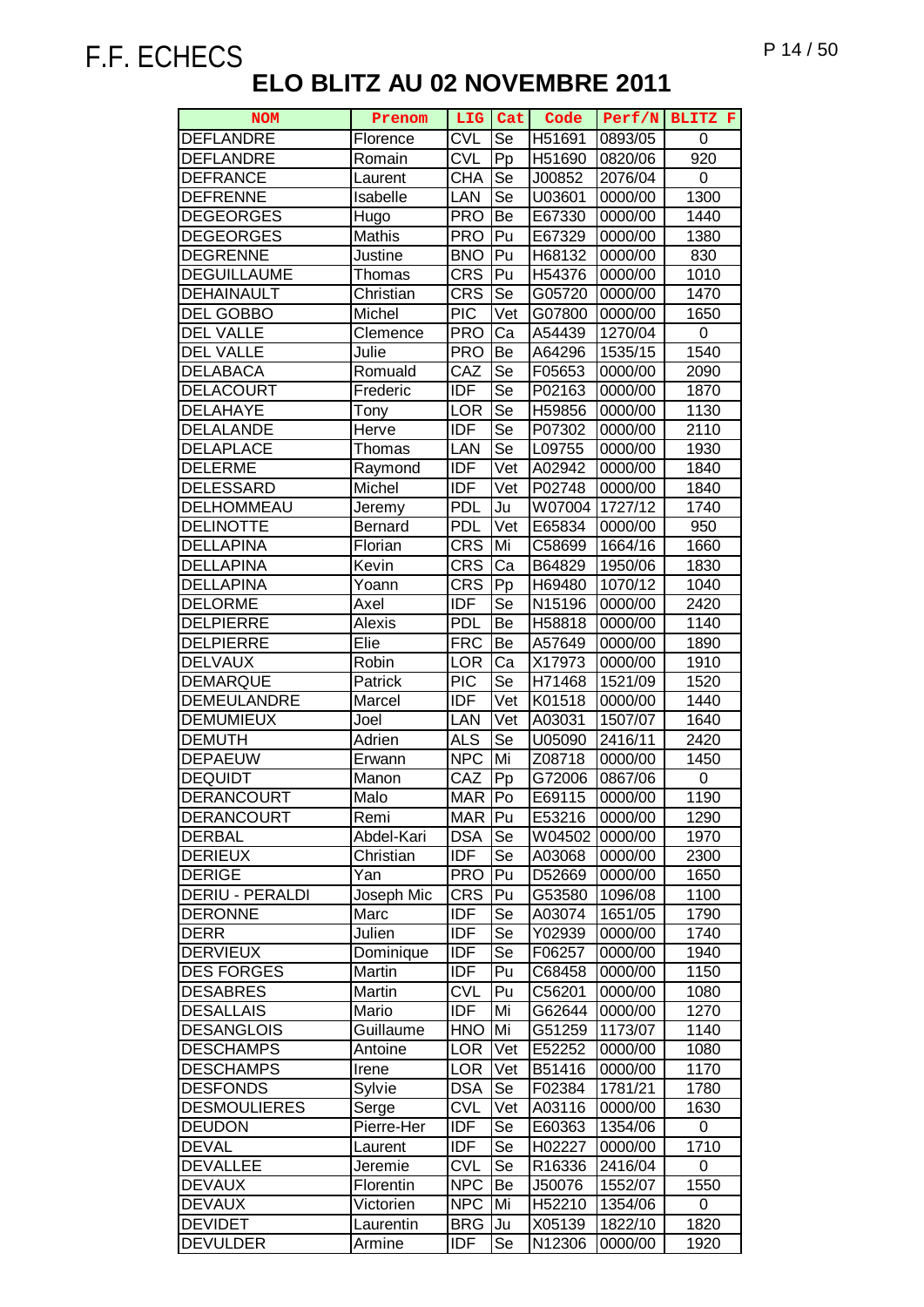F.F. ECHECS

# ELO BLITZ AU 02 NOVEMBRE 2011

| NOM | Prenom | LIG | Cat | Code | Perf/N | BLITZ F |
|---|---|---|---|---|---|---|
| DEFLANDRE | Florence | CVL | Se | H51691 | 0893/05 | 0 |
| DEFLANDRE | Romain | CVL | Pp | H51690 | 0820/06 | 920 |
| DEFRANCE | Laurent | CHA | Se | J00852 | 2076/04 | 0 |
| DEFRENNE | Isabelle | LAN | Se | U03601 | 0000/00 | 1300 |
| DEGEORGES | Hugo | PRO | Be | E67330 | 0000/00 | 1440 |
| DEGEORGES | Mathis | PRO | Pu | E67329 | 0000/00 | 1380 |
| DEGRENNE | Justine | BNO | Pu | H68132 | 0000/00 | 830 |
| DEGUILLAUME | Thomas | CRS | Pu | H54376 | 0000/00 | 1010 |
| DEHAINAULT | Christian | CRS | Se | G05720 | 0000/00 | 1470 |
| DEL GOBBO | Michel | PIC | Vet | G07800 | 0000/00 | 1650 |
| DEL VALLE | Clemence | PRO | Ca | A54439 | 1270/04 | 0 |
| DEL VALLE | Julie | PRO | Be | A64296 | 1535/15 | 1540 |
| DELABACA | Romuald | CAZ | Se | F05653 | 0000/00 | 2090 |
| DELACOURT | Frederic | IDF | Se | P02163 | 0000/00 | 1870 |
| DELAHAYE | Tony | LOR | Se | H59856 | 0000/00 | 1130 |
| DELALANDE | Herve | IDF | Se | P07302 | 0000/00 | 2110 |
| DELAPLACE | Thomas | LAN | Se | L09755 | 0000/00 | 1930 |
| DELERME | Raymond | IDF | Vet | A02942 | 0000/00 | 1840 |
| DELESSARD | Michel | IDF | Vet | P02748 | 0000/00 | 1840 |
| DELHOMMEAU | Jeremy | PDL | Ju | W07004 | 1727/12 | 1740 |
| DELINOTTE | Bernard | PDL | Vet | E65834 | 0000/00 | 950 |
| DELLAPINA | Florian | CRS | Mi | C58699 | 1664/16 | 1660 |
| DELLAPINA | Kevin | CRS | Ca | B64829 | 1950/06 | 1830 |
| DELLAPINA | Yoann | CRS | Pp | H69480 | 1070/12 | 1040 |
| DELORME | Axel | IDF | Se | N15196 | 0000/00 | 2420 |
| DELPIERRE | Alexis | PDL | Be | H58818 | 0000/00 | 1140 |
| DELPIERRE | Elie | FRC | Be | A57649 | 0000/00 | 1890 |
| DELVAUX | Robin | LOR | Ca | X17973 | 0000/00 | 1910 |
| DEMARQUE | Patrick | PIC | Se | H71468 | 1521/09 | 1520 |
| DEMEULANDRE | Marcel | IDF | Vet | K01518 | 0000/00 | 1440 |
| DEMUMIEUX | Joel | LAN | Vet | A03031 | 1507/07 | 1640 |
| DEMUTH | Adrien | ALS | Se | U05090 | 2416/11 | 2420 |
| DEPAEUW | Erwann | NPC | Mi | Z08718 | 0000/00 | 1450 |
| DEQUIDT | Manon | CAZ | Pp | G72006 | 0867/06 | 0 |
| DERANCOURT | Malo | MAR | Po | E69115 | 0000/00 | 1190 |
| DERANCOURT | Remi | MAR | Pu | E53216 | 0000/00 | 1290 |
| DERBAL | Abdel-Kari | DSA | Se | W04502 | 0000/00 | 1970 |
| DERIEUX | Christian | IDF | Se | A03068 | 0000/00 | 2300 |
| DERIGE | Yan | PRO | Pu | D52669 | 0000/00 | 1650 |
| DERIU - PERALDI | Joseph Mic | CRS | Pu | G53580 | 1096/08 | 1100 |
| DERONNE | Marc | IDF | Se | A03074 | 1651/05 | 1790 |
| DERR | Julien | IDF | Se | Y02939 | 0000/00 | 1740 |
| DERVIEUX | Dominique | IDF | Se | F06257 | 0000/00 | 1940 |
| DES FORGES | Martin | IDF | Pu | C68458 | 0000/00 | 1150 |
| DESABRES | Martin | CVL | Pu | C56201 | 0000/00 | 1080 |
| DESALLAIS | Mario | IDF | Mi | G62644 | 0000/00 | 1270 |
| DESANGLOIS | Guillaume | HNO | Mi | G51259 | 1173/07 | 1140 |
| DESCHAMPS | Antoine | LOR | Vet | E52252 | 0000/00 | 1080 |
| DESCHAMPS | Irene | LOR | Vet | B51416 | 0000/00 | 1170 |
| DESFONDS | Sylvie | DSA | Se | F02384 | 1781/21 | 1780 |
| DESMOULIERES | Serge | CVL | Vet | A03116 | 0000/00 | 1630 |
| DEUDON | Pierre-Her | IDF | Se | E60363 | 1354/06 | 0 |
| DEVAL | Laurent | IDF | Se | H02227 | 0000/00 | 1710 |
| DEVALLEE | Jeremie | CVL | Se | R16336 | 2416/04 | 0 |
| DEVAUX | Florentin | NPC | Be | J50076 | 1552/07 | 1550 |
| DEVAUX | Victorien | NPC | Mi | H52210 | 1354/06 | 0 |
| DEVIDET | Laurentin | BRG | Ju | X05139 | 1822/10 | 1820 |
| DEVULDER | Armine | IDF | Se | N12306 | 0000/00 | 1920 |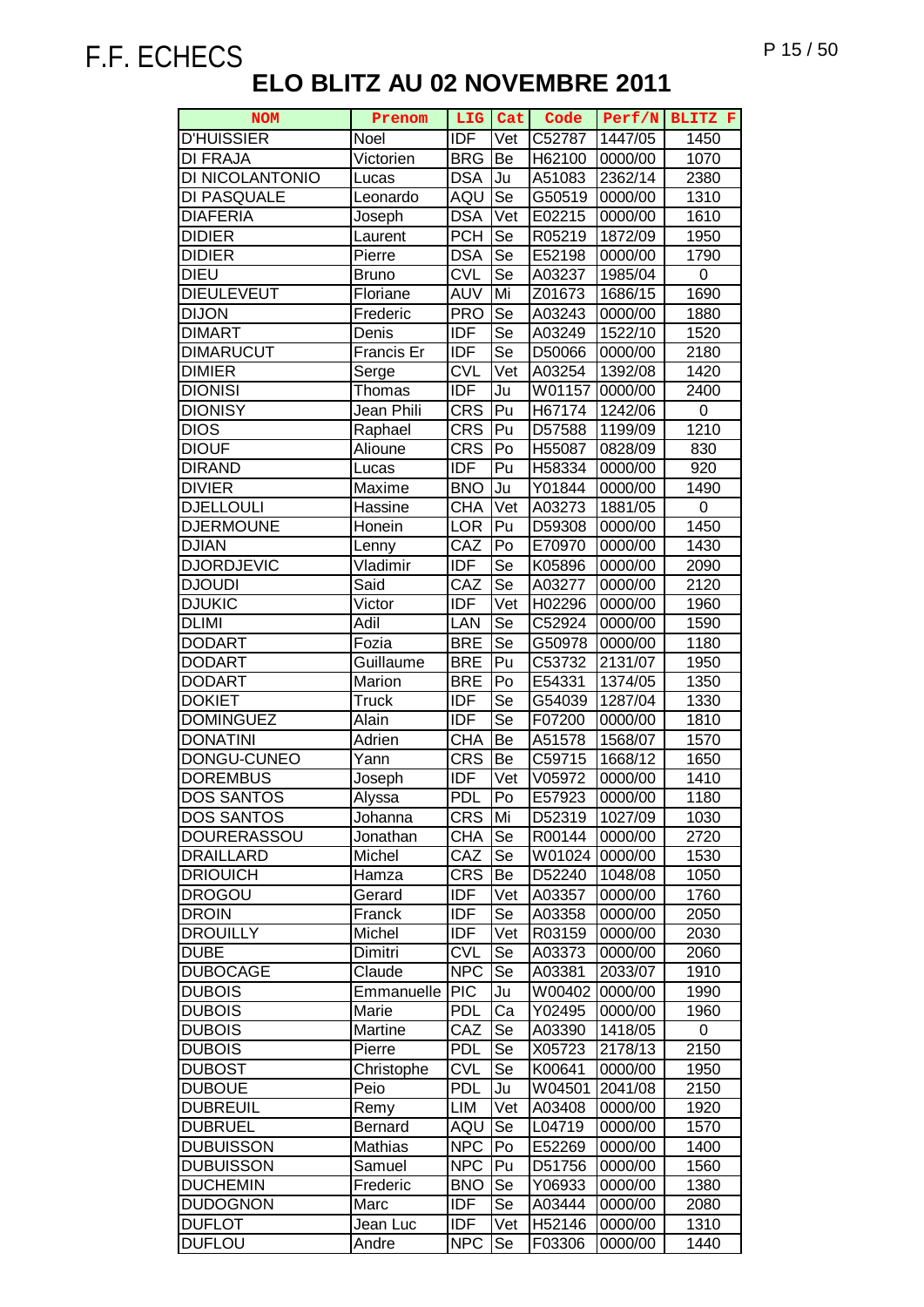F.F. ECHECS

# ELO BLITZ AU 02 NOVEMBRE 2011

| NOM | Prenom | LIG | Cat | Code | Perf/N | BLITZ F |
|---|---|---|---|---|---|---|
| D'HUISSIER | Noel | IDF | Vet | C52787 | 1447/05 | 1450 |
| DI FRAJA | Victorien | BRG | Be | H62100 | 0000/00 | 1070 |
| DI NICOLANTONIO | Lucas | DSA | Ju | A51083 | 2362/14 | 2380 |
| DI PASQUALE | Leonardo | AQU | Se | G50519 | 0000/00 | 1310 |
| DIAFERIA | Joseph | DSA | Vet | E02215 | 0000/00 | 1610 |
| DIDIER | Laurent | PCH | Se | R05219 | 1872/09 | 1950 |
| DIDIER | Pierre | DSA | Se | E52198 | 0000/00 | 1790 |
| DIEU | Bruno | CVL | Se | A03237 | 1985/04 | 0 |
| DIEULEVEUT | Floriane | AUV | Mi | Z01673 | 1686/15 | 1690 |
| DIJON | Frederic | PRO | Se | A03243 | 0000/00 | 1880 |
| DIMART | Denis | IDF | Se | A03249 | 1522/10 | 1520 |
| DIMARUCUT | Francis Er | IDF | Se | D50066 | 0000/00 | 2180 |
| DIMIER | Serge | CVL | Vet | A03254 | 1392/08 | 1420 |
| DIONISI | Thomas | IDF | Ju | W01157 | 0000/00 | 2400 |
| DIONISY | Jean Phili | CRS | Pu | H67174 | 1242/06 | 0 |
| DIOS | Raphael | CRS | Pu | D57588 | 1199/09 | 1210 |
| DIOUF | Alioune | CRS | Po | H55087 | 0828/09 | 830 |
| DIRAND | Lucas | IDF | Pu | H58334 | 0000/00 | 920 |
| DIVIER | Maxime | BNO | Ju | Y01844 | 0000/00 | 1490 |
| DJELLOULI | Hassine | CHA | Vet | A03273 | 1881/05 | 0 |
| DJERMOUNE | Honein | LOR | Pu | D59308 | 0000/00 | 1450 |
| DJIAN | Lenny | CAZ | Po | E70970 | 0000/00 | 1430 |
| DJORDJEVIC | Vladimir | IDF | Se | K05896 | 0000/00 | 2090 |
| DJOUDI | Said | CAZ | Se | A03277 | 0000/00 | 2120 |
| DJUKIC | Victor | IDF | Vet | H02296 | 0000/00 | 1960 |
| DLIMI | Adil | LAN | Se | C52924 | 0000/00 | 1590 |
| DODART | Fozia | BRE | Se | G50978 | 0000/00 | 1180 |
| DODART | Guillaume | BRE | Pu | C53732 | 2131/07 | 1950 |
| DODART | Marion | BRE | Po | E54331 | 1374/05 | 1350 |
| DOKIET | Truck | IDF | Se | G54039 | 1287/04 | 1330 |
| DOMINGUEZ | Alain | IDF | Se | F07200 | 0000/00 | 1810 |
| DONATINI | Adrien | CHA | Be | A51578 | 1568/07 | 1570 |
| DONGU-CUNEO | Yann | CRS | Be | C59715 | 1668/12 | 1650 |
| DOREMBUS | Joseph | IDF | Vet | V05972 | 0000/00 | 1410 |
| DOS SANTOS | Alyssa | PDL | Po | E57923 | 0000/00 | 1180 |
| DOS SANTOS | Johanna | CRS | Mi | D52319 | 1027/09 | 1030 |
| DOURERASSOU | Jonathan | CHA | Se | R00144 | 0000/00 | 2720 |
| DRAILLARD | Michel | CAZ | Se | W01024 | 0000/00 | 1530 |
| DRIOUICH | Hamza | CRS | Be | D52240 | 1048/08 | 1050 |
| DROGOU | Gerard | IDF | Vet | A03357 | 0000/00 | 1760 |
| DROIN | Franck | IDF | Se | A03358 | 0000/00 | 2050 |
| DROUILLY | Michel | IDF | Vet | R03159 | 0000/00 | 2030 |
| DUBE | Dimitri | CVL | Se | A03373 | 0000/00 | 2060 |
| DUBOCAGE | Claude | NPC | Se | A03381 | 2033/07 | 1910 |
| DUBOIS | Emmanuelle | PIC | Ju | W00402 | 0000/00 | 1990 |
| DUBOIS | Marie | PDL | Ca | Y02495 | 0000/00 | 1960 |
| DUBOIS | Martine | CAZ | Se | A03390 | 1418/05 | 0 |
| DUBOIS | Pierre | PDL | Se | X05723 | 2178/13 | 2150 |
| DUBOST | Christophe | CVL | Se | K00641 | 0000/00 | 1950 |
| DUBOUE | Peio | PDL | Ju | W04501 | 2041/08 | 2150 |
| DUBREUIL | Remy | LIM | Vet | A03408 | 0000/00 | 1920 |
| DUBRUEL | Bernard | AQU | Se | L04719 | 0000/00 | 1570 |
| DUBUISSON | Mathias | NPC | Po | E52269 | 0000/00 | 1400 |
| DUBUISSON | Samuel | NPC | Pu | D51756 | 0000/00 | 1560 |
| DUCHEMIN | Frederic | BNO | Se | Y06933 | 0000/00 | 1380 |
| DUDOGNON | Marc | IDF | Se | A03444 | 0000/00 | 2080 |
| DUFLOT | Jean Luc | IDF | Vet | H52146 | 0000/00 | 1310 |
| DUFLOU | Andre | NPC | Se | F03306 | 0000/00 | 1440 |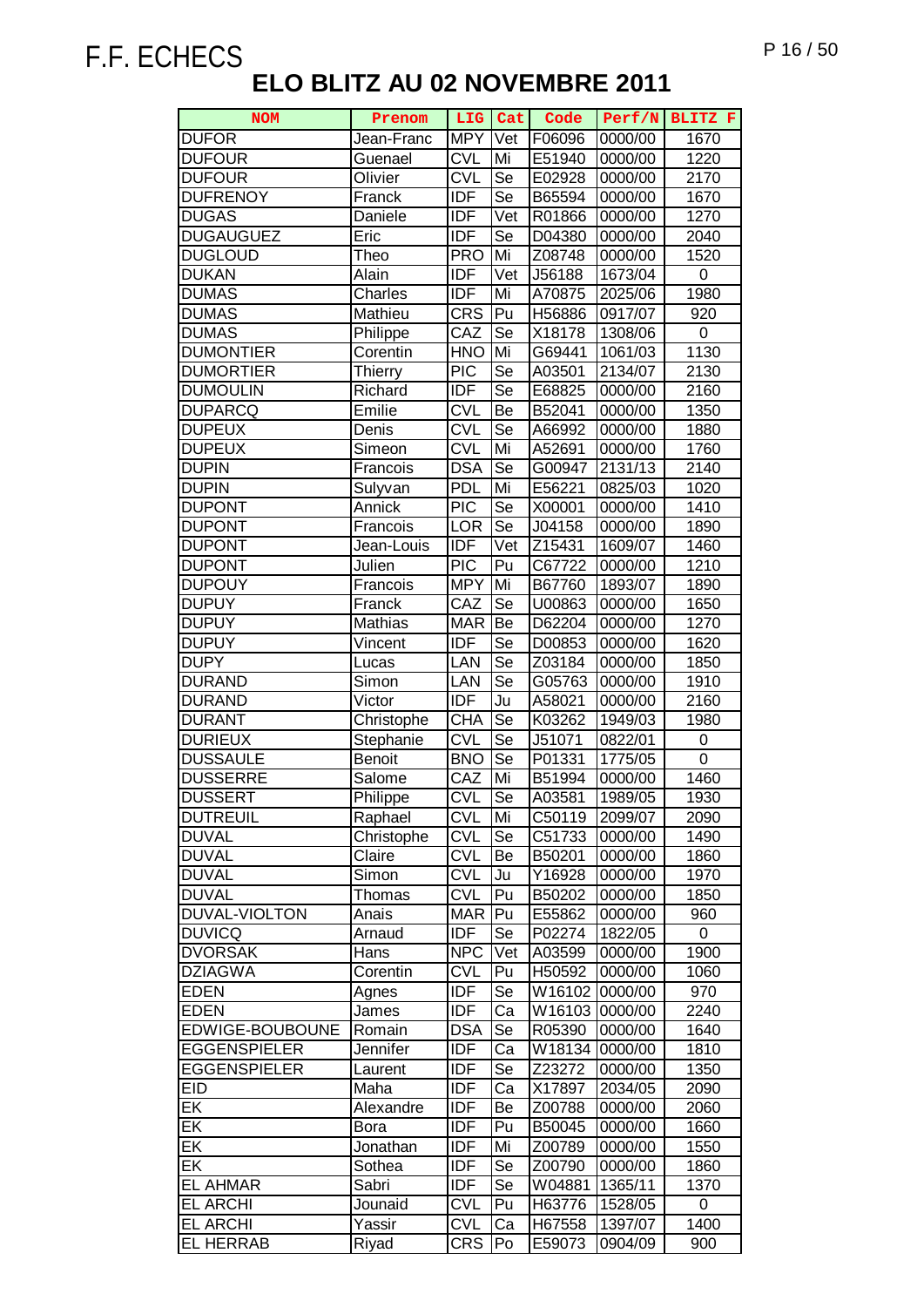F.F. ECHECS

# ELO BLITZ AU 02 NOVEMBRE 2011

| NOM | Prenom | LIG | Cat | Code | Perf/N | BLITZ F |
|---|---|---|---|---|---|---|
| DUFOR | Jean-Franc | MPY | Vet | F06096 | 0000/00 | 1670 |
| DUFOUR | Guenael | CVL | Mi | E51940 | 0000/00 | 1220 |
| DUFOUR | Olivier | CVL | Se | E02928 | 0000/00 | 2170 |
| DUFRENOY | Franck | IDF | Se | B65594 | 0000/00 | 1670 |
| DUGAS | Daniele | IDF | Vet | R01866 | 0000/00 | 1270 |
| DUGAUGUEZ | Eric | IDF | Se | D04380 | 0000/00 | 2040 |
| DUGLOUD | Theo | PRO | Mi | Z08748 | 0000/00 | 1520 |
| DUKAN | Alain | IDF | Vet | J56188 | 1673/04 | 0 |
| DUMAS | Charles | IDF | Mi | A70875 | 2025/06 | 1980 |
| DUMAS | Mathieu | CRS | Pu | H56886 | 0917/07 | 920 |
| DUMAS | Philippe | CAZ | Se | X18178 | 1308/06 | 0 |
| DUMONTIER | Corentin | HNO | Mi | G69441 | 1061/03 | 1130 |
| DUMORTIER | Thierry | PIC | Se | A03501 | 2134/07 | 2130 |
| DUMOULIN | Richard | IDF | Se | E68825 | 0000/00 | 2160 |
| DUPARCQ | Emilie | CVL | Be | B52041 | 0000/00 | 1350 |
| DUPEUX | Denis | CVL | Se | A66992 | 0000/00 | 1880 |
| DUPEUX | Simeon | CVL | Mi | A52691 | 0000/00 | 1760 |
| DUPIN | Francois | DSA | Se | G00947 | 2131/13 | 2140 |
| DUPIN | Sulyvan | PDL | Mi | E56221 | 0825/03 | 1020 |
| DUPONT | Annick | PIC | Se | X00001 | 0000/00 | 1410 |
| DUPONT | Francois | LOR | Se | J04158 | 0000/00 | 1890 |
| DUPONT | Jean-Louis | IDF | Vet | Z15431 | 1609/07 | 1460 |
| DUPONT | Julien | PIC | Pu | C67722 | 0000/00 | 1210 |
| DUPOUY | Francois | MPY | Mi | B67760 | 1893/07 | 1890 |
| DUPUY | Franck | CAZ | Se | U00863 | 0000/00 | 1650 |
| DUPUY | Mathias | MAR | Be | D62204 | 0000/00 | 1270 |
| DUPUY | Vincent | IDF | Se | D00853 | 0000/00 | 1620 |
| DUPY | Lucas | LAN | Se | Z03184 | 0000/00 | 1850 |
| DURAND | Simon | LAN | Se | G05763 | 0000/00 | 1910 |
| DURAND | Victor | IDF | Ju | A58021 | 0000/00 | 2160 |
| DURANT | Christophe | CHA | Se | K03262 | 1949/03 | 1980 |
| DURIEUX | Stephanie | CVL | Se | J51071 | 0822/01 | 0 |
| DUSSAULE | Benoit | BNO | Se | P01331 | 1775/05 | 0 |
| DUSSERRE | Salome | CAZ | Mi | B51994 | 0000/00 | 1460 |
| DUSSERT | Philippe | CVL | Se | A03581 | 1989/05 | 1930 |
| DUTREUIL | Raphael | CVL | Mi | C50119 | 2099/07 | 2090 |
| DUVAL | Christophe | CVL | Se | C51733 | 0000/00 | 1490 |
| DUVAL | Claire | CVL | Be | B50201 | 0000/00 | 1860 |
| DUVAL | Simon | CVL | Ju | Y16928 | 0000/00 | 1970 |
| DUVAL | Thomas | CVL | Pu | B50202 | 0000/00 | 1850 |
| DUVAL-VIOLTON | Anais | MAR | Pu | E55862 | 0000/00 | 960 |
| DUVICQ | Arnaud | IDF | Se | P02274 | 1822/05 | 0 |
| DVORSAK | Hans | NPC | Vet | A03599 | 0000/00 | 1900 |
| DZIAGWA | Corentin | CVL | Pu | H50592 | 0000/00 | 1060 |
| EDEN | Agnes | IDF | Se | W16102 | 0000/00 | 970 |
| EDEN | James | IDF | Ca | W16103 | 0000/00 | 2240 |
| EDWIGE-BOUBOUNE | Romain | DSA | Se | R05390 | 0000/00 | 1640 |
| EGGENSPIELER | Jennifer | IDF | Ca | W18134 | 0000/00 | 1810 |
| EGGENSPIELER | Laurent | IDF | Se | Z23272 | 0000/00 | 1350 |
| EID | Maha | IDF | Ca | X17897 | 2034/05 | 2090 |
| EK | Alexandre | IDF | Be | Z00788 | 0000/00 | 2060 |
| EK | Bora | IDF | Pu | B50045 | 0000/00 | 1660 |
| EK | Jonathan | IDF | Mi | Z00789 | 0000/00 | 1550 |
| EK | Sothea | IDF | Se | Z00790 | 0000/00 | 1860 |
| EL AHMAR | Sabri | IDF | Se | W04881 | 1365/11 | 1370 |
| EL ARCHI | Jounaid | CVL | Pu | H63776 | 1528/05 | 0 |
| EL ARCHI | Yassir | CVL | Ca | H67558 | 1397/07 | 1400 |
| EL HERRAB | Riyad | CRS | Po | E59073 | 0904/09 | 900 |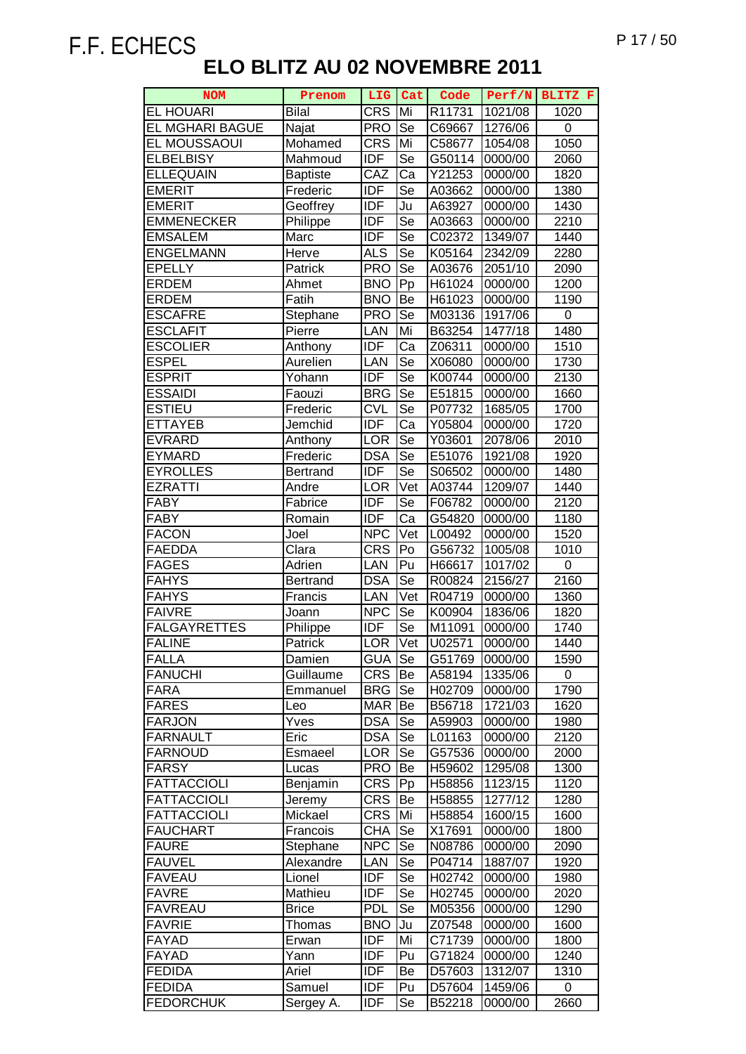F.F. ECHECS

# ELO BLITZ AU 02 NOVEMBRE 2011

| NOM | Prenom | LIG | Cat | Code | Perf/N | BLITZ F |
|---|---|---|---|---|---|---|
| EL HOUARI | Bilal | CRS | Mi | R11731 | 1021/08 | 1020 |
| EL MGHARI BAGUE | Najat | PRO | Se | C69667 | 1276/06 | 0 |
| EL MOUSSAOUI | Mohamed | CRS | Mi | C58677 | 1054/08 | 1050 |
| ELBELBISY | Mahmoud | IDF | Se | G50114 | 0000/00 | 2060 |
| ELLEQUAIN | Baptiste | CAZ | Ca | Y21253 | 0000/00 | 1820 |
| EMERIT | Frederic | IDF | Se | A03662 | 0000/00 | 1380 |
| EMERIT | Geoffrey | IDF | Ju | A63927 | 0000/00 | 1430 |
| EMMENECKER | Philippe | IDF | Se | A03663 | 0000/00 | 2210 |
| EMSALEM | Marc | IDF | Se | C02372 | 1349/07 | 1440 |
| ENGELMANN | Herve | ALS | Se | K05164 | 2342/09 | 2280 |
| EPELLY | Patrick | PRO | Se | A03676 | 2051/10 | 2090 |
| ERDEM | Ahmet | BNO | Pp | H61024 | 0000/00 | 1200 |
| ERDEM | Fatih | BNO | Be | H61023 | 0000/00 | 1190 |
| ESCAFRE | Stephane | PRO | Se | M03136 | 1917/06 | 0 |
| ESCLAFIT | Pierre | LAN | Mi | B63254 | 1477/18 | 1480 |
| ESCOLIER | Anthony | IDF | Ca | Z06311 | 0000/00 | 1510 |
| ESPEL | Aurelien | LAN | Se | X06080 | 0000/00 | 1730 |
| ESPRIT | Yohann | IDF | Se | K00744 | 0000/00 | 2130 |
| ESSAIDI | Faouzi | BRG | Se | E51815 | 0000/00 | 1660 |
| ESTIEU | Frederic | CVL | Se | P07732 | 1685/05 | 1700 |
| ETTAYEB | Jemchid | IDF | Ca | Y05804 | 0000/00 | 1720 |
| EVRARD | Anthony | LOR | Se | Y03601 | 2078/06 | 2010 |
| EYMARD | Frederic | DSA | Se | E51076 | 1921/08 | 1920 |
| EYROLLES | Bertrand | IDF | Se | S06502 | 0000/00 | 1480 |
| EZRATTI | Andre | LOR | Vet | A03744 | 1209/07 | 1440 |
| FABY | Fabrice | IDF | Se | F06782 | 0000/00 | 2120 |
| FABY | Romain | IDF | Ca | G54820 | 0000/00 | 1180 |
| FACON | Joel | NPC | Vet | L00492 | 0000/00 | 1520 |
| FAEDDA | Clara | CRS | Po | G56732 | 1005/08 | 1010 |
| FAGES | Adrien | LAN | Pu | H66617 | 1017/02 | 0 |
| FAHYS | Bertrand | DSA | Se | R00824 | 2156/27 | 2160 |
| FAHYS | Francis | LAN | Vet | R04719 | 0000/00 | 1360 |
| FAIVRE | Joann | NPC | Se | K00904 | 1836/06 | 1820 |
| FALGAYRETTES | Philippe | IDF | Se | M11091 | 0000/00 | 1740 |
| FALINE | Patrick | LOR | Vet | U02571 | 0000/00 | 1440 |
| FALLA | Damien | GUA | Se | G51769 | 0000/00 | 1590 |
| FANUCHI | Guillaume | CRS | Be | A58194 | 1335/06 | 0 |
| FARA | Emmanuel | BRG | Se | H02709 | 0000/00 | 1790 |
| FARES | Leo | MAR | Be | B56718 | 1721/03 | 1620 |
| FARJON | Yves | DSA | Se | A59903 | 0000/00 | 1980 |
| FARNAULT | Eric | DSA | Se | L01163 | 0000/00 | 2120 |
| FARNOUD | Esmaeel | LOR | Se | G57536 | 0000/00 | 2000 |
| FARSY | Lucas | PRO | Be | H59602 | 1295/08 | 1300 |
| FATTACCIOLI | Benjamin | CRS | Pp | H58856 | 1123/15 | 1120 |
| FATTACCIOLI | Jeremy | CRS | Be | H58855 | 1277/12 | 1280 |
| FATTACCIOLI | Mickael | CRS | Mi | H58854 | 1600/15 | 1600 |
| FAUCHART | Francois | CHA | Se | X17691 | 0000/00 | 1800 |
| FAURE | Stephane | NPC | Se | N08786 | 0000/00 | 2090 |
| FAUVEL | Alexandre | LAN | Se | P04714 | 1887/07 | 1920 |
| FAVEAU | Lionel | IDF | Se | H02742 | 0000/00 | 1980 |
| FAVRE | Mathieu | IDF | Se | H02745 | 0000/00 | 2020 |
| FAVREAU | Brice | PDL | Se | M05356 | 0000/00 | 1290 |
| FAVRIE | Thomas | BNO | Ju | Z07548 | 0000/00 | 1600 |
| FAYAD | Erwan | IDF | Mi | C71739 | 0000/00 | 1800 |
| FAYAD | Yann | IDF | Pu | G71824 | 0000/00 | 1240 |
| FEDIDA | Ariel | IDF | Be | D57603 | 1312/07 | 1310 |
| FEDIDA | Samuel | IDF | Pu | D57604 | 1459/06 | 0 |
| FEDORCHUK | Sergey A. | IDF | Se | B52218 | 0000/00 | 2660 |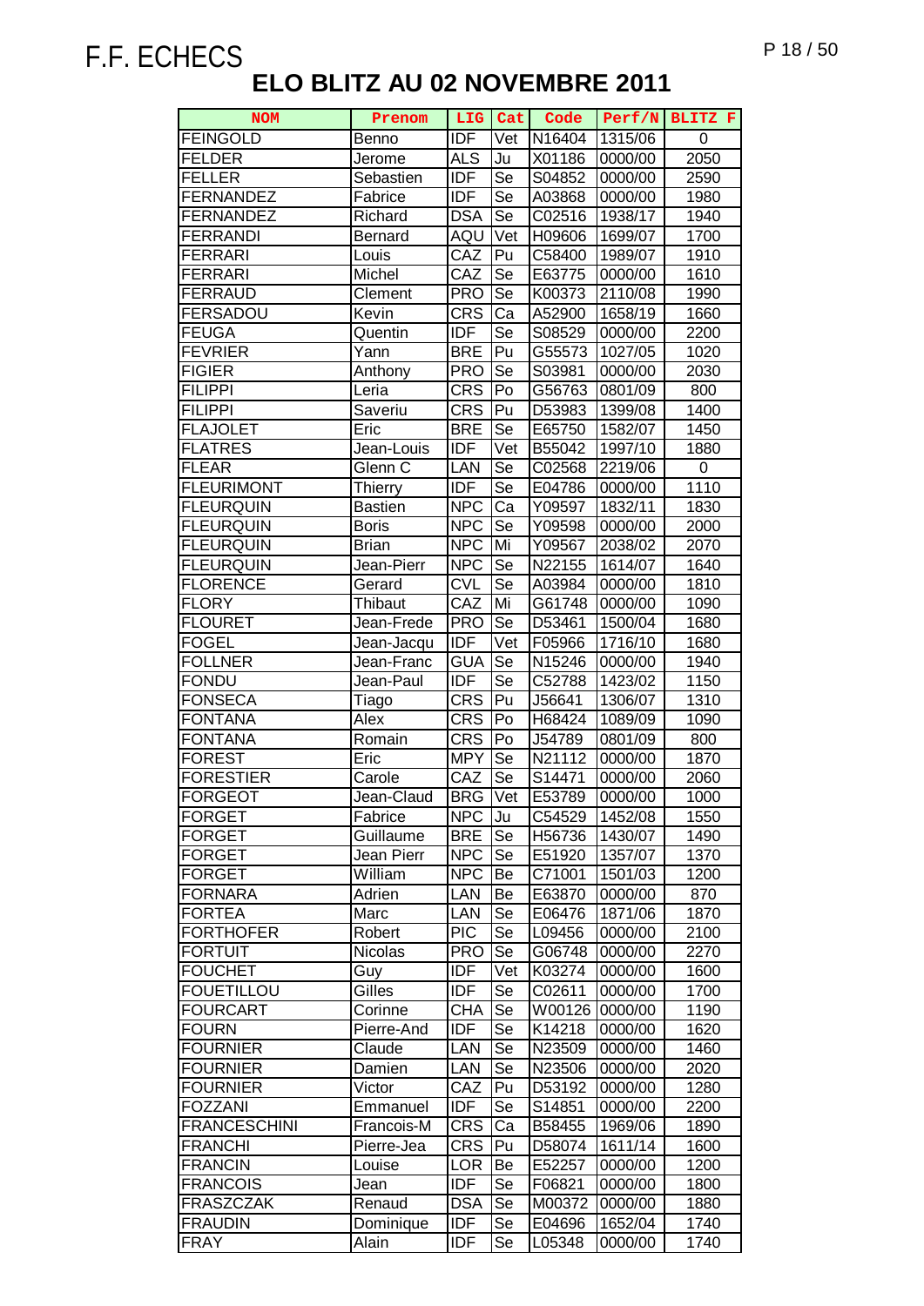# F.F. ECHECS

## ELO BLITZ AU 02 NOVEMBRE 2011

| NOM | Prenom | LIG | Cat | Code | Perf/N | BLITZ F |
|---|---|---|---|---|---|---|
| FEINGOLD | Benno | IDF | Vet | N16404 | 1315/06 | 0 |
| FELDER | Jerome | ALS | Ju | X01186 | 0000/00 | 2050 |
| FELLER | Sebastien | IDF | Se | S04852 | 0000/00 | 2590 |
| FERNANDEZ | Fabrice | IDF | Se | A03868 | 0000/00 | 1980 |
| FERNANDEZ | Richard | DSA | Se | C02516 | 1938/17 | 1940 |
| FERRANDI | Bernard | AQU | Vet | H09606 | 1699/07 | 1700 |
| FERRARI | Louis | CAZ | Pu | C58400 | 1989/07 | 1910 |
| FERRARI | Michel | CAZ | Se | E63775 | 0000/00 | 1610 |
| FERRAUD | Clement | PRO | Se | K00373 | 2110/08 | 1990 |
| FERSADOU | Kevin | CRS | Ca | A52900 | 1658/19 | 1660 |
| FEUGA | Quentin | IDF | Se | S08529 | 0000/00 | 2200 |
| FEVRIER | Yann | BRE | Pu | G55573 | 1027/05 | 1020 |
| FIGIER | Anthony | PRO | Se | S03981 | 0000/00 | 2030 |
| FILIPPI | Leria | CRS | Po | G56763 | 0801/09 | 800 |
| FILIPPI | Saveriu | CRS | Pu | D53983 | 1399/08 | 1400 |
| FLAJOLET | Eric | BRE | Se | E65750 | 1582/07 | 1450 |
| FLATRES | Jean-Louis | IDF | Vet | B55042 | 1997/10 | 1880 |
| FLEAR | Glenn C | LAN | Se | C02568 | 2219/06 | 0 |
| FLEURIMONT | Thierry | IDF | Se | E04786 | 0000/00 | 1110 |
| FLEURQUIN | Bastien | NPC | Ca | Y09597 | 1832/11 | 1830 |
| FLEURQUIN | Boris | NPC | Se | Y09598 | 0000/00 | 2000 |
| FLEURQUIN | Brian | NPC | Mi | Y09567 | 2038/02 | 2070 |
| FLEURQUIN | Jean-Pierr | NPC | Se | N22155 | 1614/07 | 1640 |
| FLORENCE | Gerard | CVL | Se | A03984 | 0000/00 | 1810 |
| FLORY | Thibaut | CAZ | Mi | G61748 | 0000/00 | 1090 |
| FLOURET | Jean-Frede | PRO | Se | D53461 | 1500/04 | 1680 |
| FOGEL | Jean-Jacqu | IDF | Vet | F05966 | 1716/10 | 1680 |
| FOLLNER | Jean-Franc | GUA | Se | N15246 | 0000/00 | 1940 |
| FONDU | Jean-Paul | IDF | Se | C52788 | 1423/02 | 1150 |
| FONSECA | Tiago | CRS | Pu | J56641 | 1306/07 | 1310 |
| FONTANA | Alex | CRS | Po | H68424 | 1089/09 | 1090 |
| FONTANA | Romain | CRS | Po | J54789 | 0801/09 | 800 |
| FOREST | Eric | MPY | Se | N21112 | 0000/00 | 1870 |
| FORESTIER | Carole | CAZ | Se | S14471 | 0000/00 | 2060 |
| FORGEOT | Jean-Claud | BRG | Vet | E53789 | 0000/00 | 1000 |
| FORGET | Fabrice | NPC | Ju | C54529 | 1452/08 | 1550 |
| FORGET | Guillaume | BRE | Se | H56736 | 1430/07 | 1490 |
| FORGET | Jean Pierr | NPC | Se | E51920 | 1357/07 | 1370 |
| FORGET | William | NPC | Be | C71001 | 1501/03 | 1200 |
| FORNARA | Adrien | LAN | Be | E63870 | 0000/00 | 870 |
| FORTEA | Marc | LAN | Se | E06476 | 1871/06 | 1870 |
| FORTHOFER | Robert | PIC | Se | L09456 | 0000/00 | 2100 |
| FORTUIT | Nicolas | PRO | Se | G06748 | 0000/00 | 2270 |
| FOUCHET | Guy | IDF | Vet | K03274 | 0000/00 | 1600 |
| FOUETILLOU | Gilles | IDF | Se | C02611 | 0000/00 | 1700 |
| FOURCART | Corinne | CHA | Se | W00126 | 0000/00 | 1190 |
| FOURN | Pierre-And | IDF | Se | K14218 | 0000/00 | 1620 |
| FOURNIER | Claude | LAN | Se | N23509 | 0000/00 | 1460 |
| FOURNIER | Damien | LAN | Se | N23506 | 0000/00 | 2020 |
| FOURNIER | Victor | CAZ | Pu | D53192 | 0000/00 | 1280 |
| FOZZANI | Emmanuel | IDF | Se | S14851 | 0000/00 | 2200 |
| FRANCESCHINI | Francois-M | CRS | Ca | B58455 | 1969/06 | 1890 |
| FRANCHI | Pierre-Jea | CRS | Pu | D58074 | 1611/14 | 1600 |
| FRANCIN | Louise | LOR | Be | E52257 | 0000/00 | 1200 |
| FRANCOIS | Jean | IDF | Se | F06821 | 0000/00 | 1800 |
| FRASZCZAK | Renaud | DSA | Se | M00372 | 0000/00 | 1880 |
| FRAUDIN | Dominique | IDF | Se | E04696 | 1652/04 | 1740 |
| FRAY | Alain | IDF | Se | L05348 | 0000/00 | 1740 |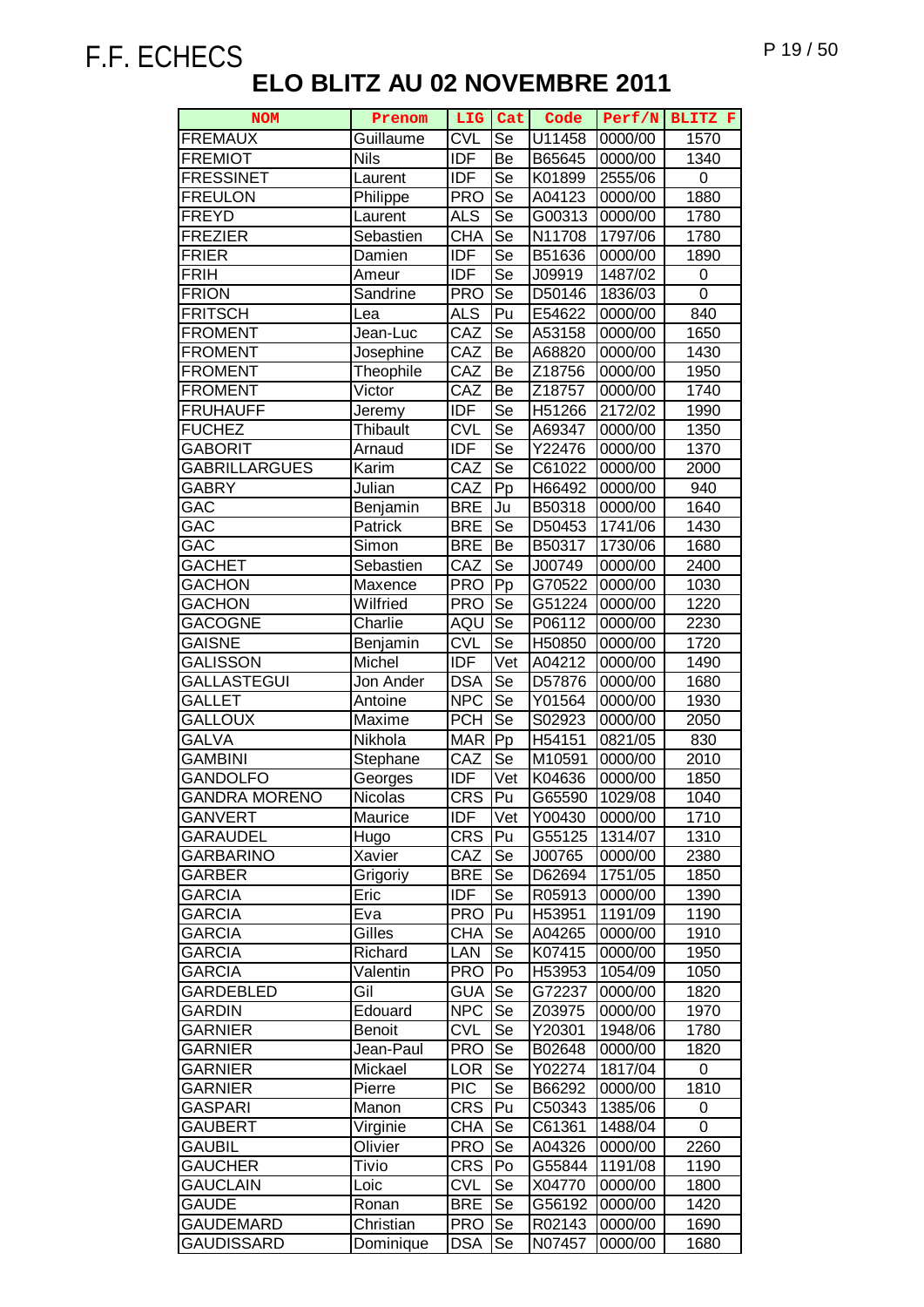F.F. ECHECS

# ELO BLITZ AU 02 NOVEMBRE 2011

| NOM | Prenom | LIG | Cat | Code | Perf/N | BLITZ F |
|---|---|---|---|---|---|---|
| FREMAUX | Guillaume | CVL | Se | U11458 | 0000/00 | 1570 |
| FREMIOT | Nils | IDF | Be | B65645 | 0000/00 | 1340 |
| FRESSINET | Laurent | IDF | Se | K01899 | 2555/06 | 0 |
| FREULON | Philippe | PRO | Se | A04123 | 0000/00 | 1880 |
| FREYD | Laurent | ALS | Se | G00313 | 0000/00 | 1780 |
| FREZIER | Sebastien | CHA | Se | N11708 | 1797/06 | 1780 |
| FRIER | Damien | IDF | Se | B51636 | 0000/00 | 1890 |
| FRIH | Ameur | IDF | Se | J09919 | 1487/02 | 0 |
| FRION | Sandrine | PRO | Se | D50146 | 1836/03 | 0 |
| FRITSCH | Lea | ALS | Pu | E54622 | 0000/00 | 840 |
| FROMENT | Jean-Luc | CAZ | Se | A53158 | 0000/00 | 1650 |
| FROMENT | Josephine | CAZ | Be | A68820 | 0000/00 | 1430 |
| FROMENT | Theophile | CAZ | Be | Z18756 | 0000/00 | 1950 |
| FROMENT | Victor | CAZ | Be | Z18757 | 0000/00 | 1740 |
| FRUHAUFF | Jeremy | IDF | Se | H51266 | 2172/02 | 1990 |
| FUCHEZ | Thibault | CVL | Se | A69347 | 0000/00 | 1350 |
| GABORIT | Arnaud | IDF | Se | Y22476 | 0000/00 | 1370 |
| GABRILLARGUES | Karim | CAZ | Se | C61022 | 0000/00 | 2000 |
| GABRY | Julian | CAZ | Pp | H66492 | 0000/00 | 940 |
| GAC | Benjamin | BRE | Ju | B50318 | 0000/00 | 1640 |
| GAC | Patrick | BRE | Se | D50453 | 1741/06 | 1430 |
| GAC | Simon | BRE | Be | B50317 | 1730/06 | 1680 |
| GACHET | Sebastien | CAZ | Se | J00749 | 0000/00 | 2400 |
| GACHON | Maxence | PRO | Pp | G70522 | 0000/00 | 1030 |
| GACHON | Wilfried | PRO | Se | G51224 | 0000/00 | 1220 |
| GACOGNE | Charlie | AQU | Se | P06112 | 0000/00 | 2230 |
| GAISNE | Benjamin | CVL | Se | H50850 | 0000/00 | 1720 |
| GALISSON | Michel | IDF | Vet | A04212 | 0000/00 | 1490 |
| GALLASTEGUI | Jon Ander | DSA | Se | D57876 | 0000/00 | 1680 |
| GALLET | Antoine | NPC | Se | Y01564 | 0000/00 | 1930 |
| GALLOUX | Maxime | PCH | Se | S02923 | 0000/00 | 2050 |
| GALVA | Nikhola | MAR | Pp | H54151 | 0821/05 | 830 |
| GAMBINI | Stephane | CAZ | Se | M10591 | 0000/00 | 2010 |
| GANDOLFO | Georges | IDF | Vet | K04636 | 0000/00 | 1850 |
| GANDRA MORENO | Nicolas | CRS | Pu | G65590 | 1029/08 | 1040 |
| GANVERT | Maurice | IDF | Vet | Y00430 | 0000/00 | 1710 |
| GARAUDEL | Hugo | CRS | Pu | G55125 | 1314/07 | 1310 |
| GARBARINO | Xavier | CAZ | Se | J00765 | 0000/00 | 2380 |
| GARBER | Grigoriy | BRE | Se | D62694 | 1751/05 | 1850 |
| GARCIA | Eric | IDF | Se | R05913 | 0000/00 | 1390 |
| GARCIA | Eva | PRO | Pu | H53951 | 1191/09 | 1190 |
| GARCIA | Gilles | CHA | Se | A04265 | 0000/00 | 1910 |
| GARCIA | Richard | LAN | Se | K07415 | 0000/00 | 1950 |
| GARCIA | Valentin | PRO | Po | H53953 | 1054/09 | 1050 |
| GARDEBLED | Gil | GUA | Se | G72237 | 0000/00 | 1820 |
| GARDIN | Edouard | NPC | Se | Z03975 | 0000/00 | 1970 |
| GARNIER | Benoit | CVL | Se | Y20301 | 1948/06 | 1780 |
| GARNIER | Jean-Paul | PRO | Se | B02648 | 0000/00 | 1820 |
| GARNIER | Mickael | LOR | Se | Y02274 | 1817/04 | 0 |
| GARNIER | Pierre | PIC | Se | B66292 | 0000/00 | 1810 |
| GASPARI | Manon | CRS | Pu | C50343 | 1385/06 | 0 |
| GAUBERT | Virginie | CHA | Se | C61361 | 1488/04 | 0 |
| GAUBIL | Olivier | PRO | Se | A04326 | 0000/00 | 2260 |
| GAUCHER | Tivio | CRS | Po | G55844 | 1191/08 | 1190 |
| GAUCLAIN | Loic | CVL | Se | X04770 | 0000/00 | 1800 |
| GAUDE | Ronan | BRE | Se | G56192 | 0000/00 | 1420 |
| GAUDEMARD | Christian | PRO | Se | R02143 | 0000/00 | 1690 |
| GAUDISSARD | Dominique | DSA | Se | N07457 | 0000/00 | 1680 |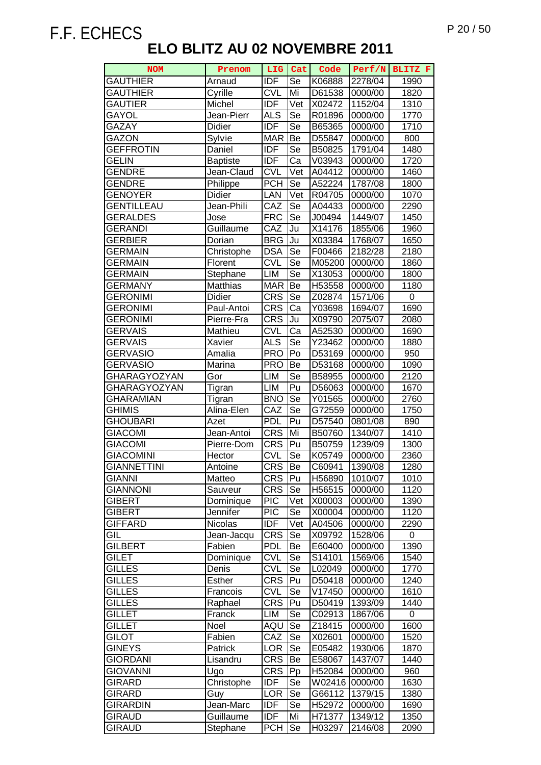F.F. ECHECS

# ELO BLITZ AU 02 NOVEMBRE 2011

| NOM | Prenom | LIG | Cat | Code | Perf/N | BLITZ F |
|---|---|---|---|---|---|---|
| GAUTHIER | Arnaud | IDF | Se | K06888 | 2278/04 | 1990 |
| GAUTHIER | Cyrille | CVL | Mi | D61538 | 0000/00 | 1820 |
| GAUTIER | Michel | IDF | Vet | X02472 | 1152/04 | 1310 |
| GAYOL | Jean-Pierr | ALS | Se | R01896 | 0000/00 | 1770 |
| GAZAY | Didier | IDF | Se | B65365 | 0000/00 | 1710 |
| GAZON | Sylvie | MAR | Be | D55847 | 0000/00 | 800 |
| GEFFROTIN | Daniel | IDF | Se | B50825 | 1791/04 | 1480 |
| GELIN | Baptiste | IDF | Ca | V03943 | 0000/00 | 1720 |
| GENDRE | Jean-Claud | CVL | Vet | A04412 | 0000/00 | 1460 |
| GENDRE | Philippe | PCH | Se | A52224 | 1787/08 | 1800 |
| GENOYER | Didier | LAN | Vet | R04705 | 0000/00 | 1070 |
| GENTILLEAU | Jean-Phili | CAZ | Se | A04433 | 0000/00 | 2290 |
| GERALDES | Jose | FRC | Se | J00494 | 1449/07 | 1450 |
| GERANDI | Guillaume | CAZ | Ju | X14176 | 1855/06 | 1960 |
| GERBIER | Dorian | BRG | Ju | X03384 | 1768/07 | 1650 |
| GERMAIN | Christophe | DSA | Se | F00466 | 2182/28 | 2180 |
| GERMAIN | Florent | CVL | Se | M05200 | 0000/00 | 1860 |
| GERMAIN | Stephane | LIM | Se | X13053 | 0000/00 | 1800 |
| GERMANY | Matthias | MAR | Be | H53558 | 0000/00 | 1180 |
| GERONIMI | Didier | CRS | Se | Z02874 | 1571/06 | 0 |
| GERONIMI | Paul-Antoi | CRS | Ca | Y03698 | 1694/07 | 1690 |
| GERONIMI | Pierre-Fra | CRS | Ju | X09790 | 2075/07 | 2080 |
| GERVAIS | Mathieu | CVL | Ca | A52530 | 0000/00 | 1690 |
| GERVAIS | Xavier | ALS | Se | Y23462 | 0000/00 | 1880 |
| GERVASIO | Amalia | PRO | Po | D53169 | 0000/00 | 950 |
| GERVASIO | Marina | PRO | Be | D53168 | 0000/00 | 1090 |
| GHARAGYOZYAN | Gor | LIM | Se | B58955 | 0000/00 | 2120 |
| GHARAGYOZYAN | Tigran | LIM | Pu | D56063 | 0000/00 | 1670 |
| GHARAMIAN | Tigran | BNO | Se | Y01565 | 0000/00 | 2760 |
| GHIMIS | Alina-Elen | CAZ | Se | G72559 | 0000/00 | 1750 |
| GHOUBARI | Azet | PDL | Pu | D57540 | 0801/08 | 890 |
| GIACOMI | Jean-Antoi | CRS | Mi | B50760 | 1340/07 | 1410 |
| GIACOMI | Pierre-Dom | CRS | Pu | B50759 | 1239/09 | 1300 |
| GIACOMINI | Hector | CVL | Se | K05749 | 0000/00 | 2360 |
| GIANNETTINI | Antoine | CRS | Be | C60941 | 1390/08 | 1280 |
| GIANNI | Matteo | CRS | Pu | H56890 | 1010/07 | 1010 |
| GIANNONI | Sauveur | CRS | Se | H56515 | 0000/00 | 1120 |
| GIBERT | Dominique | PIC | Vet | X00003 | 0000/00 | 1390 |
| GIBERT | Jennifer | PIC | Se | X00004 | 0000/00 | 1120 |
| GIFFARD | Nicolas | IDF | Vet | A04506 | 0000/00 | 2290 |
| GIL | Jean-Jacqu | CRS | Se | X09792 | 1528/06 | 0 |
| GILBERT | Fabien | PDL | Be | E60400 | 0000/00 | 1390 |
| GILET | Dominique | CVL | Se | S14101 | 1569/06 | 1540 |
| GILLES | Denis | CVL | Se | L02049 | 0000/00 | 1770 |
| GILLES | Esther | CRS | Pu | D50418 | 0000/00 | 1240 |
| GILLES | Francois | CVL | Se | V17450 | 0000/00 | 1610 |
| GILLES | Raphael | CRS | Pu | D50419 | 1393/09 | 1440 |
| GILLET | Franck | LIM | Se | C02913 | 1867/06 | 0 |
| GILLET | Noel | AQU | Se | Z18415 | 0000/00 | 1600 |
| GILOT | Fabien | CAZ | Se | X02601 | 0000/00 | 1520 |
| GINEYS | Patrick | LOR | Se | E05482 | 1930/06 | 1870 |
| GIORDANI | Lisandru | CRS | Be | E58067 | 1437/07 | 1440 |
| GIOVANNI | Ugo | CRS | Pp | H52084 | 0000/00 | 960 |
| GIRARD | Christophe | IDF | Se | W02416 | 0000/00 | 1630 |
| GIRARD | Guy | LOR | Se | G66112 | 1379/15 | 1380 |
| GIRARDIN | Jean-Marc | IDF | Se | H52972 | 0000/00 | 1690 |
| GIRAUD | Guillaume | IDF | Mi | H71377 | 1349/12 | 1350 |
| GIRAUD | Stephane | PCH | Se | H03297 | 2146/08 | 2090 |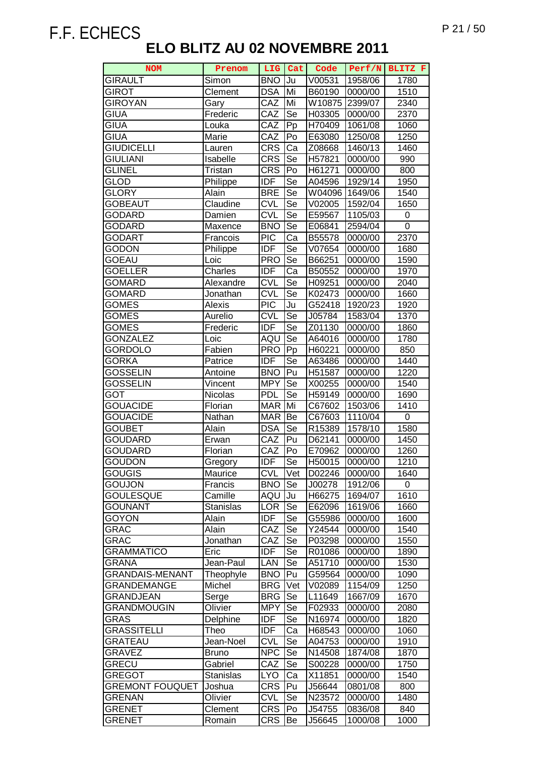F.F. ECHECS

# ELO BLITZ AU 02 NOVEMBRE 2011

| NOM | Prenom | LIG | Cat | Code | Perf/N | BLITZ F |
|---|---|---|---|---|---|---|
| GIRAULT | Simon | BNO | Ju | V00531 | 1958/06 | 1780 |
| GIROT | Clement | DSA | Mi | B60190 | 0000/00 | 1510 |
| GIROYAN | Gary | CAZ | Mi | W10875 | 2399/07 | 2340 |
| GIUA | Frederic | CAZ | Se | H03305 | 0000/00 | 2370 |
| GIUA | Louka | CAZ | Pp | H70409 | 1061/08 | 1060 |
| GIUA | Marie | CAZ | Po | E63080 | 1250/08 | 1250 |
| GIUDICELLI | Lauren | CRS | Ca | Z08668 | 1460/13 | 1460 |
| GIULIANI | Isabelle | CRS | Se | H57821 | 0000/00 | 990 |
| GLINEL | Tristan | CRS | Po | H61271 | 0000/00 | 800 |
| GLOD | Philippe | IDF | Se | A04596 | 1929/14 | 1950 |
| GLORY | Alain | BRE | Se | W04096 | 1649/06 | 1540 |
| GOBEAUT | Claudine | CVL | Se | V02005 | 1592/04 | 1650 |
| GODARD | Damien | CVL | Se | E59567 | 1105/03 | 0 |
| GODARD | Maxence | BNO | Se | E06841 | 2594/04 | 0 |
| GODART | Francois | PIC | Ca | B55578 | 0000/00 | 2370 |
| GODON | Philippe | IDF | Se | V07654 | 0000/00 | 1680 |
| GOEAU | Loic | PRO | Se | B66251 | 0000/00 | 1590 |
| GOELLER | Charles | IDF | Ca | B50552 | 0000/00 | 1970 |
| GOMARD | Alexandre | CVL | Se | H09251 | 0000/00 | 2040 |
| GOMARD | Jonathan | CVL | Se | K02473 | 0000/00 | 1660 |
| GOMES | Alexis | PIC | Ju | G52418 | 1920/23 | 1920 |
| GOMES | Aurelio | CVL | Se | J05784 | 1583/04 | 1370 |
| GOMES | Frederic | IDF | Se | Z01130 | 0000/00 | 1860 |
| GONZALEZ | Loic | AQU | Se | A64016 | 0000/00 | 1780 |
| GORDOLO | Fabien | PRO | Pp | H60221 | 0000/00 | 850 |
| GORKA | Patrice | IDF | Se | A63486 | 0000/00 | 1440 |
| GOSSELIN | Antoine | BNO | Pu | H51587 | 0000/00 | 1220 |
| GOSSELIN | Vincent | MPY | Se | X00255 | 0000/00 | 1540 |
| GOT | Nicolas | PDL | Se | H59149 | 0000/00 | 1690 |
| GOUACIDE | Florian | MAR | Mi | C67602 | 1503/06 | 1410 |
| GOUACIDE | Nathan | MAR | Be | C67603 | 1110/04 | 0 |
| GOUBET | Alain | DSA | Se | R15389 | 1578/10 | 1580 |
| GOUDARD | Erwan | CAZ | Pu | D62141 | 0000/00 | 1450 |
| GOUDARD | Florian | CAZ | Po | E70962 | 0000/00 | 1260 |
| GOUDON | Gregory | IDF | Se | H50015 | 0000/00 | 1210 |
| GOUGIS | Maurice | CVL | Vet | D02246 | 0000/00 | 1640 |
| GOUJON | Francis | BNO | Se | J00278 | 1912/06 | 0 |
| GOULESQUE | Camille | AQU | Ju | H66275 | 1694/07 | 1610 |
| GOUNANT | Stanislas | LOR | Se | E62096 | 1619/06 | 1660 |
| GOYON | Alain | IDF | Se | G55986 | 0000/00 | 1600 |
| GRAC | Alain | CAZ | Se | Y24544 | 0000/00 | 1540 |
| GRAC | Jonathan | CAZ | Se | P03298 | 0000/00 | 1550 |
| GRAMMATICO | Eric | IDF | Se | R01086 | 0000/00 | 1890 |
| GRANA | Jean-Paul | LAN | Se | A51710 | 0000/00 | 1530 |
| GRANDAIS-MENANT | Theophyle | BNO | Pu | G59564 | 0000/00 | 1090 |
| GRANDEMANGE | Michel | BRG | Vet | V02089 | 1154/09 | 1250 |
| GRANDJEAN | Serge | BRG | Se | L11649 | 1667/09 | 1670 |
| GRANDMOUGIN | Olivier | MPY | Se | F02933 | 0000/00 | 2080 |
| GRAS | Delphine | IDF | Se | N16974 | 0000/00 | 1820 |
| GRASSITELLI | Theo | IDF | Ca | H68543 | 0000/00 | 1060 |
| GRATEAU | Jean-Noel | CVL | Se | A04753 | 0000/00 | 1910 |
| GRAVEZ | Bruno | NPC | Se | N14508 | 1874/08 | 1870 |
| GRECU | Gabriel | CAZ | Se | S00228 | 0000/00 | 1750 |
| GREGOT | Stanislas | LYO | Ca | X11851 | 0000/00 | 1540 |
| GREMONT FOUQUET | Joshua | CRS | Pu | J56644 | 0801/08 | 800 |
| GRENAN | Olivier | CVL | Se | N23572 | 0000/00 | 1480 |
| GRENET | Clement | CRS | Po | J54755 | 0836/08 | 840 |
| GRENET | Romain | CRS | Be | J56645 | 1000/08 | 1000 |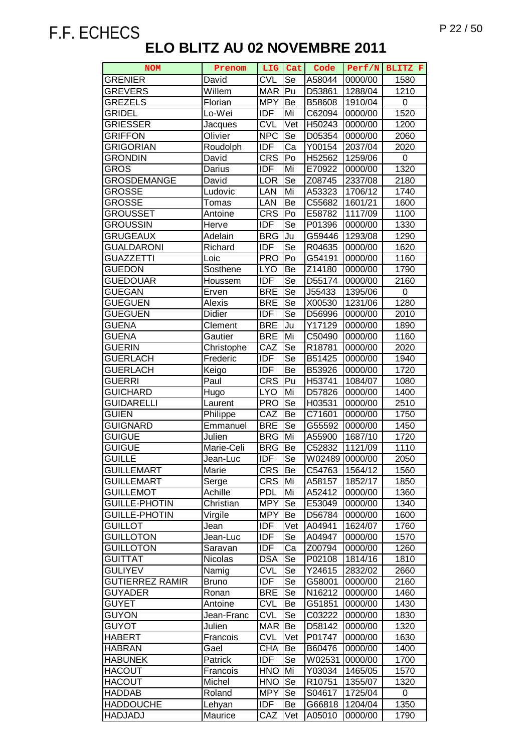F.F. ECHECS

# ELO BLITZ AU 02 NOVEMBRE 2011

| NOM | Prenom | LIG | Cat | Code | Perf/N | BLITZ F |
|---|---|---|---|---|---|---|
| GRENIER | David | CVL | Se | A58044 | 0000/00 | 1580 |
| GREVERS | Willem | MAR | Pu | D53861 | 1288/04 | 1210 |
| GREZELS | Florian | MPY | Be | B58608 | 1910/04 | 0 |
| GRIDEL | Lo-Wei | IDF | Mi | C62094 | 0000/00 | 1520 |
| GRIESSER | Jacques | CVL | Vet | H50243 | 0000/00 | 1200 |
| GRIFFON | Olivier | NPC | Se | D05354 | 0000/00 | 2060 |
| GRIGORIAN | Roudolph | IDF | Ca | Y00154 | 2037/04 | 2020 |
| GRONDIN | David | CRS | Po | H52562 | 1259/06 | 0 |
| GROS | Darius | IDF | Mi | E70922 | 0000/00 | 1320 |
| GROSDEMANGE | David | LOR | Se | Z08745 | 2337/08 | 2180 |
| GROSSE | Ludovic | LAN | Mi | A53323 | 1706/12 | 1740 |
| GROSSE | Tomas | LAN | Be | C55682 | 1601/21 | 1600 |
| GROUSSET | Antoine | CRS | Po | E58782 | 1117/09 | 1100 |
| GROUSSIN | Herve | IDF | Se | P01396 | 0000/00 | 1330 |
| GRUGEAUX | Adelain | BRG | Ju | G59446 | 1293/08 | 1290 |
| GUALDARONI | Richard | IDF | Se | R04635 | 0000/00 | 1620 |
| GUAZZETTI | Loic | PRO | Po | G54191 | 0000/00 | 1160 |
| GUEDON | Sosthene | LYO | Be | Z14180 | 0000/00 | 1790 |
| GUEDOUAR | Houssem | IDF | Se | D55174 | 0000/00 | 2160 |
| GUEGAN | Erven | BRE | Se | J55433 | 1395/06 | 0 |
| GUEGUEN | Alexis | BRE | Se | X00530 | 1231/06 | 1280 |
| GUEGUEN | Didier | IDF | Se | D56996 | 0000/00 | 2010 |
| GUENA | Clement | BRE | Ju | Y17129 | 0000/00 | 1890 |
| GUENA | Gautier | BRE | Mi | C50490 | 0000/00 | 1160 |
| GUERIN | Christophe | CAZ | Se | R18781 | 0000/00 | 2020 |
| GUERLACH | Frederic | IDF | Se | B51425 | 0000/00 | 1940 |
| GUERLACH | Keigo | IDF | Be | B53926 | 0000/00 | 1720 |
| GUERRI | Paul | CRS | Pu | H53741 | 1084/07 | 1080 |
| GUICHARD | Hugo | LYO | Mi | D57826 | 0000/00 | 1400 |
| GUIDARELLI | Laurent | PRO | Se | H03531 | 0000/00 | 2510 |
| GUIEN | Philippe | CAZ | Be | C71601 | 0000/00 | 1750 |
| GUIGNARD | Emmanuel | BRE | Se | G55592 | 0000/00 | 1450 |
| GUIGUE | Julien | BRG | Mi | A55900 | 1687/10 | 1720 |
| GUIGUE | Marie-Celi | BRG | Be | C52832 | 1121/09 | 1110 |
| GUILLE | Jean-Luc | IDF | Se | W02489 | 0000/00 | 2050 |
| GUILLEMART | Marie | CRS | Be | C54763 | 1564/12 | 1560 |
| GUILLEMART | Serge | CRS | Mi | A58157 | 1852/17 | 1850 |
| GUILLEMOT | Achille | PDL | Mi | A52412 | 0000/00 | 1360 |
| GUILLE-PHOTIN | Christian | MPY | Se | E53049 | 0000/00 | 1340 |
| GUILLE-PHOTIN | Virgile | MPY | Be | D56784 | 0000/00 | 1600 |
| GUILLOT | Jean | IDF | Vet | A04941 | 1624/07 | 1760 |
| GUILLOTON | Jean-Luc | IDF | Se | A04947 | 0000/00 | 1570 |
| GUILLOTON | Saravan | IDF | Ca | Z00794 | 0000/00 | 1260 |
| GUITTAT | Nicolas | DSA | Se | P02108 | 1814/16 | 1810 |
| GULIYEV | Namig | CVL | Se | Y24615 | 2832/02 | 2660 |
| GUTIERREZ RAMIR | Bruno | IDF | Se | G58001 | 0000/00 | 2160 |
| GUYADER | Ronan | BRE | Se | N16212 | 0000/00 | 1460 |
| GUYET | Antoine | CVL | Be | G51851 | 0000/00 | 1430 |
| GUYON | Jean-Franc | CVL | Se | C03222 | 0000/00 | 1830 |
| GUYOT | Julien | MAR | Be | D58142 | 0000/00 | 1320 |
| HABERT | Francois | CVL | Vet | P01747 | 0000/00 | 1630 |
| HABRAN | Gael | CHA | Be | B60476 | 0000/00 | 1400 |
| HABUNEK | Patrick | IDF | Se | W02531 | 0000/00 | 1700 |
| HACOUT | Francois | HNO | Mi | Y03034 | 1465/05 | 1570 |
| HACOUT | Michel | HNO | Se | R10751 | 1355/07 | 1320 |
| HADDAB | Roland | MPY | Se | S04617 | 1725/04 | 0 |
| HADDOUCHE | Lehyan | IDF | Be | G66818 | 1204/04 | 1350 |
| HADJADJ | Maurice | CAZ | Vet | A05010 | 0000/00 | 1790 |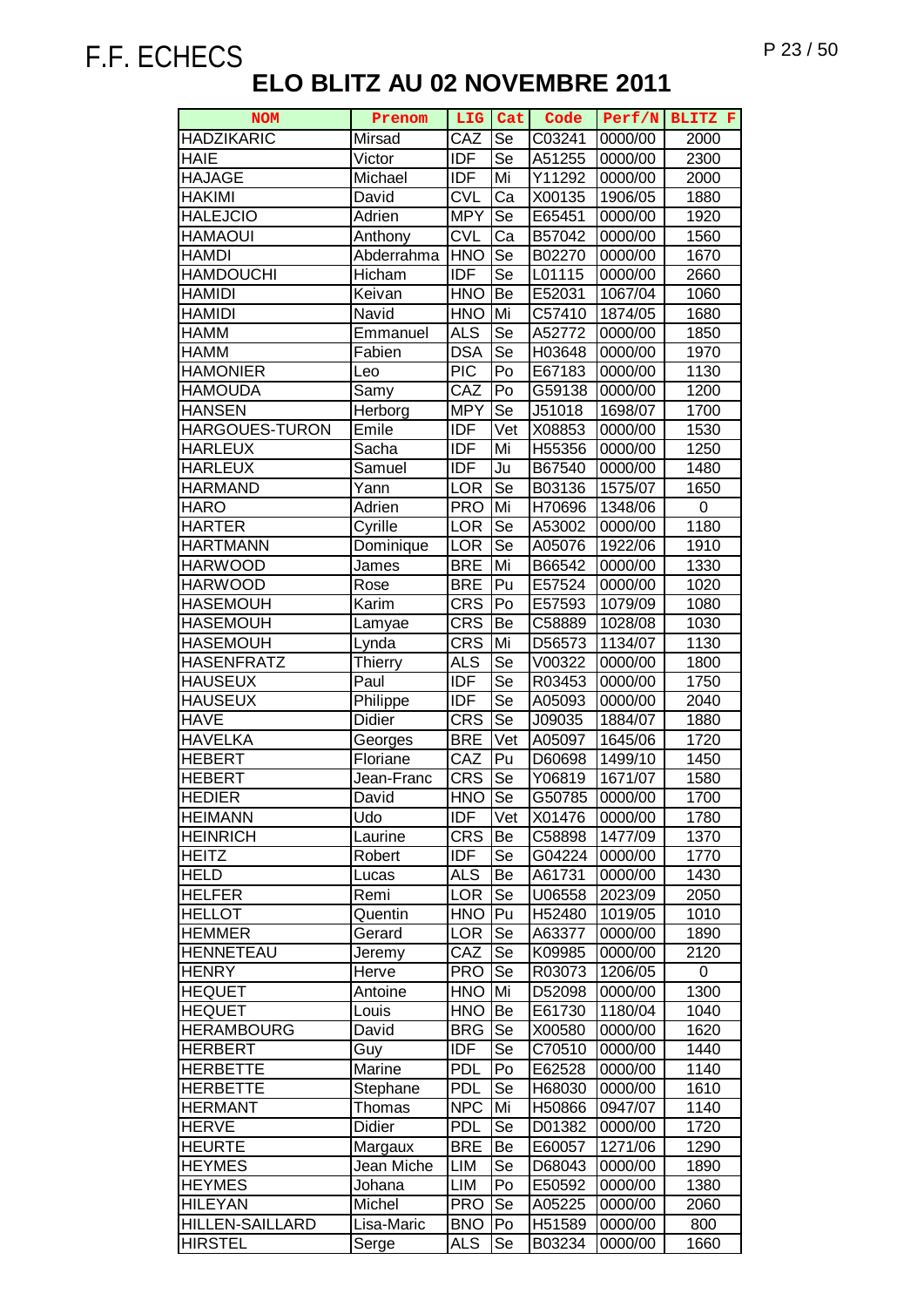F.F. ECHECS

# ELO BLITZ AU 02 NOVEMBRE 2011

| NOM | Prenom | LIG | Cat | Code | Perf/N | BLITZ F |
|---|---|---|---|---|---|---|
| HADZIKARIC | Mirsad | CAZ | Se | C03241 | 0000/00 | 2000 |
| HAIE | Victor | IDF | Se | A51255 | 0000/00 | 2300 |
| HAJAGE | Michael | IDF | Mi | Y11292 | 0000/00 | 2000 |
| HAKIMI | David | CVL | Ca | X00135 | 1906/05 | 1880 |
| HALEJCIO | Adrien | MPY | Se | E65451 | 0000/00 | 1920 |
| HAMAOUI | Anthony | CVL | Ca | B57042 | 0000/00 | 1560 |
| HAMDI | Abderrahma | HNO | Se | B02270 | 0000/00 | 1670 |
| HAMDOUCHI | Hicham | IDF | Se | L01115 | 0000/00 | 2660 |
| HAMIDI | Keivan | HNO | Be | E52031 | 1067/04 | 1060 |
| HAMIDI | Navid | HNO | Mi | C57410 | 1874/05 | 1680 |
| HAMM | Emmanuel | ALS | Se | A52772 | 0000/00 | 1850 |
| HAMM | Fabien | DSA | Se | H03648 | 0000/00 | 1970 |
| HAMONIER | Leo | PIC | Po | E67183 | 0000/00 | 1130 |
| HAMOUDA | Samy | CAZ | Po | G59138 | 0000/00 | 1200 |
| HANSEN | Herborg | MPY | Se | J51018 | 1698/07 | 1700 |
| HARGOUES-TURON | Emile | IDF | Vet | X08853 | 0000/00 | 1530 |
| HARLEUX | Sacha | IDF | Mi | H55356 | 0000/00 | 1250 |
| HARLEUX | Samuel | IDF | Ju | B67540 | 0000/00 | 1480 |
| HARMAND | Yann | LOR | Se | B03136 | 1575/07 | 1650 |
| HARO | Adrien | PRO | Mi | H70696 | 1348/06 | 0 |
| HARTER | Cyrille | LOR | Se | A53002 | 0000/00 | 1180 |
| HARTMANN | Dominique | LOR | Se | A05076 | 1922/06 | 1910 |
| HARWOOD | James | BRE | Mi | B66542 | 0000/00 | 1330 |
| HARWOOD | Rose | BRE | Pu | E57524 | 0000/00 | 1020 |
| HASEMOUH | Karim | CRS | Po | E57593 | 1079/09 | 1080 |
| HASEMOUH | Lamyae | CRS | Be | C58889 | 1028/08 | 1030 |
| HASEMOUH | Lynda | CRS | Mi | D56573 | 1134/07 | 1130 |
| HASENFRATZ | Thierry | ALS | Se | V00322 | 0000/00 | 1800 |
| HAUSEUX | Paul | IDF | Se | R03453 | 0000/00 | 1750 |
| HAUSEUX | Philippe | IDF | Se | A05093 | 0000/00 | 2040 |
| HAVE | Didier | CRS | Se | J09035 | 1884/07 | 1880 |
| HAVELKA | Georges | BRE | Vet | A05097 | 1645/06 | 1720 |
| HEBERT | Floriane | CAZ | Pu | D60698 | 1499/10 | 1450 |
| HEBERT | Jean-Franc | CRS | Se | Y06819 | 1671/07 | 1580 |
| HEDIER | David | HNO | Se | G50785 | 0000/00 | 1700 |
| HEIMANN | Udo | IDF | Vet | X01476 | 0000/00 | 1780 |
| HEINRICH | Laurine | CRS | Be | C58898 | 1477/09 | 1370 |
| HEITZ | Robert | IDF | Se | G04224 | 0000/00 | 1770 |
| HELD | Lucas | ALS | Be | A61731 | 0000/00 | 1430 |
| HELFER | Remi | LOR | Se | U06558 | 2023/09 | 2050 |
| HELLOT | Quentin | HNO | Pu | H52480 | 1019/05 | 1010 |
| HEMMER | Gerard | LOR | Se | A63377 | 0000/00 | 1890 |
| HENNETEAU | Jeremy | CAZ | Se | K09985 | 0000/00 | 2120 |
| HENRY | Herve | PRO | Se | R03073 | 1206/05 | 0 |
| HEQUET | Antoine | HNO | Mi | D52098 | 0000/00 | 1300 |
| HEQUET | Louis | HNO | Be | E61730 | 1180/04 | 1040 |
| HERAMBOURG | David | BRG | Se | X00580 | 0000/00 | 1620 |
| HERBERT | Guy | IDF | Se | C70510 | 0000/00 | 1440 |
| HERBETTE | Marine | PDL | Po | E62528 | 0000/00 | 1140 |
| HERBETTE | Stephane | PDL | Se | H68030 | 0000/00 | 1610 |
| HERMANT | Thomas | NPC | Mi | H50866 | 0947/07 | 1140 |
| HERVE | Didier | PDL | Se | D01382 | 0000/00 | 1720 |
| HEURTE | Margaux | BRE | Be | E60057 | 1271/06 | 1290 |
| HEYMES | Jean Miche | LIM | Se | D68043 | 0000/00 | 1890 |
| HEYMES | Johana | LIM | Po | E50592 | 0000/00 | 1380 |
| HILEYAN | Michel | PRO | Se | A05225 | 0000/00 | 2060 |
| HILLEN-SAILLARD | Lisa-Maric | BNO | Po | H51589 | 0000/00 | 800 |
| HIRSTEL | Serge | ALS | Se | B03234 | 0000/00 | 1660 |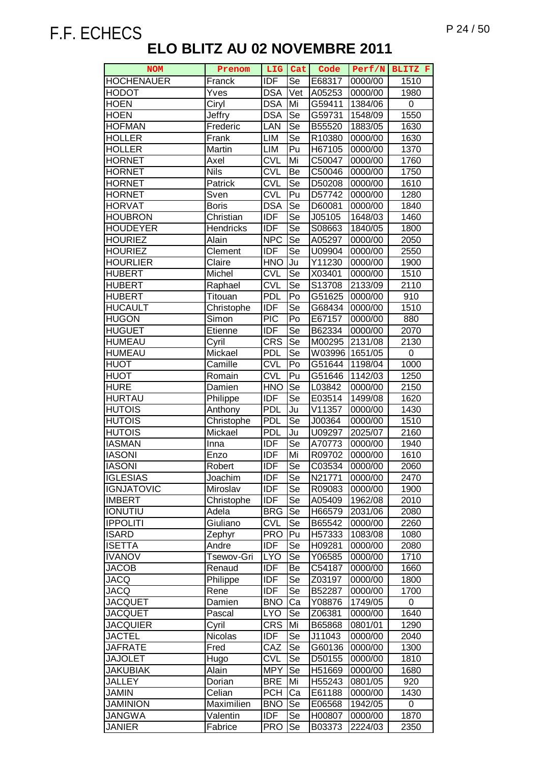F.F. ECHECS

# ELO BLITZ AU 02 NOVEMBRE 2011

| NOM | Prenom | LIG | Cat | Code | Perf/N | BLITZ F |
|---|---|---|---|---|---|---|
| HOCHENAUER | Franck | IDF | Se | E68317 | 0000/00 | 1510 |
| HODOT | Yves | DSA | Vet | A05253 | 0000/00 | 1980 |
| HOEN | Ciryl | DSA | Mi | G59411 | 1384/06 | 0 |
| HOEN | Jeffry | DSA | Se | G59731 | 1548/09 | 1550 |
| HOFMAN | Frederic | LAN | Se | B55520 | 1883/05 | 1630 |
| HOLLER | Frank | LIM | Se | R10380 | 0000/00 | 1630 |
| HOLLER | Martin | LIM | Pu | H67105 | 0000/00 | 1370 |
| HORNET | Axel | CVL | Mi | C50047 | 0000/00 | 1760 |
| HORNET | Nils | CVL | Be | C50046 | 0000/00 | 1750 |
| HORNET | Patrick | CVL | Se | D50208 | 0000/00 | 1610 |
| HORNET | Sven | CVL | Pu | D57742 | 0000/00 | 1280 |
| HORVAT | Boris | DSA | Se | D60081 | 0000/00 | 1840 |
| HOUBRON | Christian | IDF | Se | J05105 | 1648/03 | 1460 |
| HOUDEYER | Hendricks | IDF | Se | S08663 | 1840/05 | 1800 |
| HOURIEZ | Alain | NPC | Se | A05297 | 0000/00 | 2050 |
| HOURIEZ | Clement | IDF | Se | U09904 | 0000/00 | 2550 |
| HOURLIER | Claire | HNO | Ju | Y11230 | 0000/00 | 1900 |
| HUBERT | Michel | CVL | Se | X03401 | 0000/00 | 1510 |
| HUBERT | Raphael | CVL | Se | S13708 | 2133/09 | 2110 |
| HUBERT | Titouan | PDL | Po | G51625 | 0000/00 | 910 |
| HUCAULT | Christophe | IDF | Se | G68434 | 0000/00 | 1510 |
| HUGON | Simon | PIC | Po | E67157 | 0000/00 | 880 |
| HUGUET | Etienne | IDF | Se | B62334 | 0000/00 | 2070 |
| HUMEAU | Cyril | CRS | Se | M00295 | 2131/08 | 2130 |
| HUMEAU | Mickael | PDL | Se | W03996 | 1651/05 | 0 |
| HUOT | Camille | CVL | Po | G51644 | 1198/04 | 1000 |
| HUOT | Romain | CVL | Pu | G51646 | 1142/03 | 1250 |
| HURE | Damien | HNO | Se | L03842 | 0000/00 | 2150 |
| HURTAU | Philippe | IDF | Se | E03514 | 1499/08 | 1620 |
| HUTOIS | Anthony | PDL | Ju | V11357 | 0000/00 | 1430 |
| HUTOIS | Christophe | PDL | Se | J00364 | 0000/00 | 1510 |
| HUTOIS | Mickael | PDL | Ju | U09297 | 2025/07 | 2160 |
| IASMAN | Inna | IDF | Se | A70773 | 0000/00 | 1940 |
| IASONI | Enzo | IDF | Mi | R09702 | 0000/00 | 1610 |
| IASONI | Robert | IDF | Se | C03534 | 0000/00 | 2060 |
| IGLESIAS | Joachim | IDF | Se | N21771 | 0000/00 | 2470 |
| IGNJATOVIC | Miroslav | IDF | Se | R09083 | 0000/00 | 1900 |
| IMBERT | Christophe | IDF | Se | A05409 | 1962/08 | 2010 |
| IONUTIU | Adela | BRG | Se | H66579 | 2031/06 | 2080 |
| IPPOLITI | Giuliano | CVL | Se | B65542 | 0000/00 | 2260 |
| ISARD | Zephyr | PRO | Pu | H57333 | 1083/08 | 1080 |
| ISETTA | Andre | IDF | Se | H09281 | 0000/00 | 2080 |
| IVANOV | Tsewov-Gri | LYO | Se | Y06585 | 0000/00 | 1710 |
| JACOB | Renaud | IDF | Be | C54187 | 0000/00 | 1660 |
| JACQ | Philippe | IDF | Se | Z03197 | 0000/00 | 1800 |
| JACQ | Rene | IDF | Se | B52287 | 0000/00 | 1700 |
| JACQUET | Damien | BNO | Ca | Y08876 | 1749/05 | 0 |
| JACQUET | Pascal | LYO | Se | Z06381 | 0000/00 | 1640 |
| JACQUIER | Cyril | CRS | Mi | B65868 | 0801/01 | 1290 |
| JACTEL | Nicolas | IDF | Se | J11043 | 0000/00 | 2040 |
| JAFRATE | Fred | CAZ | Se | G60136 | 0000/00 | 1300 |
| JAJOLET | Hugo | CVL | Se | D50155 | 0000/00 | 1810 |
| JAKUBIAK | Alain | MPY | Se | H51669 | 0000/00 | 1680 |
| JALLEY | Dorian | BRE | Mi | H55243 | 0801/05 | 920 |
| JAMIN | Celian | PCH | Ca | E61188 | 0000/00 | 1430 |
| JAMINON | Maximilien | BNO | Se | E06568 | 1942/05 | 0 |
| JANGWA | Valentin | IDF | Se | H00807 | 0000/00 | 1870 |
| JANIER | Fabrice | PRO | Se | B03373 | 2224/03 | 2350 |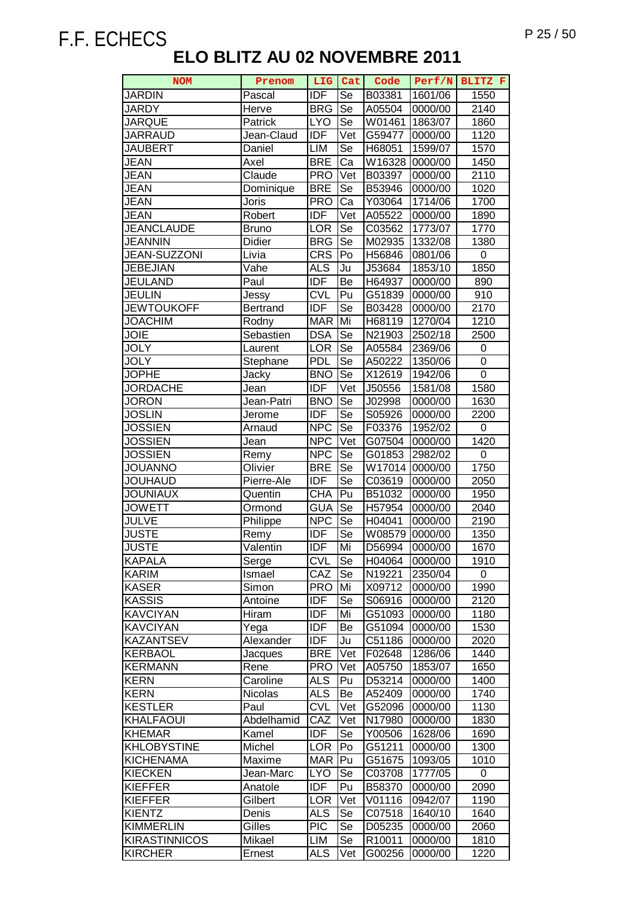F.F. ECHECS

# ELO BLITZ AU 02 NOVEMBRE 2011

| NOM | Prenom | LIG | Cat | Code | Perf/N | BLITZ F |
|---|---|---|---|---|---|---|
| JARDIN | Pascal | IDF | Se | B03381 | 1601/06 | 1550 |
| JARDY | Herve | BRG | Se | A05504 | 0000/00 | 2140 |
| JARQUE | Patrick | LYO | Se | W01461 | 1863/07 | 1860 |
| JARRAUD | Jean-Claud | IDF | Vet | G59477 | 0000/00 | 1120 |
| JAUBERT | Daniel | LIM | Se | H68051 | 1599/07 | 1570 |
| JEAN | Axel | BRE | Ca | W16328 | 0000/00 | 1450 |
| JEAN | Claude | PRO | Vet | B03397 | 0000/00 | 2110 |
| JEAN | Dominique | BRE | Se | B53946 | 0000/00 | 1020 |
| JEAN | Joris | PRO | Ca | Y03064 | 1714/06 | 1700 |
| JEAN | Robert | IDF | Vet | A05522 | 0000/00 | 1890 |
| JEANCLAUDE | Bruno | LOR | Se | C03562 | 1773/07 | 1770 |
| JEANNIN | Didier | BRG | Se | M02935 | 1332/08 | 1380 |
| JEAN-SUZZONI | Livia | CRS | Po | H56846 | 0801/06 | 0 |
| JEBEJIAN | Vahe | ALS | Ju | J53684 | 1853/10 | 1850 |
| JEULAND | Paul | IDF | Be | H64937 | 0000/00 | 890 |
| JEULIN | Jessy | CVL | Pu | G51839 | 0000/00 | 910 |
| JEWTOUKOFF | Bertrand | IDF | Se | B03428 | 0000/00 | 2170 |
| JOACHIM | Rodny | MAR | Mi | H68119 | 1270/04 | 1210 |
| JOIE | Sebastien | DSA | Se | N21903 | 2502/18 | 2500 |
| JOLY | Laurent | LOR | Se | A05584 | 2369/06 | 0 |
| JOLY | Stephane | PDL | Se | A50222 | 1350/06 | 0 |
| JOPHE | Jacky | BNO | Se | X12619 | 1942/06 | 0 |
| JORDACHE | Jean | IDF | Vet | J50556 | 1581/08 | 1580 |
| JORON | Jean-Patri | BNO | Se | J02998 | 0000/00 | 1630 |
| JOSLIN | Jerome | IDF | Se | S05926 | 0000/00 | 2200 |
| JOSSIEN | Arnaud | NPC | Se | F03376 | 1952/02 | 0 |
| JOSSIEN | Jean | NPC | Vet | G07504 | 0000/00 | 1420 |
| JOSSIEN | Remy | NPC | Se | G01853 | 2982/02 | 0 |
| JOUANNO | Olivier | BRE | Se | W17014 | 0000/00 | 1750 |
| JOUHAUD | Pierre-Ale | IDF | Se | C03619 | 0000/00 | 2050 |
| JOUNIAUX | Quentin | CHA | Pu | B51032 | 0000/00 | 1950 |
| JOWETT | Ormond | GUA | Se | H57954 | 0000/00 | 2040 |
| JULVE | Philippe | NPC | Se | H04041 | 0000/00 | 2190 |
| JUSTE | Remy | IDF | Se | W08579 | 0000/00 | 1350 |
| JUSTE | Valentin | IDF | Mi | D56994 | 0000/00 | 1670 |
| KAPALA | Serge | CVL | Se | H04064 | 0000/00 | 1910 |
| KARIM | Ismael | CAZ | Se | N19221 | 2350/04 | 0 |
| KASER | Simon | PRO | Mi | X09712 | 0000/00 | 1990 |
| KASSIS | Antoine | IDF | Se | S06916 | 0000/00 | 2120 |
| KAVCIYAN | Hiram | IDF | Mi | G51093 | 0000/00 | 1180 |
| KAVCIYAN | Yega | IDF | Be | G51094 | 0000/00 | 1530 |
| KAZANTSEV | Alexander | IDF | Ju | C51186 | 0000/00 | 2020 |
| KERBAOL | Jacques | BRE | Vet | F02648 | 1286/06 | 1440 |
| KERMANN | Rene | PRO | Vet | A05750 | 1853/07 | 1650 |
| KERN | Caroline | ALS | Pu | D53214 | 0000/00 | 1400 |
| KERN | Nicolas | ALS | Be | A52409 | 0000/00 | 1740 |
| KESTLER | Paul | CVL | Vet | G52096 | 0000/00 | 1130 |
| KHALFAOUI | Abdelhamid | CAZ | Vet | N17980 | 0000/00 | 1830 |
| KHEMAR | Kamel | IDF | Se | Y00506 | 1628/06 | 1690 |
| KHLOBYSTINE | Michel | LOR | Po | G51211 | 0000/00 | 1300 |
| KICHENAMA | Maxime | MAR | Pu | G51675 | 1093/05 | 1010 |
| KIECKEN | Jean-Marc | LYO | Se | C03708 | 1777/05 | 0 |
| KIEFFER | Anatole | IDF | Pu | B58370 | 0000/00 | 2090 |
| KIEFFER | Gilbert | LOR | Vet | V01116 | 0942/07 | 1190 |
| KIENTZ | Denis | ALS | Se | C07518 | 1640/10 | 1640 |
| KIMMERLIN | Gilles | PIC | Se | D05235 | 0000/00 | 2060 |
| KIRASTINNICOS | Mikael | LIM | Se | R10011 | 0000/00 | 1810 |
| KIRCHER | Ernest | ALS | Vet | G00256 | 0000/00 | 1220 |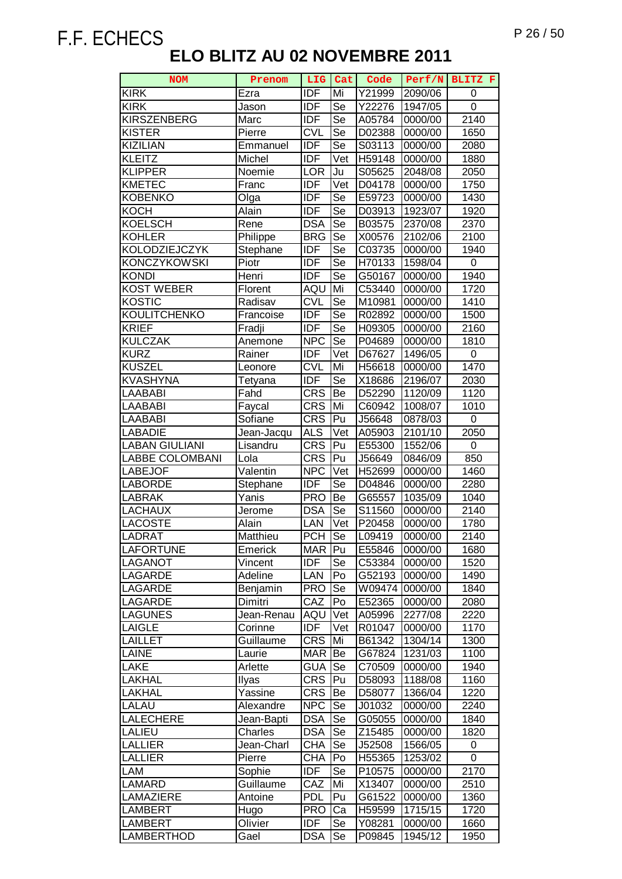# F.F. ECHECS

## ELO BLITZ AU 02 NOVEMBRE 2011

| NOM | Prenom | LIG | Cat | Code | Perf/N | BLITZ F |
|---|---|---|---|---|---|---|
| KIRK | Ezra | IDF | Mi | Y21999 | 2090/06 | 0 |
| KIRK | Jason | IDF | Se | Y22276 | 1947/05 | 0 |
| KIRSZENBERG | Marc | IDF | Se | A05784 | 0000/00 | 2140 |
| KISTER | Pierre | CVL | Se | D02388 | 0000/00 | 1650 |
| KIZILIAN | Emmanuel | IDF | Se | S03113 | 0000/00 | 2080 |
| KLEITZ | Michel | IDF | Vet | H59148 | 0000/00 | 1880 |
| KLIPPER | Noemie | LOR | Ju | S05625 | 2048/08 | 2050 |
| KMETEC | Franc | IDF | Vet | D04178 | 0000/00 | 1750 |
| KOBENKO | Olga | IDF | Se | E59723 | 0000/00 | 1430 |
| KOCH | Alain | IDF | Se | D03913 | 1923/07 | 1920 |
| KOELSCH | Rene | DSA | Se | B03575 | 2370/08 | 2370 |
| KOHLER | Philippe | BRG | Se | X00576 | 2102/06 | 2100 |
| KOLODZIEJCZYK | Stephane | IDF | Se | C03735 | 0000/00 | 1940 |
| KONCZYKOWSKI | Piotr | IDF | Se | H70133 | 1598/04 | 0 |
| KONDI | Henri | IDF | Se | G50167 | 0000/00 | 1940 |
| KOST WEBER | Florent | AQU | Mi | C53440 | 0000/00 | 1720 |
| KOSTIC | Radisav | CVL | Se | M10981 | 0000/00 | 1410 |
| KOULITCHENKO | Francoise | IDF | Se | R02892 | 0000/00 | 1500 |
| KRIEF | Fradji | IDF | Se | H09305 | 0000/00 | 2160 |
| KULCZAK | Anemone | NPC | Se | P04689 | 0000/00 | 1810 |
| KURZ | Rainer | IDF | Vet | D67627 | 1496/05 | 0 |
| KUSZEL | Leonore | CVL | Mi | H56618 | 0000/00 | 1470 |
| KVASHYNA | Tetyana | IDF | Se | X18686 | 2196/07 | 2030 |
| LAABABI | Fahd | CRS | Be | D52290 | 1120/09 | 1120 |
| LAABABI | Faycal | CRS | Mi | C60942 | 1008/07 | 1010 |
| LAABABI | Sofiane | CRS | Pu | J56648 | 0878/03 | 0 |
| LABADIE | Jean-Jacqu | ALS | Vet | A05903 | 2101/10 | 2050 |
| LABAN GIULIANI | Lisandru | CRS | Pu | E55300 | 1552/06 | 0 |
| LABBE COLOMBANI | Lola | CRS | Pu | J56649 | 0846/09 | 850 |
| LABEJOF | Valentin | NPC | Vet | H52699 | 0000/00 | 1460 |
| LABORDE | Stephane | IDF | Se | D04846 | 0000/00 | 2280 |
| LABRAK | Yanis | PRO | Be | G65557 | 1035/09 | 1040 |
| LACHAUX | Jerome | DSA | Se | S11560 | 0000/00 | 2140 |
| LACOSTE | Alain | LAN | Vet | P20458 | 0000/00 | 1780 |
| LADRAT | Matthieu | PCH | Se | L09419 | 0000/00 | 2140 |
| LAFORTUNE | Emerick | MAR | Pu | E55846 | 0000/00 | 1680 |
| LAGANOT | Vincent | IDF | Se | C53384 | 0000/00 | 1520 |
| LAGARDE | Adeline | LAN | Po | G52193 | 0000/00 | 1490 |
| LAGARDE | Benjamin | PRO | Se | W09474 | 0000/00 | 1840 |
| LAGARDE | Dimitri | CAZ | Po | E52365 | 0000/00 | 2080 |
| LAGUNES | Jean-Renau | AQU | Vet | A05996 | 2277/08 | 2220 |
| LAIGLE | Corinne | IDF | Vet | R01047 | 0000/00 | 1170 |
| LAILLET | Guillaume | CRS | Mi | B61342 | 1304/14 | 1300 |
| LAINE | Laurie | MAR | Be | G67824 | 1231/03 | 1100 |
| LAKE | Arlette | GUA | Se | C70509 | 0000/00 | 1940 |
| LAKHAL | Ilyas | CRS | Pu | D58093 | 1188/08 | 1160 |
| LAKHAL | Yassine | CRS | Be | D58077 | 1366/04 | 1220 |
| LALAU | Alexandre | NPC | Se | J01032 | 0000/00 | 2240 |
| LALECHERE | Jean-Bapti | DSA | Se | G05055 | 0000/00 | 1840 |
| LALIEU | Charles | DSA | Se | Z15485 | 0000/00 | 1820 |
| LALLIER | Jean-Charl | CHA | Se | J52508 | 1566/05 | 0 |
| LALLIER | Pierre | CHA | Po | H55365 | 1253/02 | 0 |
| LAM | Sophie | IDF | Se | P10575 | 0000/00 | 2170 |
| LAMARD | Guillaume | CAZ | Mi | X13407 | 0000/00 | 2510 |
| LAMAZIERE | Antoine | PDL | Pu | G61522 | 0000/00 | 1360 |
| LAMBERT | Hugo | PRO | Ca | H59599 | 1715/15 | 1720 |
| LAMBERT | Olivier | IDF | Se | Y08281 | 0000/00 | 1660 |
| LAMBERTHOD | Gael | DSA | Se | P09845 | 1945/12 | 1950 |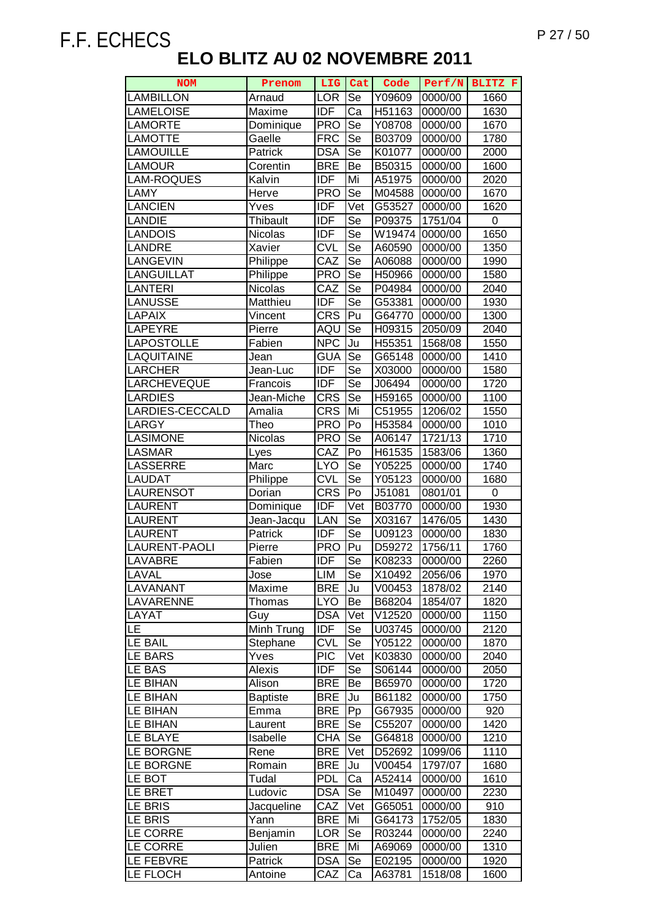F.F. ECHECS

# ELO BLITZ AU 02 NOVEMBRE 2011

| NOM | Prenom | LIG | Cat | Code | Perf/N | BLITZ F |
|---|---|---|---|---|---|---|
| LAMBILLON | Arnaud | LOR | Se | Y09609 | 0000/00 | 1660 |
| LAMELOISE | Maxime | IDF | Ca | H51163 | 0000/00 | 1630 |
| LAMORTE | Dominique | PRO | Se | Y08708 | 0000/00 | 1670 |
| LAMOTTE | Gaelle | FRC | Se | B03709 | 0000/00 | 1780 |
| LAMOUILLE | Patrick | DSA | Se | K01077 | 0000/00 | 2000 |
| LAMOUR | Corentin | BRE | Be | B50315 | 0000/00 | 1600 |
| LAM-ROQUES | Kalvin | IDF | Mi | A51975 | 0000/00 | 2020 |
| LAMY | Herve | PRO | Se | M04588 | 0000/00 | 1670 |
| LANCIEN | Yves | IDF | Vet | G53527 | 0000/00 | 1620 |
| LANDIE | Thibault | IDF | Se | P09375 | 1751/04 | 0 |
| LANDOIS | Nicolas | IDF | Se | W19474 | 0000/00 | 1650 |
| LANDRE | Xavier | CVL | Se | A60590 | 0000/00 | 1350 |
| LANGEVIN | Philippe | CAZ | Se | A06088 | 0000/00 | 1990 |
| LANGUILLAT | Philippe | PRO | Se | H50966 | 0000/00 | 1580 |
| LANTERI | Nicolas | CAZ | Se | P04984 | 0000/00 | 2040 |
| LANUSSE | Matthieu | IDF | Se | G53381 | 0000/00 | 1930 |
| LAPAIX | Vincent | CRS | Pu | G64770 | 0000/00 | 1300 |
| LAPEYRE | Pierre | AQU | Se | H09315 | 2050/09 | 2040 |
| LAPOSTOLLE | Fabien | NPC | Ju | H55351 | 1568/08 | 1550 |
| LAQUITAINE | Jean | GUA | Se | G65148 | 0000/00 | 1410 |
| LARCHER | Jean-Luc | IDF | Se | X03000 | 0000/00 | 1580 |
| LARCHEVEQUE | Francois | IDF | Se | J06494 | 0000/00 | 1720 |
| LARDIES | Jean-Miche | CRS | Se | H59165 | 0000/00 | 1100 |
| LARDIES-CECCALD | Amalia | CRS | Mi | C51955 | 1206/02 | 1550 |
| LARGY | Theo | PRO | Po | H53584 | 0000/00 | 1010 |
| LASIMONE | Nicolas | PRO | Se | A06147 | 1721/13 | 1710 |
| LASMAR | Lyes | CAZ | Po | H61535 | 1583/06 | 1360 |
| LASSERRE | Marc | LYO | Se | Y05225 | 0000/00 | 1740 |
| LAUDAT | Philippe | CVL | Se | Y05123 | 0000/00 | 1680 |
| LAURENSOT | Dorian | CRS | Po | J51081 | 0801/01 | 0 |
| LAURENT | Dominique | IDF | Vet | B03770 | 0000/00 | 1930 |
| LAURENT | Jean-Jacqu | LAN | Se | X03167 | 1476/05 | 1430 |
| LAURENT | Patrick | IDF | Se | U09123 | 0000/00 | 1830 |
| LAURENT-PAOLI | Pierre | PRO | Pu | D59272 | 1756/11 | 1760 |
| LAVABRE | Fabien | IDF | Se | K08233 | 0000/00 | 2260 |
| LAVAL | Jose | LIM | Se | X10492 | 2056/06 | 1970 |
| LAVANANT | Maxime | BRE | Ju | V00453 | 1878/02 | 2140 |
| LAVARENNE | Thomas | LYO | Be | B68204 | 1854/07 | 1820 |
| LAYAT | Guy | DSA | Vet | V12520 | 0000/00 | 1150 |
| LE | Minh Trung | IDF | Se | U03745 | 0000/00 | 2120 |
| LE BAIL | Stephane | CVL | Se | Y05122 | 0000/00 | 1870 |
| LE BARS | Yves | PIC | Vet | K03830 | 0000/00 | 2040 |
| LE BAS | Alexis | IDF | Se | S06144 | 0000/00 | 2050 |
| LE BIHAN | Alison | BRE | Be | B65970 | 0000/00 | 1720 |
| LE BIHAN | Baptiste | BRE | Ju | B61182 | 0000/00 | 1750 |
| LE BIHAN | Emma | BRE | Pp | G67935 | 0000/00 | 920 |
| LE BIHAN | Laurent | BRE | Se | C55207 | 0000/00 | 1420 |
| LE BLAYE | Isabelle | CHA | Se | G64818 | 0000/00 | 1210 |
| LE BORGNE | Rene | BRE | Vet | D52692 | 1099/06 | 1110 |
| LE BORGNE | Romain | BRE | Ju | V00454 | 1797/07 | 1680 |
| LE BOT | Tudal | PDL | Ca | A52414 | 0000/00 | 1610 |
| LE BRET | Ludovic | DSA | Se | M10497 | 0000/00 | 2230 |
| LE BRIS | Jacqueline | CAZ | Vet | G65051 | 0000/00 | 910 |
| LE BRIS | Yann | BRE | Mi | G64173 | 1752/05 | 1830 |
| LE CORRE | Benjamin | LOR | Se | R03244 | 0000/00 | 2240 |
| LE CORRE | Julien | BRE | Mi | A69069 | 0000/00 | 1310 |
| LE FEBVRE | Patrick | DSA | Se | E02195 | 0000/00 | 1920 |
| LE FLOCH | Antoine | CAZ | Ca | A63781 | 1518/08 | 1600 |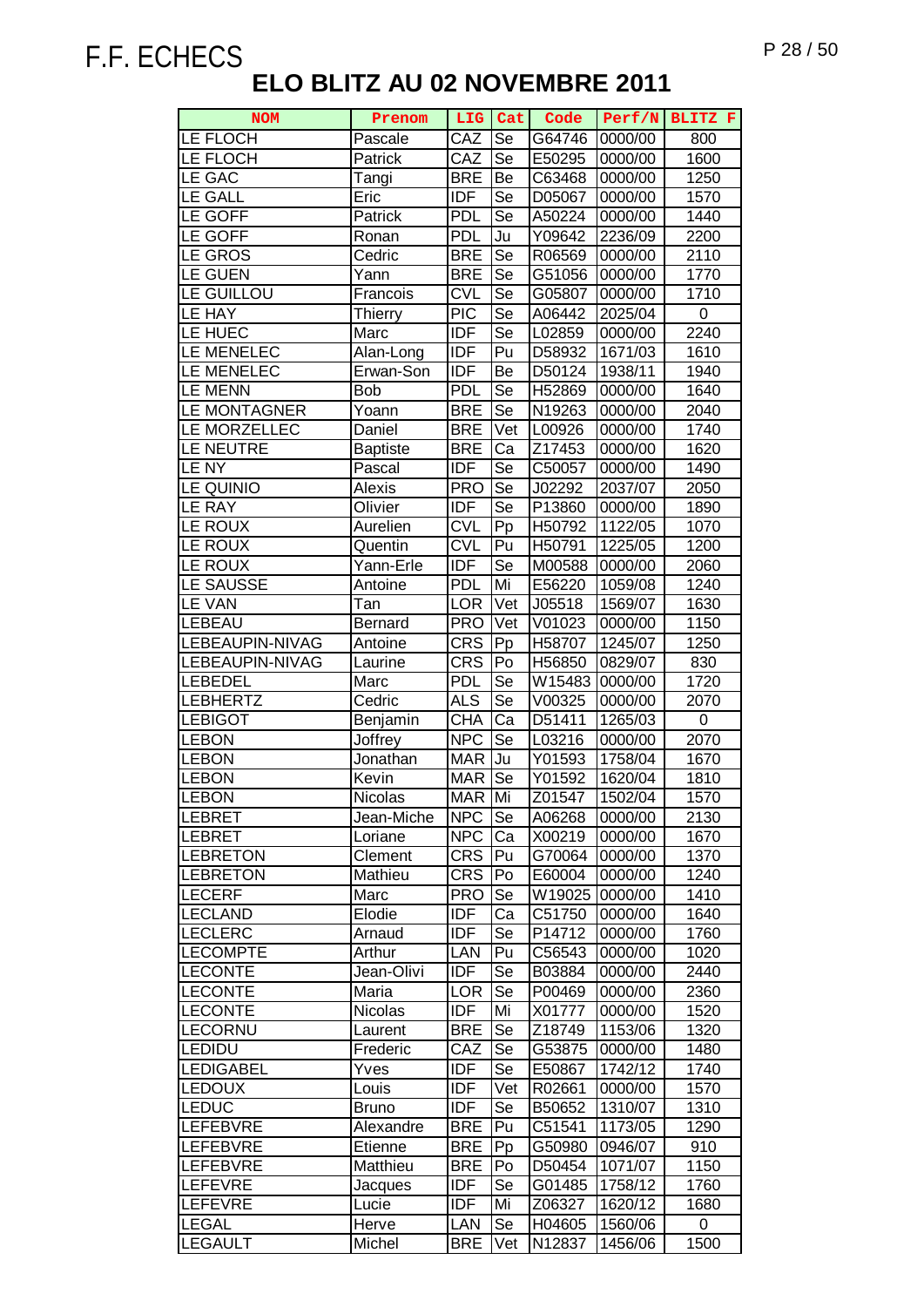F.F. ECHECS

# ELO BLITZ AU 02 NOVEMBRE 2011

| NOM | Prenom | LIG | Cat | Code | Perf/N | BLITZ F |
|---|---|---|---|---|---|---|
| LE FLOCH | Pascale | CAZ | Se | G64746 | 0000/00 | 800 |
| LE FLOCH | Patrick | CAZ | Se | E50295 | 0000/00 | 1600 |
| LE GAC | Tangi | BRE | Be | C63468 | 0000/00 | 1250 |
| LE GALL | Eric | IDF | Se | D05067 | 0000/00 | 1570 |
| LE GOFF | Patrick | PDL | Se | A50224 | 0000/00 | 1440 |
| LE GOFF | Ronan | PDL | Ju | Y09642 | 2236/09 | 2200 |
| LE GROS | Cedric | BRE | Se | R06569 | 0000/00 | 2110 |
| LE GUEN | Yann | BRE | Se | G51056 | 0000/00 | 1770 |
| LE GUILLOU | Francois | CVL | Se | G05807 | 0000/00 | 1710 |
| LE HAY | Thierry | PIC | Se | A06442 | 2025/04 | 0 |
| LE HUEC | Marc | IDF | Se | L02859 | 0000/00 | 2240 |
| LE MENELEC | Alan-Long | IDF | Pu | D58932 | 1671/03 | 1610 |
| LE MENELEC | Erwan-Son | IDF | Be | D50124 | 1938/11 | 1940 |
| LE MENN | Bob | PDL | Se | H52869 | 0000/00 | 1640 |
| LE MONTAGNER | Yoann | BRE | Se | N19263 | 0000/00 | 2040 |
| LE MORZELLEC | Daniel | BRE | Vet | L00926 | 0000/00 | 1740 |
| LE NEUTRE | Baptiste | BRE | Ca | Z17453 | 0000/00 | 1620 |
| LE NY | Pascal | IDF | Se | C50057 | 0000/00 | 1490 |
| LE QUINIO | Alexis | PRO | Se | J02292 | 2037/07 | 2050 |
| LE RAY | Olivier | IDF | Se | P13860 | 0000/00 | 1890 |
| LE ROUX | Aurelien | CVL | Pp | H50792 | 1122/05 | 1070 |
| LE ROUX | Quentin | CVL | Pu | H50791 | 1225/05 | 1200 |
| LE ROUX | Yann-Erle | IDF | Se | M00588 | 0000/00 | 2060 |
| LE SAUSSE | Antoine | PDL | Mi | E56220 | 1059/08 | 1240 |
| LE VAN | Tan | LOR | Vet | J05518 | 1569/07 | 1630 |
| LEBEAU | Bernard | PRO | Vet | V01023 | 0000/00 | 1150 |
| LEBEAUPIN-NIVAG | Antoine | CRS | Pp | H58707 | 1245/07 | 1250 |
| LEBEAUPIN-NIVAG | Laurine | CRS | Po | H56850 | 0829/07 | 830 |
| LEBEDEL | Marc | PDL | Se | W15483 | 0000/00 | 1720 |
| LEBHERTZ | Cedric | ALS | Se | V00325 | 0000/00 | 2070 |
| LEBIGOT | Benjamin | CHA | Ca | D51411 | 1265/03 | 0 |
| LEBON | Joffrey | NPC | Se | L03216 | 0000/00 | 2070 |
| LEBON | Jonathan | MAR | Ju | Y01593 | 1758/04 | 1670 |
| LEBON | Kevin | MAR | Se | Y01592 | 1620/04 | 1810 |
| LEBON | Nicolas | MAR | Mi | Z01547 | 1502/04 | 1570 |
| LEBRET | Jean-Miche | NPC | Se | A06268 | 0000/00 | 2130 |
| LEBRET | Loriane | NPC | Ca | X00219 | 0000/00 | 1670 |
| LEBRETON | Clement | CRS | Pu | G70064 | 0000/00 | 1370 |
| LEBRETON | Mathieu | CRS | Po | E60004 | 0000/00 | 1240 |
| LECERF | Marc | PRO | Se | W19025 | 0000/00 | 1410 |
| LECLAND | Elodie | IDF | Ca | C51750 | 0000/00 | 1640 |
| LECLERC | Arnaud | IDF | Se | P14712 | 0000/00 | 1760 |
| LECOMPTE | Arthur | LAN | Pu | C56543 | 0000/00 | 1020 |
| LECONTE | Jean-Olivi | IDF | Se | B03884 | 0000/00 | 2440 |
| LECONTE | Maria | LOR | Se | P00469 | 0000/00 | 2360 |
| LECONTE | Nicolas | IDF | Mi | X01777 | 0000/00 | 1520 |
| LECORNU | Laurent | BRE | Se | Z18749 | 1153/06 | 1320 |
| LEDIDU | Frederic | CAZ | Se | G53875 | 0000/00 | 1480 |
| LEDIGABEL | Yves | IDF | Se | E50867 | 1742/12 | 1740 |
| LEDOUX | Louis | IDF | Vet | R02661 | 0000/00 | 1570 |
| LEDUC | Bruno | IDF | Se | B50652 | 1310/07 | 1310 |
| LEFEBVRE | Alexandre | BRE | Pu | C51541 | 1173/05 | 1290 |
| LEFEBVRE | Etienne | BRE | Pp | G50980 | 0946/07 | 910 |
| LEFEBVRE | Matthieu | BRE | Po | D50454 | 1071/07 | 1150 |
| LEFEVRE | Jacques | IDF | Se | G01485 | 1758/12 | 1760 |
| LEFEVRE | Lucie | IDF | Mi | Z06327 | 1620/12 | 1680 |
| LEGAL | Herve | LAN | Se | H04605 | 1560/06 | 0 |
| LEGAULT | Michel | BRE | Vet | N12837 | 1456/06 | 1500 |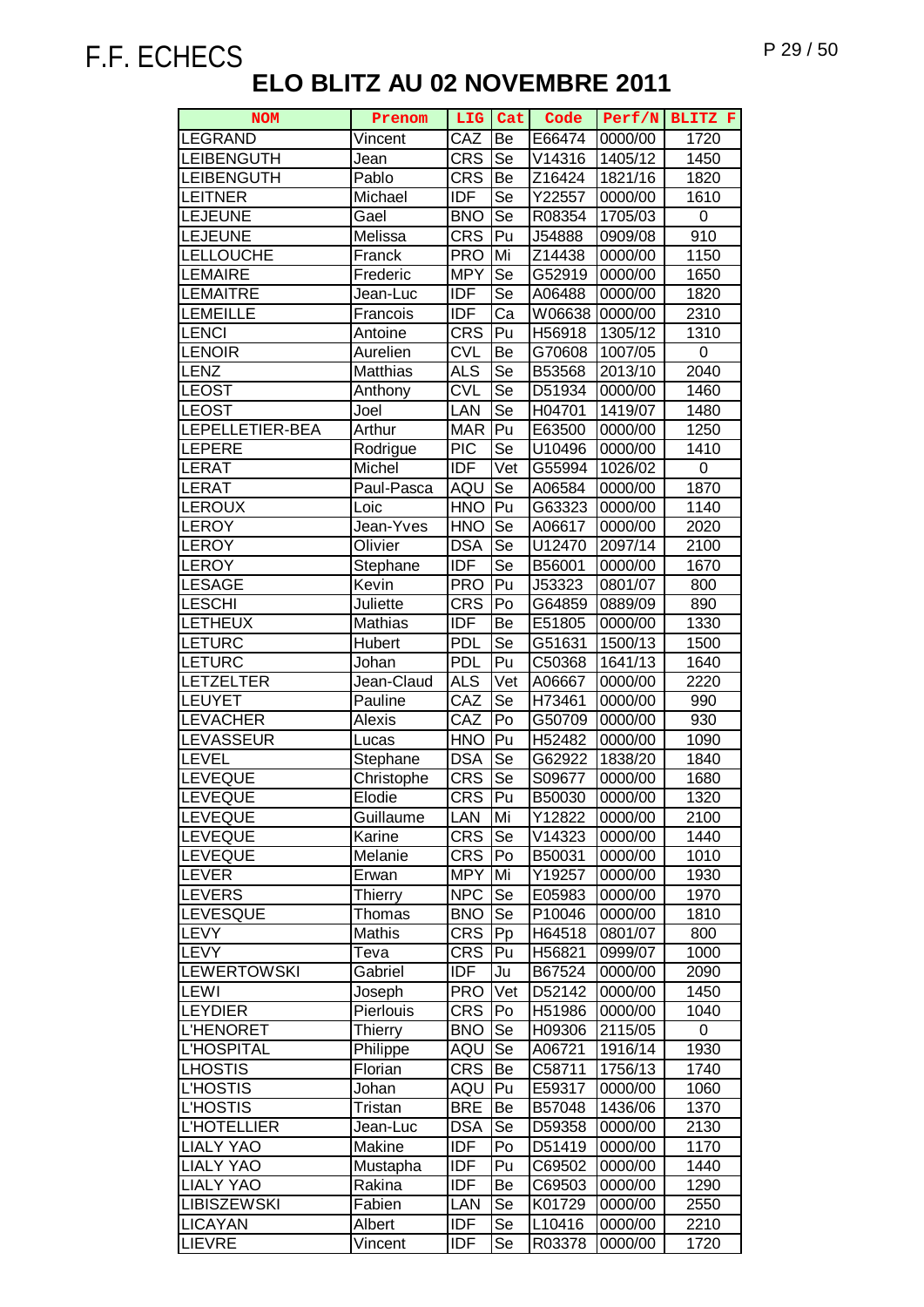# F.F. ECHECS

## ELO BLITZ AU 02 NOVEMBRE 2011

| NOM | Prenom | LIG | Cat | Code | Perf/N | BLITZ F |
|---|---|---|---|---|---|---|
| LEGRAND | Vincent | CAZ | Be | E66474 | 0000/00 | 1720 |
| LEIBENGUTH | Jean | CRS | Se | V14316 | 1405/12 | 1450 |
| LEIBENGUTH | Pablo | CRS | Be | Z16424 | 1821/16 | 1820 |
| LEITNER | Michael | IDF | Se | Y22557 | 0000/00 | 1610 |
| LEJEUNE | Gael | BNO | Se | R08354 | 1705/03 | 0 |
| LEJEUNE | Melissa | CRS | Pu | J54888 | 0909/08 | 910 |
| LELLOUCHE | Franck | PRO | Mi | Z14438 | 0000/00 | 1150 |
| LEMAIRE | Frederic | MPY | Se | G52919 | 0000/00 | 1650 |
| LEMAITRE | Jean-Luc | IDF | Se | A06488 | 0000/00 | 1820 |
| LEMEILLE | Francois | IDF | Ca | W06638 | 0000/00 | 2310 |
| LENCI | Antoine | CRS | Pu | H56918 | 1305/12 | 1310 |
| LENOIR | Aurelien | CVL | Be | G70608 | 1007/05 | 0 |
| LENZ | Matthias | ALS | Se | B53568 | 2013/10 | 2040 |
| LEOST | Anthony | CVL | Se | D51934 | 0000/00 | 1460 |
| LEOST | Joel | LAN | Se | H04701 | 1419/07 | 1480 |
| LEPELLETIER-BEA | Arthur | MAR | Pu | E63500 | 0000/00 | 1250 |
| LEPERE | Rodrigue | PIC | Se | U10496 | 0000/00 | 1410 |
| LERAT | Michel | IDF | Vet | G55994 | 1026/02 | 0 |
| LERAT | Paul-Pasca | AQU | Se | A06584 | 0000/00 | 1870 |
| LEROUX | Loic | HNO | Pu | G63323 | 0000/00 | 1140 |
| LEROY | Jean-Yves | HNO | Se | A06617 | 0000/00 | 2020 |
| LEROY | Olivier | DSA | Se | U12470 | 2097/14 | 2100 |
| LEROY | Stephane | IDF | Se | B56001 | 0000/00 | 1670 |
| LESAGE | Kevin | PRO | Pu | J53323 | 0801/07 | 800 |
| LESCHI | Juliette | CRS | Po | G64859 | 0889/09 | 890 |
| LETHEUX | Mathias | IDF | Be | E51805 | 0000/00 | 1330 |
| LETURC | Hubert | PDL | Se | G51631 | 1500/13 | 1500 |
| LETURC | Johan | PDL | Pu | C50368 | 1641/13 | 1640 |
| LETZELTER | Jean-Claud | ALS | Vet | A06667 | 0000/00 | 2220 |
| LEUYET | Pauline | CAZ | Se | H73461 | 0000/00 | 990 |
| LEVACHER | Alexis | CAZ | Po | G50709 | 0000/00 | 930 |
| LEVASSEUR | Lucas | HNO | Pu | H52482 | 0000/00 | 1090 |
| LEVEL | Stephane | DSA | Se | G62922 | 1838/20 | 1840 |
| LEVEQUE | Christophe | CRS | Se | S09677 | 0000/00 | 1680 |
| LEVEQUE | Elodie | CRS | Pu | B50030 | 0000/00 | 1320 |
| LEVEQUE | Guillaume | LAN | Mi | Y12822 | 0000/00 | 2100 |
| LEVEQUE | Karine | CRS | Se | V14323 | 0000/00 | 1440 |
| LEVEQUE | Melanie | CRS | Po | B50031 | 0000/00 | 1010 |
| LEVER | Erwan | MPY | Mi | Y19257 | 0000/00 | 1930 |
| LEVERS | Thierry | NPC | Se | E05983 | 0000/00 | 1970 |
| LEVESQUE | Thomas | BNO | Se | P10046 | 0000/00 | 1810 |
| LEVY | Mathis | CRS | Pp | H64518 | 0801/07 | 800 |
| LEVY | Teva | CRS | Pu | H56821 | 0999/07 | 1000 |
| LEWERTOWSKI | Gabriel | IDF | Ju | B67524 | 0000/00 | 2090 |
| LEWI | Joseph | PRO | Vet | D52142 | 0000/00 | 1450 |
| LEYDIER | Pierlouis | CRS | Po | H51986 | 0000/00 | 1040 |
| L'HENORET | Thierry | BNO | Se | H09306 | 2115/05 | 0 |
| L'HOSPITAL | Philippe | AQU | Se | A06721 | 1916/14 | 1930 |
| LHOSTIS | Florian | CRS | Be | C58711 | 1756/13 | 1740 |
| L'HOSTIS | Johan | AQU | Pu | E59317 | 0000/00 | 1060 |
| L'HOSTIS | Tristan | BRE | Be | B57048 | 1436/06 | 1370 |
| L'HOTELLIER | Jean-Luc | DSA | Se | D59358 | 0000/00 | 2130 |
| LIALY YAO | Makine | IDF | Po | D51419 | 0000/00 | 1170 |
| LIALY YAO | Mustapha | IDF | Pu | C69502 | 0000/00 | 1440 |
| LIALY YAO | Rakina | IDF | Be | C69503 | 0000/00 | 1290 |
| LIBISZEWSKI | Fabien | LAN | Se | K01729 | 0000/00 | 2550 |
| LICAYAN | Albert | IDF | Se | L10416 | 0000/00 | 2210 |
| LIEVRE | Vincent | IDF | Se | R03378 | 0000/00 | 1720 |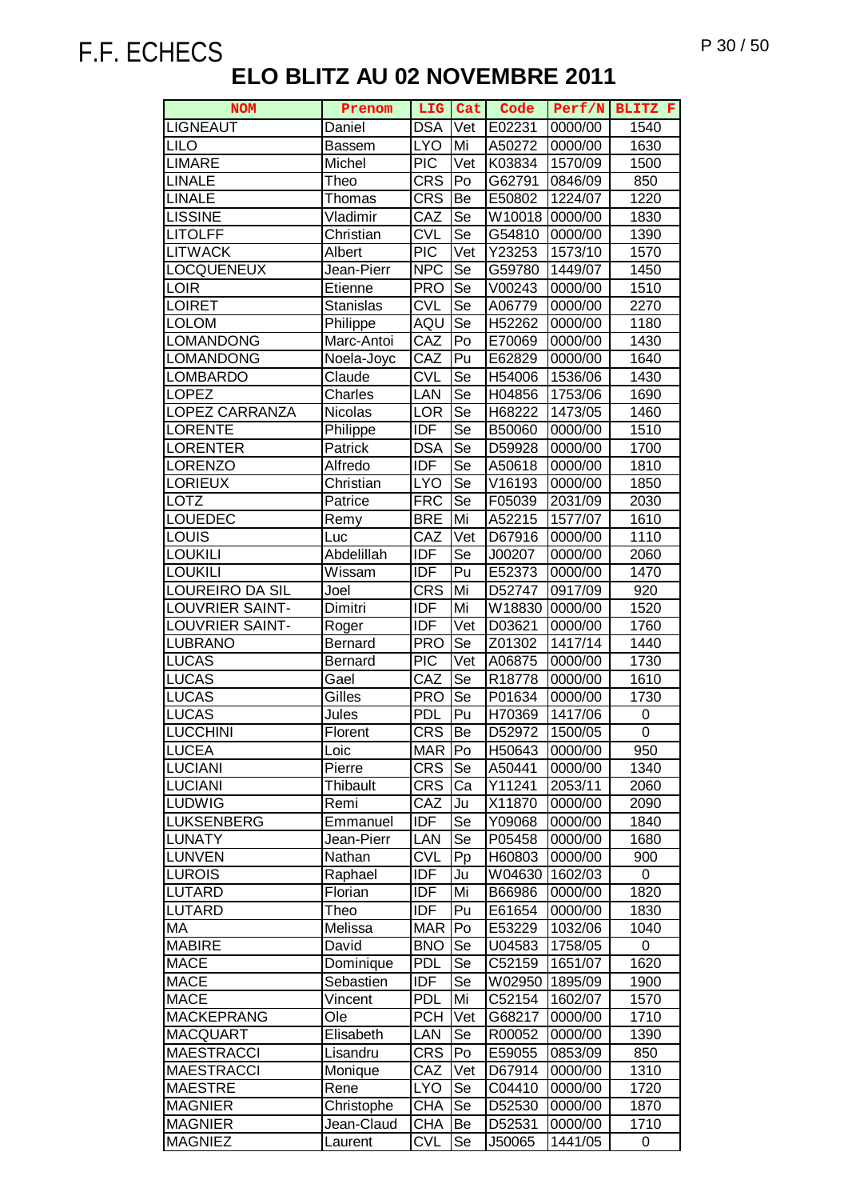# F.F. ECHECS

## ELO BLITZ AU 02 NOVEMBRE 2011

| NOM | Prenom | LIG | Cat | Code | Perf/N | BLITZ F |
|---|---|---|---|---|---|---|
| LIGNEAUT | Daniel | DSA | Vet | E02231 | 0000/00 | 1540 |
| LILO | Bassem | LYO | Mi | A50272 | 0000/00 | 1630 |
| LIMARE | Michel | PIC | Vet | K03834 | 1570/09 | 1500 |
| LINALE | Theo | CRS | Po | G62791 | 0846/09 | 850 |
| LINALE | Thomas | CRS | Be | E50802 | 1224/07 | 1220 |
| LISSINE | Vladimir | CAZ | Se | W10018 | 0000/00 | 1830 |
| LITOLFF | Christian | CVL | Se | G54810 | 0000/00 | 1390 |
| LITWACK | Albert | PIC | Vet | Y23253 | 1573/10 | 1570 |
| LOCQUENEUX | Jean-Pierr | NPC | Se | G59780 | 1449/07 | 1450 |
| LOIR | Etienne | PRO | Se | V00243 | 0000/00 | 1510 |
| LOIRET | Stanislas | CVL | Se | A06779 | 0000/00 | 2270 |
| LOLOM | Philippe | AQU | Se | H52262 | 0000/00 | 1180 |
| LOMANDONG | Marc-Antoi | CAZ | Po | E70069 | 0000/00 | 1430 |
| LOMANDONG | Noela-Joyc | CAZ | Pu | E62829 | 0000/00 | 1640 |
| LOMBARDO | Claude | CVL | Se | H54006 | 1536/06 | 1430 |
| LOPEZ | Charles | LAN | Se | H04856 | 1753/06 | 1690 |
| LOPEZ CARRANZA | Nicolas | LOR | Se | H68222 | 1473/05 | 1460 |
| LORENTE | Philippe | IDF | Se | B50060 | 0000/00 | 1510 |
| LORENTER | Patrick | DSA | Se | D59928 | 0000/00 | 1700 |
| LORENZO | Alfredo | IDF | Se | A50618 | 0000/00 | 1810 |
| LORIEUX | Christian | LYO | Se | V16193 | 0000/00 | 1850 |
| LOTZ | Patrice | FRC | Se | F05039 | 2031/09 | 2030 |
| LOUEDEC | Remy | BRE | Mi | A52215 | 1577/07 | 1610 |
| LOUIS | Luc | CAZ | Vet | D67916 | 0000/00 | 1110 |
| LOUKILI | Abdelillah | IDF | Se | J00207 | 0000/00 | 2060 |
| LOUKILI | Wissam | IDF | Pu | E52373 | 0000/00 | 1470 |
| LOUREIRO DA SIL | Joel | CRS | Mi | D52747 | 0917/09 | 920 |
| LOUVRIER SAINT- | Dimitri | IDF | Mi | W18830 | 0000/00 | 1520 |
| LOUVRIER SAINT- | Roger | IDF | Vet | D03621 | 0000/00 | 1760 |
| LUBRANO | Bernard | PRO | Se | Z01302 | 1417/14 | 1440 |
| LUCAS | Bernard | PIC | Vet | A06875 | 0000/00 | 1730 |
| LUCAS | Gael | CAZ | Se | R18778 | 0000/00 | 1610 |
| LUCAS | Gilles | PRO | Se | P01634 | 0000/00 | 1730 |
| LUCAS | Jules | PDL | Pu | H70369 | 1417/06 | 0 |
| LUCCHINI | Florent | CRS | Be | D52972 | 1500/05 | 0 |
| LUCEA | Loic | MAR | Po | H50643 | 0000/00 | 950 |
| LUCIANI | Pierre | CRS | Se | A50441 | 0000/00 | 1340 |
| LUCIANI | Thibault | CRS | Ca | Y11241 | 2053/11 | 2060 |
| LUDWIG | Remi | CAZ | Ju | X11870 | 0000/00 | 2090 |
| LUKSENBERG | Emmanuel | IDF | Se | Y09068 | 0000/00 | 1840 |
| LUNATY | Jean-Pierr | LAN | Se | P05458 | 0000/00 | 1680 |
| LUNVEN | Nathan | CVL | Pp | H60803 | 0000/00 | 900 |
| LUROIS | Raphael | IDF | Ju | W04630 | 1602/03 | 0 |
| LUTARD | Florian | IDF | Mi | B66986 | 0000/00 | 1820 |
| LUTARD | Theo | IDF | Pu | E61654 | 0000/00 | 1830 |
| MA | Melissa | MAR | Po | E53229 | 1032/06 | 1040 |
| MABIRE | David | BNO | Se | U04583 | 1758/05 | 0 |
| MACE | Dominique | PDL | Se | C52159 | 1651/07 | 1620 |
| MACE | Sebastien | IDF | Se | W02950 | 1895/09 | 1900 |
| MACE | Vincent | PDL | Mi | C52154 | 1602/07 | 1570 |
| MACKEPRANG | Ole | PCH | Vet | G68217 | 0000/00 | 1710 |
| MACQUART | Elisabeth | LAN | Se | R00052 | 0000/00 | 1390 |
| MAESTRACCI | Lisandru | CRS | Po | E59055 | 0853/09 | 850 |
| MAESTRACCI | Monique | CAZ | Vet | D67914 | 0000/00 | 1310 |
| MAESTRE | Rene | LYO | Se | C04410 | 0000/00 | 1720 |
| MAGNIER | Christophe | CHA | Se | D52530 | 0000/00 | 1870 |
| MAGNIER | Jean-Claud | CHA | Be | D52531 | 0000/00 | 1710 |
| MAGNIEZ | Laurent | CVL | Se | J50065 | 1441/05 | 0 |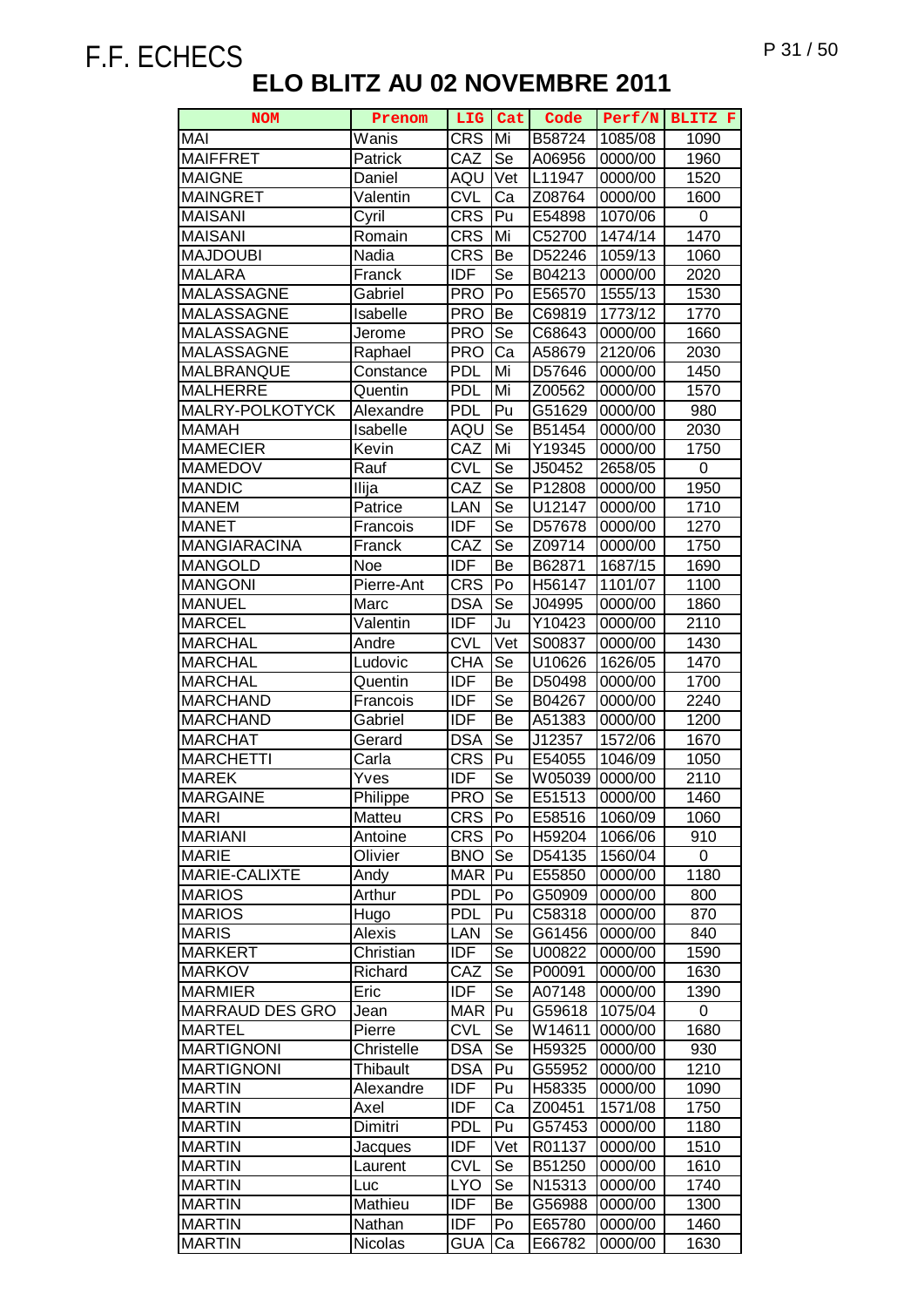F.F. ECHECS

# ELO BLITZ AU 02 NOVEMBRE 2011

| NOM | Prenom | LIG | Cat | Code | Perf/N | BLITZ F |
|---|---|---|---|---|---|---|
| MAI | Wanis | CRS | Mi | B58724 | 1085/08 | 1090 |
| MAIFFRET | Patrick | CAZ | Se | A06956 | 0000/00 | 1960 |
| MAIGNE | Daniel | AQU | Vet | L11947 | 0000/00 | 1520 |
| MAINGRET | Valentin | CVL | Ca | Z08764 | 0000/00 | 1600 |
| MAISANI | Cyril | CRS | Pu | E54898 | 1070/06 | 0 |
| MAISANI | Romain | CRS | Mi | C52700 | 1474/14 | 1470 |
| MAJDOUBI | Nadia | CRS | Be | D52246 | 1059/13 | 1060 |
| MALARA | Franck | IDF | Se | B04213 | 0000/00 | 2020 |
| MALASSAGNE | Gabriel | PRO | Po | E56570 | 1555/13 | 1530 |
| MALASSAGNE | Isabelle | PRO | Be | C69819 | 1773/12 | 1770 |
| MALASSAGNE | Jerome | PRO | Se | C68643 | 0000/00 | 1660 |
| MALASSAGNE | Raphael | PRO | Ca | A58679 | 2120/06 | 2030 |
| MALBRANQUE | Constance | PDL | Mi | D57646 | 0000/00 | 1450 |
| MALHERRE | Quentin | PDL | Mi | Z00562 | 0000/00 | 1570 |
| MALRY-POLKOTYCK | Alexandre | PDL | Pu | G51629 | 0000/00 | 980 |
| MAMAH | Isabelle | AQU | Se | B51454 | 0000/00 | 2030 |
| MAMECIER | Kevin | CAZ | Mi | Y19345 | 0000/00 | 1750 |
| MAMEDOV | Rauf | CVL | Se | J50452 | 2658/05 | 0 |
| MANDIC | Ilija | CAZ | Se | P12808 | 0000/00 | 1950 |
| MANEM | Patrice | LAN | Se | U12147 | 0000/00 | 1710 |
| MANET | Francois | IDF | Se | D57678 | 0000/00 | 1270 |
| MANGIARACINA | Franck | CAZ | Se | Z09714 | 0000/00 | 1750 |
| MANGOLD | Noe | IDF | Be | B62871 | 1687/15 | 1690 |
| MANGONI | Pierre-Ant | CRS | Po | H56147 | 1101/07 | 1100 |
| MANUEL | Marc | DSA | Se | J04995 | 0000/00 | 1860 |
| MARCEL | Valentin | IDF | Ju | Y10423 | 0000/00 | 2110 |
| MARCHAL | Andre | CVL | Vet | S00837 | 0000/00 | 1430 |
| MARCHAL | Ludovic | CHA | Se | U10626 | 1626/05 | 1470 |
| MARCHAL | Quentin | IDF | Be | D50498 | 0000/00 | 1700 |
| MARCHAND | Francois | IDF | Se | B04267 | 0000/00 | 2240 |
| MARCHAND | Gabriel | IDF | Be | A51383 | 0000/00 | 1200 |
| MARCHAT | Gerard | DSA | Se | J12357 | 1572/06 | 1670 |
| MARCHETTI | Carla | CRS | Pu | E54055 | 1046/09 | 1050 |
| MAREK | Yves | IDF | Se | W05039 | 0000/00 | 2110 |
| MARGAINE | Philippe | PRO | Se | E51513 | 0000/00 | 1460 |
| MARI | Matteu | CRS | Po | E58516 | 1060/09 | 1060 |
| MARIANI | Antoine | CRS | Po | H59204 | 1066/06 | 910 |
| MARIE | Olivier | BNO | Se | D54135 | 1560/04 | 0 |
| MARIE-CALIXTE | Andy | MAR | Pu | E55850 | 0000/00 | 1180 |
| MARIOS | Arthur | PDL | Po | G50909 | 0000/00 | 800 |
| MARIOS | Hugo | PDL | Pu | C58318 | 0000/00 | 870 |
| MARIS | Alexis | LAN | Se | G61456 | 0000/00 | 840 |
| MARKERT | Christian | IDF | Se | U00822 | 0000/00 | 1590 |
| MARKOV | Richard | CAZ | Se | P00091 | 0000/00 | 1630 |
| MARMIER | Eric | IDF | Se | A07148 | 0000/00 | 1390 |
| MARRAUD DES GRO | Jean | MAR | Pu | G59618 | 1075/04 | 0 |
| MARTEL | Pierre | CVL | Se | W14611 | 0000/00 | 1680 |
| MARTIGNONI | Christelle | DSA | Se | H59325 | 0000/00 | 930 |
| MARTIGNONI | Thibault | DSA | Pu | G55952 | 0000/00 | 1210 |
| MARTIN | Alexandre | IDF | Pu | H58335 | 0000/00 | 1090 |
| MARTIN | Axel | IDF | Ca | Z00451 | 1571/08 | 1750 |
| MARTIN | Dimitri | PDL | Pu | G57453 | 0000/00 | 1180 |
| MARTIN | Jacques | IDF | Vet | R01137 | 0000/00 | 1510 |
| MARTIN | Laurent | CVL | Se | B51250 | 0000/00 | 1610 |
| MARTIN | Luc | LYO | Se | N15313 | 0000/00 | 1740 |
| MARTIN | Mathieu | IDF | Be | G56988 | 0000/00 | 1300 |
| MARTIN | Nathan | IDF | Po | E65780 | 0000/00 | 1460 |
| MARTIN | Nicolas | GUA | Ca | E66782 | 0000/00 | 1630 |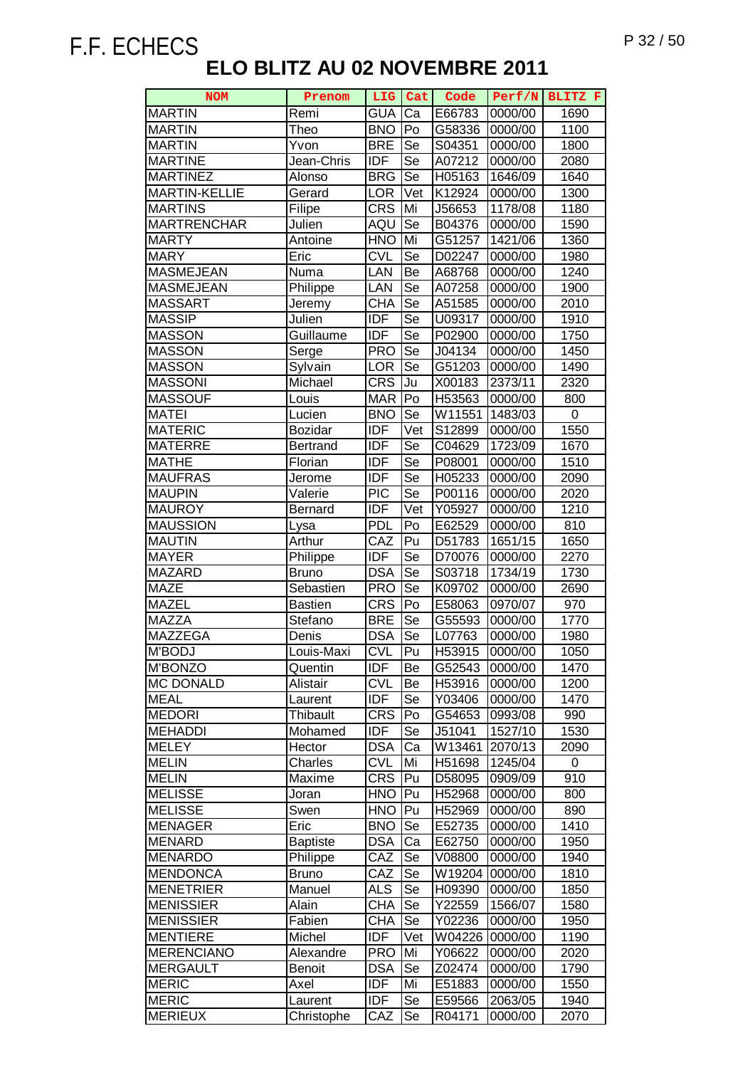F.F. ECHECS

# ELO BLITZ AU 02 NOVEMBRE 2011

| NOM | Prenom | LIG | Cat | Code | Perf/N | BLITZ F |
|---|---|---|---|---|---|---|
| MARTIN | Remi | GUA | Ca | E66783 | 0000/00 | 1690 |
| MARTIN | Theo | BNO | Po | G58336 | 0000/00 | 1100 |
| MARTIN | Yvon | BRE | Se | S04351 | 0000/00 | 1800 |
| MARTINE | Jean-Chris | IDF | Se | A07212 | 0000/00 | 2080 |
| MARTINEZ | Alonso | BRG | Se | H05163 | 1646/09 | 1640 |
| MARTIN-KELLIE | Gerard | LOR | Vet | K12924 | 0000/00 | 1300 |
| MARTINS | Filipe | CRS | Mi | J56653 | 1178/08 | 1180 |
| MARTRENCHAR | Julien | AQU | Se | B04376 | 0000/00 | 1590 |
| MARTY | Antoine | HNO | Mi | G51257 | 1421/06 | 1360 |
| MARY | Eric | CVL | Se | D02247 | 0000/00 | 1980 |
| MASMEJEAN | Numa | LAN | Be | A68768 | 0000/00 | 1240 |
| MASMEJEAN | Philippe | LAN | Se | A07258 | 0000/00 | 1900 |
| MASSART | Jeremy | CHA | Se | A51585 | 0000/00 | 2010 |
| MASSIP | Julien | IDF | Se | U09317 | 0000/00 | 1910 |
| MASSON | Guillaume | IDF | Se | P02900 | 0000/00 | 1750 |
| MASSON | Serge | PRO | Se | J04134 | 0000/00 | 1450 |
| MASSON | Sylvain | LOR | Se | G51203 | 0000/00 | 1490 |
| MASSONI | Michael | CRS | Ju | X00183 | 2373/11 | 2320 |
| MASSOUF | Louis | MAR | Po | H53563 | 0000/00 | 800 |
| MATEI | Lucien | BNO | Se | W11551 | 1483/03 | 0 |
| MATERIC | Bozidar | IDF | Vet | S12899 | 0000/00 | 1550 |
| MATERRE | Bertrand | IDF | Se | C04629 | 1723/09 | 1670 |
| MATHE | Florian | IDF | Se | P08001 | 0000/00 | 1510 |
| MAUFRAS | Jerome | IDF | Se | H05233 | 0000/00 | 2090 |
| MAUPIN | Valerie | PIC | Se | P00116 | 0000/00 | 2020 |
| MAUROY | Bernard | IDF | Vet | Y05927 | 0000/00 | 1210 |
| MAUSSION | Lysa | PDL | Po | E62529 | 0000/00 | 810 |
| MAUTIN | Arthur | CAZ | Pu | D51783 | 1651/15 | 1650 |
| MAYER | Philippe | IDF | Se | D70076 | 0000/00 | 2270 |
| MAZARD | Bruno | DSA | Se | S03718 | 1734/19 | 1730 |
| MAZE | Sebastien | PRO | Se | K09702 | 0000/00 | 2690 |
| MAZEL | Bastien | CRS | Po | E58063 | 0970/07 | 970 |
| MAZZA | Stefano | BRE | Se | G55593 | 0000/00 | 1770 |
| MAZZEGA | Denis | DSA | Se | L07763 | 0000/00 | 1980 |
| M'BODJ | Louis-Maxi | CVL | Pu | H53915 | 0000/00 | 1050 |
| M'BONZO | Quentin | IDF | Be | G52543 | 0000/00 | 1470 |
| MC DONALD | Alistair | CVL | Be | H53916 | 0000/00 | 1200 |
| MEAL | Laurent | IDF | Se | Y03406 | 0000/00 | 1470 |
| MEDORI | Thibault | CRS | Po | G54653 | 0993/08 | 990 |
| MEHADDI | Mohamed | IDF | Se | J51041 | 1527/10 | 1530 |
| MELEY | Hector | DSA | Ca | W13461 | 2070/13 | 2090 |
| MELIN | Charles | CVL | Mi | H51698 | 1245/04 | 0 |
| MELIN | Maxime | CRS | Pu | D58095 | 0909/09 | 910 |
| MELISSE | Joran | HNO | Pu | H52968 | 0000/00 | 800 |
| MELISSE | Swen | HNO | Pu | H52969 | 0000/00 | 890 |
| MENAGER | Eric | BNO | Se | E52735 | 0000/00 | 1410 |
| MENARD | Baptiste | DSA | Ca | E62750 | 0000/00 | 1950 |
| MENARDO | Philippe | CAZ | Se | V08800 | 0000/00 | 1940 |
| MENDONCA | Bruno | CAZ | Se | W19204 | 0000/00 | 1810 |
| MENETRIER | Manuel | ALS | Se | H09390 | 0000/00 | 1850 |
| MENISSIER | Alain | CHA | Se | Y22559 | 1566/07 | 1580 |
| MENISSIER | Fabien | CHA | Se | Y02236 | 0000/00 | 1950 |
| MENTIERE | Michel | IDF | Vet | W04226 | 0000/00 | 1190 |
| MERENCIANO | Alexandre | PRO | Mi | Y06622 | 0000/00 | 2020 |
| MERGAULT | Benoit | DSA | Se | Z02474 | 0000/00 | 1790 |
| MERIC | Axel | IDF | Mi | E51883 | 0000/00 | 1550 |
| MERIC | Laurent | IDF | Se | E59566 | 2063/05 | 1940 |
| MERIEUX | Christophe | CAZ | Se | R04171 | 0000/00 | 2070 |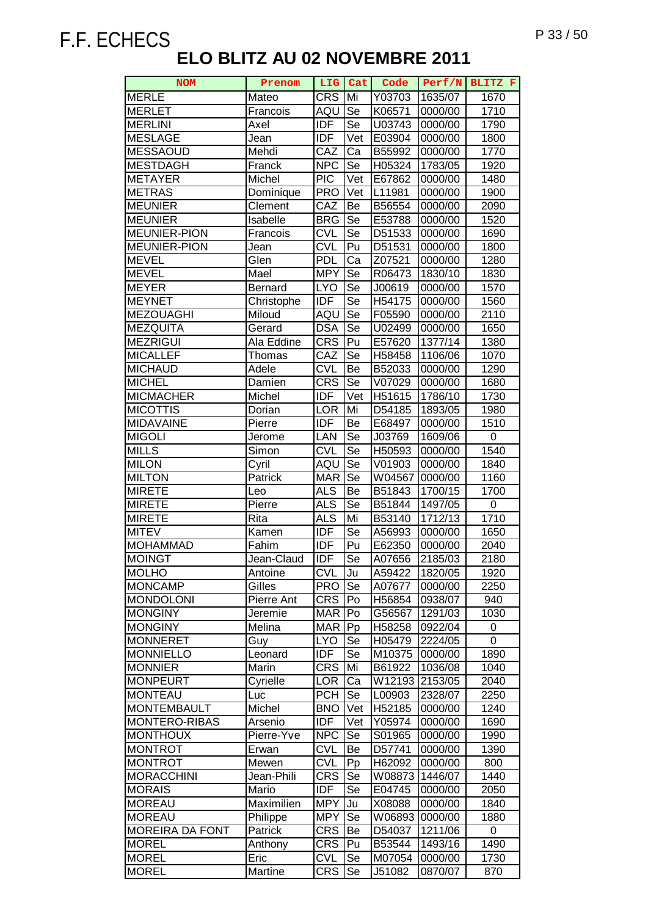F.F. ECHECS

# ELO BLITZ AU 02 NOVEMBRE 2011

| NOM | Prenom | LIG | Cat | Code | Perf/N | BLITZ F |
|---|---|---|---|---|---|---|
| MERLE | Mateo | CRS | Mi | Y03703 | 1635/07 | 1670 |
| MERLET | Francois | AQU | Se | K06571 | 0000/00 | 1710 |
| MERLINI | Axel | IDF | Se | U03743 | 0000/00 | 1790 |
| MESLAGE | Jean | IDF | Vet | E03904 | 0000/00 | 1800 |
| MESSAOUD | Mehdi | CAZ | Ca | B55992 | 0000/00 | 1770 |
| MESTDAGH | Franck | NPC | Se | H05324 | 1783/05 | 1920 |
| METAYER | Michel | PIC | Vet | E67862 | 0000/00 | 1480 |
| METRAS | Dominique | PRO | Vet | L11981 | 0000/00 | 1900 |
| MEUNIER | Clement | CAZ | Be | B56554 | 0000/00 | 2090 |
| MEUNIER | Isabelle | BRG | Se | E53788 | 0000/00 | 1520 |
| MEUNIER-PION | Francois | CVL | Se | D51533 | 0000/00 | 1690 |
| MEUNIER-PION | Jean | CVL | Pu | D51531 | 0000/00 | 1800 |
| MEVEL | Glen | PDL | Ca | Z07521 | 0000/00 | 1280 |
| MEVEL | Mael | MPY | Se | R06473 | 1830/10 | 1830 |
| MEYER | Bernard | LYO | Se | J00619 | 0000/00 | 1570 |
| MEYNET | Christophe | IDF | Se | H54175 | 0000/00 | 1560 |
| MEZOUAGHI | Miloud | AQU | Se | F05590 | 0000/00 | 2110 |
| MEZQUITA | Gerard | DSA | Se | U02499 | 0000/00 | 1650 |
| MEZRIGUI | Ala Eddine | CRS | Pu | E57620 | 1377/14 | 1380 |
| MICALLEF | Thomas | CAZ | Se | H58458 | 1106/06 | 1070 |
| MICHAUD | Adele | CVL | Be | B52033 | 0000/00 | 1290 |
| MICHEL | Damien | CRS | Se | V07029 | 0000/00 | 1680 |
| MICMACHER | Michel | IDF | Vet | H51615 | 1786/10 | 1730 |
| MICOTTIS | Dorian | LOR | Mi | D54185 | 1893/05 | 1980 |
| MIDAVAINE | Pierre | IDF | Be | E68497 | 0000/00 | 1510 |
| MIGOLI | Jerome | LAN | Se | J03769 | 1609/06 | 0 |
| MILLS | Simon | CVL | Se | H50593 | 0000/00 | 1540 |
| MILON | Cyril | AQU | Se | V01903 | 0000/00 | 1840 |
| MILTON | Patrick | MAR | Se | W04567 | 0000/00 | 1160 |
| MIRETE | Leo | ALS | Be | B51843 | 1700/15 | 1700 |
| MIRETE | Pierre | ALS | Se | B51844 | 1497/05 | 0 |
| MIRETE | Rita | ALS | Mi | B53140 | 1712/13 | 1710 |
| MITEV | Kamen | IDF | Se | A56993 | 0000/00 | 1650 |
| MOHAMMAD | Fahim | IDF | Pu | E62350 | 0000/00 | 2040 |
| MOINGT | Jean-Claud | IDF | Se | A07656 | 2185/03 | 2180 |
| MOLHO | Antoine | CVL | Ju | A59422 | 1820/05 | 1920 |
| MONCAMP | Gilles | PRO | Se | A07677 | 0000/00 | 2250 |
| MONDOLONI | Pierre Ant | CRS | Po | H56854 | 0938/07 | 940 |
| MONGINY | Jeremie | MAR | Po | G56567 | 1291/03 | 1030 |
| MONGINY | Melina | MAR | Pp | H58258 | 0922/04 | 0 |
| MONNERET | Guy | LYO | Se | H05479 | 2224/05 | 0 |
| MONNIELLO | Leonard | IDF | Se | M10375 | 0000/00 | 1890 |
| MONNIER | Marin | CRS | Mi | B61922 | 1036/08 | 1040 |
| MONPEURT | Cyrielle | LOR | Ca | W12193 | 2153/05 | 2040 |
| MONTEAU | Luc | PCH | Se | L00903 | 2328/07 | 2250 |
| MONTEMBAULT | Michel | BNO | Vet | H52185 | 0000/00 | 1240 |
| MONTERO-RIBAS | Arsenio | IDF | Vet | Y05974 | 0000/00 | 1690 |
| MONTHOUX | Pierre-Yve | NPC | Se | S01965 | 0000/00 | 1990 |
| MONTROT | Erwan | CVL | Be | D57741 | 0000/00 | 1390 |
| MONTROT | Mewen | CVL | Pp | H62092 | 0000/00 | 800 |
| MORACCHINI | Jean-Phili | CRS | Se | W08873 | 1446/07 | 1440 |
| MORAIS | Mario | IDF | Se | E04745 | 0000/00 | 2050 |
| MOREAU | Maximilien | MPY | Ju | X08088 | 0000/00 | 1840 |
| MOREAU | Philippe | MPY | Se | W06893 | 0000/00 | 1880 |
| MOREIRA DA FONT | Patrick | CRS | Be | D54037 | 1211/06 | 0 |
| MOREL | Anthony | CRS | Pu | B53544 | 1493/16 | 1490 |
| MOREL | Eric | CVL | Se | M07054 | 0000/00 | 1730 |
| MOREL | Martine | CRS | Se | J51082 | 0870/07 | 870 |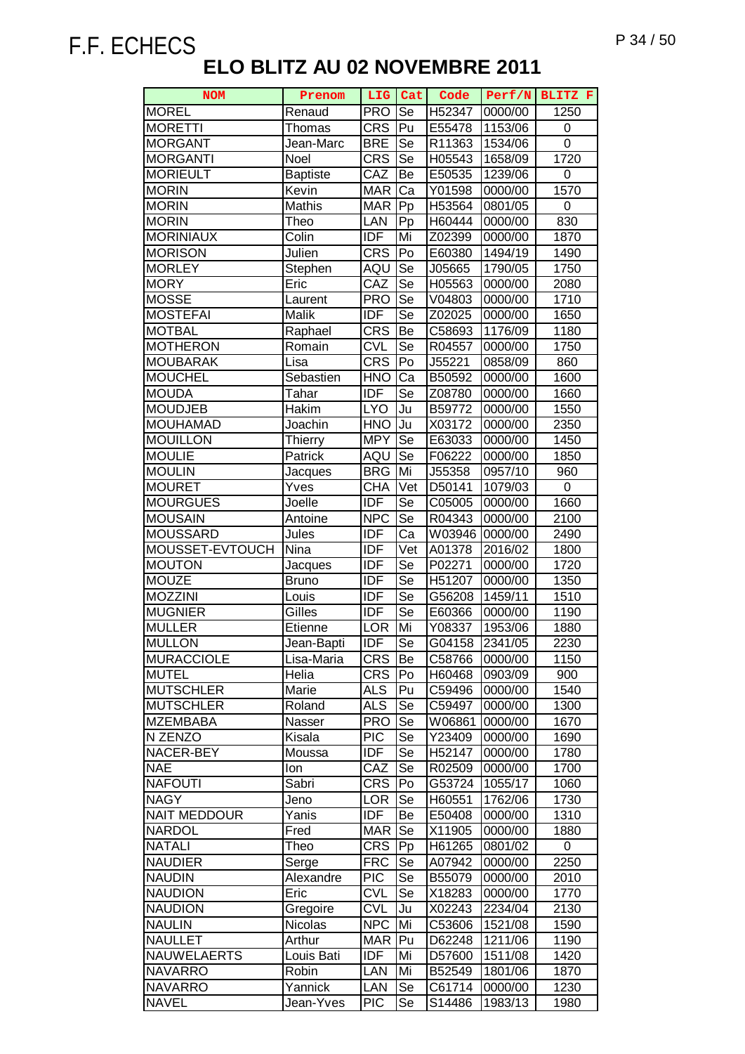F.F. ECHECS

# ELO BLITZ AU 02 NOVEMBRE 2011

| NOM | Prenom | LIG | Cat | Code | Perf/N | BLITZ F |
|---|---|---|---|---|---|---|
| MOREL | Renaud | PRO | Se | H52347 | 0000/00 | 1250 |
| MORETTI | Thomas | CRS | Pu | E55478 | 1153/06 | 0 |
| MORGANT | Jean-Marc | BRE | Se | R11363 | 1534/06 | 0 |
| MORGANTI | Noel | CRS | Se | H05543 | 1658/09 | 1720 |
| MORIEULT | Baptiste | CAZ | Be | E50535 | 1239/06 | 0 |
| MORIN | Kevin | MAR | Ca | Y01598 | 0000/00 | 1570 |
| MORIN | Mathis | MAR | Pp | H53564 | 0801/05 | 0 |
| MORIN | Theo | LAN | Pp | H60444 | 0000/00 | 830 |
| MORINIAUX | Colin | IDF | Mi | Z02399 | 0000/00 | 1870 |
| MORISON | Julien | CRS | Po | E60380 | 1494/19 | 1490 |
| MORLEY | Stephen | AQU | Se | J05665 | 1790/05 | 1750 |
| MORY | Eric | CAZ | Se | H05563 | 0000/00 | 2080 |
| MOSSE | Laurent | PRO | Se | V04803 | 0000/00 | 1710 |
| MOSTEFAI | Malik | IDF | Se | Z02025 | 0000/00 | 1650 |
| MOTBAL | Raphael | CRS | Be | C58693 | 1176/09 | 1180 |
| MOTHERON | Romain | CVL | Se | R04557 | 0000/00 | 1750 |
| MOUBARAK | Lisa | CRS | Po | J55221 | 0858/09 | 860 |
| MOUCHEL | Sebastien | HNO | Ca | B50592 | 0000/00 | 1600 |
| MOUDA | Tahar | IDF | Se | Z08780 | 0000/00 | 1660 |
| MOUDJEB | Hakim | LYO | Ju | B59772 | 0000/00 | 1550 |
| MOUHAMAD | Joachin | HNO | Ju | X03172 | 0000/00 | 2350 |
| MOUILLON | Thierry | MPY | Se | E63033 | 0000/00 | 1450 |
| MOULIE | Patrick | AQU | Se | F06222 | 0000/00 | 1850 |
| MOULIN | Jacques | BRG | Mi | J55358 | 0957/10 | 960 |
| MOURET | Yves | CHA | Vet | D50141 | 1079/03 | 0 |
| MOURGUES | Joelle | IDF | Se | C05005 | 0000/00 | 1660 |
| MOUSAIN | Antoine | NPC | Se | R04343 | 0000/00 | 2100 |
| MOUSSARD | Jules | IDF | Ca | W03946 | 0000/00 | 2490 |
| MOUSSET-EVTOUCH | Nina | IDF | Vet | A01378 | 2016/02 | 1800 |
| MOUTON | Jacques | IDF | Se | P02271 | 0000/00 | 1720 |
| MOUZE | Bruno | IDF | Se | H51207 | 0000/00 | 1350 |
| MOZZINI | Louis | IDF | Se | G56208 | 1459/11 | 1510 |
| MUGNIER | Gilles | IDF | Se | E60366 | 0000/00 | 1190 |
| MULLER | Etienne | LOR | Mi | Y08337 | 1953/06 | 1880 |
| MULLON | Jean-Bapti | IDF | Se | G04158 | 2341/05 | 2230 |
| MURACCIOLE | Lisa-Maria | CRS | Be | C58766 | 0000/00 | 1150 |
| MUTEL | Helia | CRS | Po | H60468 | 0903/09 | 900 |
| MUTSCHLER | Marie | ALS | Pu | C59496 | 0000/00 | 1540 |
| MUTSCHLER | Roland | ALS | Se | C59497 | 0000/00 | 1300 |
| MZEMBABA | Nasser | PRO | Se | W06861 | 0000/00 | 1670 |
| N ZENZO | Kisala | PIC | Se | Y23409 | 0000/00 | 1690 |
| NACER-BEY | Moussa | IDF | Se | H52147 | 0000/00 | 1780 |
| NAE | Ion | CAZ | Se | R02509 | 0000/00 | 1700 |
| NAFOUTI | Sabri | CRS | Po | G53724 | 1055/17 | 1060 |
| NAGY | Jeno | LOR | Se | H60551 | 1762/06 | 1730 |
| NAIT MEDDOUR | Yanis | IDF | Be | E50408 | 0000/00 | 1310 |
| NARDOL | Fred | MAR | Se | X11905 | 0000/00 | 1880 |
| NATALI | Theo | CRS | Pp | H61265 | 0801/02 | 0 |
| NAUDIER | Serge | FRC | Se | A07942 | 0000/00 | 2250 |
| NAUDIN | Alexandre | PIC | Se | B55079 | 0000/00 | 2010 |
| NAUDION | Eric | CVL | Se | X18283 | 0000/00 | 1770 |
| NAUDION | Gregoire | CVL | Ju | X02243 | 2234/04 | 2130 |
| NAULIN | Nicolas | NPC | Mi | C53606 | 1521/08 | 1590 |
| NAULLET | Arthur | MAR | Pu | D62248 | 1211/06 | 1190 |
| NAUWELAERTS | Louis Bati | IDF | Mi | D57600 | 1511/08 | 1420 |
| NAVARRO | Robin | LAN | Mi | B52549 | 1801/06 | 1870 |
| NAVARRO | Yannick | LAN | Se | C61714 | 0000/00 | 1230 |
| NAVEL | Jean-Yves | PIC | Se | S14486 | 1983/13 | 1980 |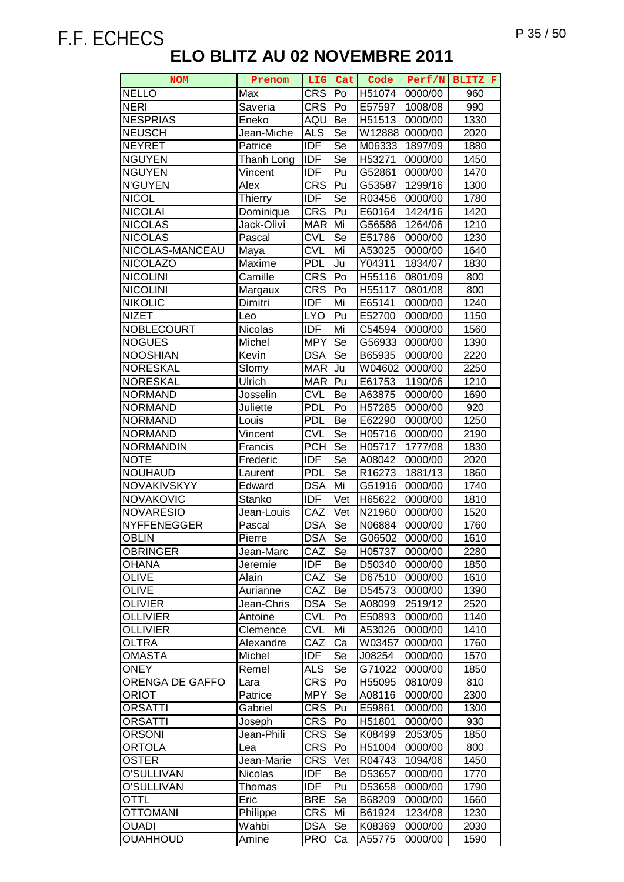F.F. ECHECS

# ELO BLITZ AU 02 NOVEMBRE 2011

| NOM | Prenom | LIG | Cat | Code | Perf/N | BLITZ F |
|---|---|---|---|---|---|---|
| NELLO | Max | CRS | Po | H51074 | 0000/00 | 960 |
| NERI | Saveria | CRS | Po | E57597 | 1008/08 | 990 |
| NESPRIAS | Eneko | AQU | Be | H51513 | 0000/00 | 1330 |
| NEUSCH | Jean-Miche | ALS | Se | W12888 | 0000/00 | 2020 |
| NEYRET | Patrice | IDF | Se | M06333 | 1897/09 | 1880 |
| NGUYEN | Thanh Long | IDF | Se | H53271 | 0000/00 | 1450 |
| NGUYEN | Vincent | IDF | Pu | G52861 | 0000/00 | 1470 |
| N'GUYEN | Alex | CRS | Pu | G53587 | 1299/16 | 1300 |
| NICOL | Thierry | IDF | Se | R03456 | 0000/00 | 1780 |
| NICOLAI | Dominique | CRS | Pu | E60164 | 1424/16 | 1420 |
| NICOLAS | Jack-Olivi | MAR | Mi | G56586 | 1264/06 | 1210 |
| NICOLAS | Pascal | CVL | Se | E51786 | 0000/00 | 1230 |
| NICOLAS-MANCEAU | Maya | CVL | Mi | A53025 | 0000/00 | 1640 |
| NICOLAZO | Maxime | PDL | Ju | Y04311 | 1834/07 | 1830 |
| NICOLINI | Camille | CRS | Po | H55116 | 0801/09 | 800 |
| NICOLINI | Margaux | CRS | Po | H55117 | 0801/08 | 800 |
| NIKOLIC | Dimitri | IDF | Mi | E65141 | 0000/00 | 1240 |
| NIZET | Leo | LYO | Pu | E52700 | 0000/00 | 1150 |
| NOBLECOURT | Nicolas | IDF | Mi | C54594 | 0000/00 | 1560 |
| NOGUES | Michel | MPY | Se | G56933 | 0000/00 | 1390 |
| NOOSHIAN | Kevin | DSA | Se | B65935 | 0000/00 | 2220 |
| NORESKAL | Slomy | MAR | Ju | W04602 | 0000/00 | 2250 |
| NORESKAL | Ulrich | MAR | Pu | E61753 | 1190/06 | 1210 |
| NORMAND | Josselin | CVL | Be | A63875 | 0000/00 | 1690 |
| NORMAND | Juliette | PDL | Po | H57285 | 0000/00 | 920 |
| NORMAND | Louis | PDL | Be | E62290 | 0000/00 | 1250 |
| NORMAND | Vincent | CVL | Se | H05716 | 0000/00 | 2190 |
| NORMANDIN | Francis | PCH | Se | H05717 | 1777/08 | 1830 |
| NOTE | Frederic | IDF | Se | A08042 | 0000/00 | 2020 |
| NOUHAUD | Laurent | PDL | Se | R16273 | 1881/13 | 1860 |
| NOVAKIVSKYY | Edward | DSA | Mi | G51916 | 0000/00 | 1740 |
| NOVAKOVIC | Stanko | IDF | Vet | H65622 | 0000/00 | 1810 |
| NOVARESIO | Jean-Louis | CAZ | Vet | N21960 | 0000/00 | 1520 |
| NYFFENEGGER | Pascal | DSA | Se | N06884 | 0000/00 | 1760 |
| OBLIN | Pierre | DSA | Se | G06502 | 0000/00 | 1610 |
| OBRINGER | Jean-Marc | CAZ | Se | H05737 | 0000/00 | 2280 |
| OHANA | Jeremie | IDF | Be | D50340 | 0000/00 | 1850 |
| OLIVE | Alain | CAZ | Se | D67510 | 0000/00 | 1610 |
| OLIVE | Aurianne | CAZ | Be | D54573 | 0000/00 | 1390 |
| OLIVIER | Jean-Chris | DSA | Se | A08099 | 2519/12 | 2520 |
| OLLIVIER | Antoine | CVL | Po | E50893 | 0000/00 | 1140 |
| OLLIVIER | Clemence | CVL | Mi | A53026 | 0000/00 | 1410 |
| OLTRA | Alexandre | CAZ | Ca | W03457 | 0000/00 | 1760 |
| OMASTA | Michel | IDF | Se | J08254 | 0000/00 | 1570 |
| ONEY | Remel | ALS | Se | G71022 | 0000/00 | 1850 |
| ORENGA DE GAFFO | Lara | CRS | Po | H55095 | 0810/09 | 810 |
| ORIOT | Patrice | MPY | Se | A08116 | 0000/00 | 2300 |
| ORSATTI | Gabriel | CRS | Pu | E59861 | 0000/00 | 1300 |
| ORSATTI | Joseph | CRS | Po | H51801 | 0000/00 | 930 |
| ORSONI | Jean-Phili | CRS | Se | K08499 | 2053/05 | 1850 |
| ORTOLA | Lea | CRS | Po | H51004 | 0000/00 | 800 |
| OSTER | Jean-Marie | CRS | Vet | R04743 | 1094/06 | 1450 |
| O'SULLIVAN | Nicolas | IDF | Be | D53657 | 0000/00 | 1770 |
| O'SULLIVAN | Thomas | IDF | Pu | D53658 | 0000/00 | 1790 |
| OTTL | Eric | BRE | Se | B68209 | 0000/00 | 1660 |
| OTTOMANI | Philippe | CRS | Mi | B61924 | 1234/08 | 1230 |
| OUADI | Wahbi | DSA | Se | K08369 | 0000/00 | 2030 |
| OUAHHOUD | Amine | PRO | Ca | A55775 | 0000/00 | 1590 |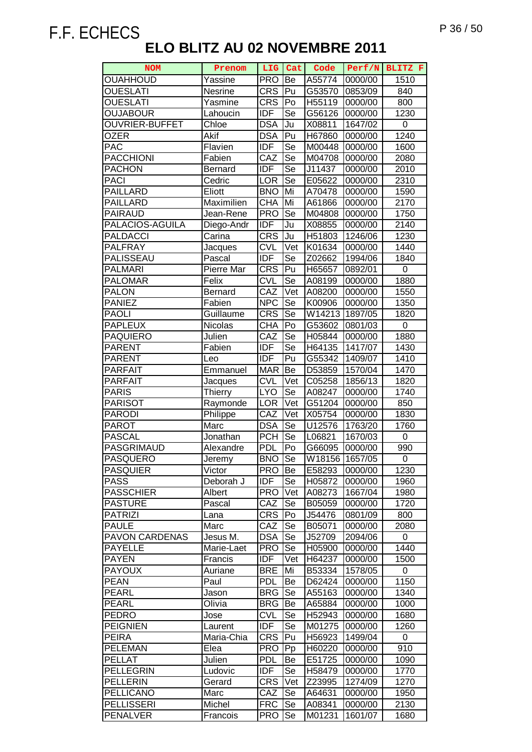F.F. ECHECS

# ELO BLITZ AU 02 NOVEMBRE 2011

| NOM | Prenom | LIG | Cat | Code | Perf/N | BLITZ F |
|---|---|---|---|---|---|---|
| OUAHHOUD | Yassine | PRO | Be | A55774 | 0000/00 | 1510 |
| OUESLATI | Nesrine | CRS | Pu | G53570 | 0853/09 | 840 |
| OUESLATI | Yasmine | CRS | Po | H55119 | 0000/00 | 800 |
| OUJABOUR | Lahoucin | IDF | Se | G56126 | 0000/00 | 1230 |
| OUVRIER-BUFFET | Chloe | DSA | Ju | X08811 | 1647/02 | 0 |
| OZER | Akif | DSA | Pu | H67860 | 0000/00 | 1240 |
| PAC | Flavien | IDF | Se | M00448 | 0000/00 | 1600 |
| PACCHIONI | Fabien | CAZ | Se | M04708 | 0000/00 | 2080 |
| PACHON | Bernard | IDF | Se | J11437 | 0000/00 | 2010 |
| PACI | Cedric | LOR | Se | E05622 | 0000/00 | 2310 |
| PAILLARD | Eliott | BNO | Mi | A70478 | 0000/00 | 1590 |
| PAILLARD | Maximilien | CHA | Mi | A61866 | 0000/00 | 2170 |
| PAIRAUD | Jean-Rene | PRO | Se | M04808 | 0000/00 | 1750 |
| PALACIOS-AGUILA | Diego-Andr | IDF | Ju | X08855 | 0000/00 | 2140 |
| PALDACCI | Carina | CRS | Ju | H51803 | 1246/06 | 1230 |
| PALFRAY | Jacques | CVL | Vet | K01634 | 0000/00 | 1440 |
| PALISSEAU | Pascal | IDF | Se | Z02662 | 1994/06 | 1840 |
| PALMARI | Pierre Mar | CRS | Pu | H65657 | 0892/01 | 0 |
| PALOMAR | Felix | CVL | Se | A08199 | 0000/00 | 1880 |
| PALON | Bernard | CAZ | Vet | A08200 | 0000/00 | 1550 |
| PANIEZ | Fabien | NPC | Se | K00906 | 0000/00 | 1350 |
| PAOLI | Guillaume | CRS | Se | W14213 | 1897/05 | 1820 |
| PAPLEUX | Nicolas | CHA | Po | G53602 | 0801/03 | 0 |
| PAQUIERO | Julien | CAZ | Se | H05844 | 0000/00 | 1880 |
| PARENT | Fabien | IDF | Se | H64135 | 1417/07 | 1430 |
| PARENT | Leo | IDF | Pu | G55342 | 1409/07 | 1410 |
| PARFAIT | Emmanuel | MAR | Be | D53859 | 1570/04 | 1470 |
| PARFAIT | Jacques | CVL | Vet | C05258 | 1856/13 | 1820 |
| PARIS | Thierry | LYO | Se | A08247 | 0000/00 | 1740 |
| PARISOT | Raymonde | LOR | Vet | G51204 | 0000/00 | 850 |
| PARODI | Philippe | CAZ | Vet | X05754 | 0000/00 | 1830 |
| PAROT | Marc | DSA | Se | U12576 | 1763/20 | 1760 |
| PASCAL | Jonathan | PCH | Se | L06821 | 1670/03 | 0 |
| PASGRIMAUD | Alexandre | PDL | Po | G66095 | 0000/00 | 990 |
| PASQUERO | Jeremy | BNO | Se | W18156 | 1657/05 | 0 |
| PASQUIER | Victor | PRO | Be | E58293 | 0000/00 | 1230 |
| PASS | Deborah J | IDF | Se | H05872 | 0000/00 | 1960 |
| PASSCHIER | Albert | PRO | Vet | A08273 | 1667/04 | 1980 |
| PASTURE | Pascal | CAZ | Se | B05059 | 0000/00 | 1720 |
| PATRIZI | Lana | CRS | Po | J54476 | 0801/09 | 800 |
| PAULE | Marc | CAZ | Se | B05071 | 0000/00 | 2080 |
| PAVON CARDENAS | Jesus M. | DSA | Se | J52709 | 2094/06 | 0 |
| PAYELLE | Marie-Laet | PRO | Se | H05900 | 0000/00 | 1440 |
| PAYEN | Francis | IDF | Vet | H64237 | 0000/00 | 1500 |
| PAYOUX | Auriane | BRE | Mi | B53334 | 1578/05 | 0 |
| PEAN | Paul | PDL | Be | D62424 | 0000/00 | 1150 |
| PEARL | Jason | BRG | Se | A55163 | 0000/00 | 1340 |
| PEARL | Olivia | BRG | Be | A65884 | 0000/00 | 1000 |
| PEDRO | Jose | CVL | Se | H52943 | 0000/00 | 1680 |
| PEIGNIEN | Laurent | IDF | Se | M01275 | 0000/00 | 1260 |
| PEIRA | Maria-Chia | CRS | Pu | H56923 | 1499/04 | 0 |
| PELEMAN | Elea | PRO | Pp | H60220 | 0000/00 | 910 |
| PELLAT | Julien | PDL | Be | E51725 | 0000/00 | 1090 |
| PELLEGRIN | Ludovic | IDF | Se | H58479 | 0000/00 | 1770 |
| PELLERIN | Gerard | CRS | Vet | Z23995 | 1274/09 | 1270 |
| PELLICANO | Marc | CAZ | Se | A64631 | 0000/00 | 1950 |
| PELLISSERI | Michel | FRC | Se | A08341 | 0000/00 | 2130 |
| PENALVER | Francois | PRO | Se | M01231 | 1601/07 | 1680 |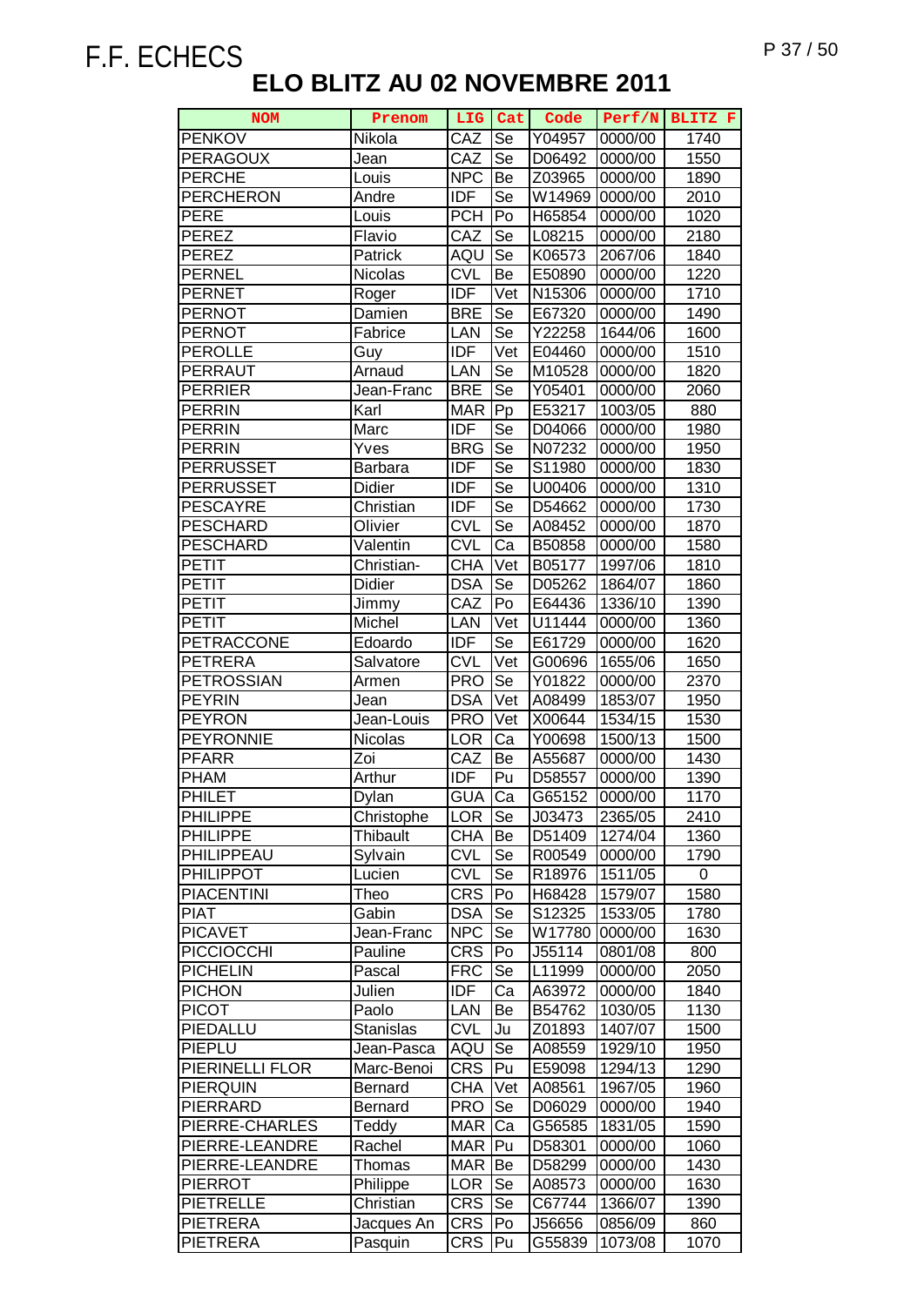F.F. ECHECS

# ELO BLITZ AU 02 NOVEMBRE 2011

| NOM | Prenom | LIG | Cat | Code | Perf/N | BLITZ F |
|---|---|---|---|---|---|---|
| PENKOV | Nikola | CAZ | Se | Y04957 | 0000/00 | 1740 |
| PERAGOUX | Jean | CAZ | Se | D06492 | 0000/00 | 1550 |
| PERCHE | Louis | NPC | Be | Z03965 | 0000/00 | 1890 |
| PERCHERON | Andre | IDF | Se | W14969 | 0000/00 | 2010 |
| PERE | Louis | PCH | Po | H65854 | 0000/00 | 1020 |
| PEREZ | Flavio | CAZ | Se | L08215 | 0000/00 | 2180 |
| PEREZ | Patrick | AQU | Se | K06573 | 2067/06 | 1840 |
| PERNEL | Nicolas | CVL | Be | E50890 | 0000/00 | 1220 |
| PERNET | Roger | IDF | Vet | N15306 | 0000/00 | 1710 |
| PERNOT | Damien | BRE | Se | E67320 | 0000/00 | 1490 |
| PERNOT | Fabrice | LAN | Se | Y22258 | 1644/06 | 1600 |
| PEROLLE | Guy | IDF | Vet | E04460 | 0000/00 | 1510 |
| PERRAUT | Arnaud | LAN | Se | M10528 | 0000/00 | 1820 |
| PERRIER | Jean-Franc | BRE | Se | Y05401 | 0000/00 | 2060 |
| PERRIN | Karl | MAR | Pp | E53217 | 1003/05 | 880 |
| PERRIN | Marc | IDF | Se | D04066 | 0000/00 | 1980 |
| PERRIN | Yves | BRG | Se | N07232 | 0000/00 | 1950 |
| PERRUSSET | Barbara | IDF | Se | S11980 | 0000/00 | 1830 |
| PERRUSSET | Didier | IDF | Se | U00406 | 0000/00 | 1310 |
| PESCAYRE | Christian | IDF | Se | D54662 | 0000/00 | 1730 |
| PESCHARD | Olivier | CVL | Se | A08452 | 0000/00 | 1870 |
| PESCHARD | Valentin | CVL | Ca | B50858 | 0000/00 | 1580 |
| PETIT | Christian- | CHA | Vet | B05177 | 1997/06 | 1810 |
| PETIT | Didier | DSA | Se | D05262 | 1864/07 | 1860 |
| PETIT | Jimmy | CAZ | Po | E64436 | 1336/10 | 1390 |
| PETIT | Michel | LAN | Vet | U11444 | 0000/00 | 1360 |
| PETRACCONE | Edoardo | IDF | Se | E61729 | 0000/00 | 1620 |
| PETRERA | Salvatore | CVL | Vet | G00696 | 1655/06 | 1650 |
| PETROSSIAN | Armen | PRO | Se | Y01822 | 0000/00 | 2370 |
| PEYRIN | Jean | DSA | Vet | A08499 | 1853/07 | 1950 |
| PEYRON | Jean-Louis | PRO | Vet | X00644 | 1534/15 | 1530 |
| PEYRONNIE | Nicolas | LOR | Ca | Y00698 | 1500/13 | 1500 |
| PFARR | Zoi | CAZ | Be | A55687 | 0000/00 | 1430 |
| PHAM | Arthur | IDF | Pu | D58557 | 0000/00 | 1390 |
| PHILET | Dylan | GUA | Ca | G65152 | 0000/00 | 1170 |
| PHILIPPE | Christophe | LOR | Se | J03473 | 2365/05 | 2410 |
| PHILIPPE | Thibault | CHA | Be | D51409 | 1274/04 | 1360 |
| PHILIPPEAU | Sylvain | CVL | Se | R00549 | 0000/00 | 1790 |
| PHILIPPOT | Lucien | CVL | Se | R18976 | 1511/05 | 0 |
| PIACENTINI | Theo | CRS | Po | H68428 | 1579/07 | 1580 |
| PIAT | Gabin | DSA | Se | S12325 | 1533/05 | 1780 |
| PICAVET | Jean-Franc | NPC | Se | W17780 | 0000/00 | 1630 |
| PICCIOCCHI | Pauline | CRS | Po | J55114 | 0801/08 | 800 |
| PICHELIN | Pascal | FRC | Se | L11999 | 0000/00 | 2050 |
| PICHON | Julien | IDF | Ca | A63972 | 0000/00 | 1840 |
| PICOT | Paolo | LAN | Be | B54762 | 1030/05 | 1130 |
| PIEDALLU | Stanislas | CVL | Ju | Z01893 | 1407/07 | 1500 |
| PIEPLU | Jean-Pasca | AQU | Se | A08559 | 1929/10 | 1950 |
| PIERINELLI FLOR | Marc-Benoi | CRS | Pu | E59098 | 1294/13 | 1290 |
| PIERQUIN | Bernard | CHA | Vet | A08561 | 1967/05 | 1960 |
| PIERRARD | Bernard | PRO | Se | D06029 | 0000/00 | 1940 |
| PIERRE-CHARLES | Teddy | MAR | Ca | G56585 | 1831/05 | 1590 |
| PIERRE-LEANDRE | Rachel | MAR | Pu | D58301 | 0000/00 | 1060 |
| PIERRE-LEANDRE | Thomas | MAR | Be | D58299 | 0000/00 | 1430 |
| PIERROT | Philippe | LOR | Se | A08573 | 0000/00 | 1630 |
| PIETRELLE | Christian | CRS | Se | C67744 | 1366/07 | 1390 |
| PIETRERA | Jacques An | CRS | Po | J56656 | 0856/09 | 860 |
| PIETRERA | Pasquin | CRS | Pu | G55839 | 1073/08 | 1070 |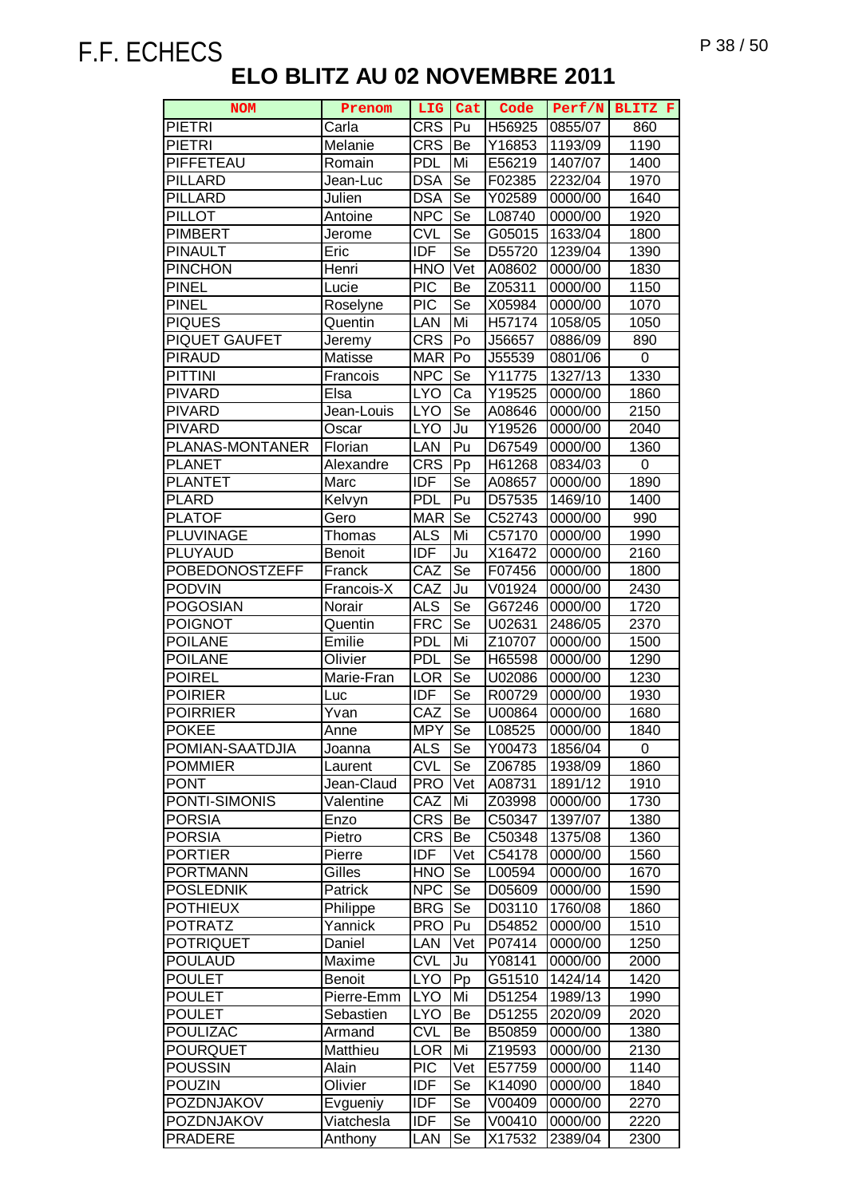F.F. ECHECS

# ELO BLITZ AU 02 NOVEMBRE 2011

| NOM | Prenom | LIG | Cat | Code | Perf/N | BLITZ F |
|---|---|---|---|---|---|---|
| PIETRI | Carla | CRS | Pu | H56925 | 0855/07 | 860 |
| PIETRI | Melanie | CRS | Be | Y16853 | 1193/09 | 1190 |
| PIFFETEAU | Romain | PDL | Mi | E56219 | 1407/07 | 1400 |
| PILLARD | Jean-Luc | DSA | Se | F02385 | 2232/04 | 1970 |
| PILLARD | Julien | DSA | Se | Y02589 | 0000/00 | 1640 |
| PILLOT | Antoine | NPC | Se | L08740 | 0000/00 | 1920 |
| PIMBERT | Jerome | CVL | Se | G05015 | 1633/04 | 1800 |
| PINAULT | Eric | IDF | Se | D55720 | 1239/04 | 1390 |
| PINCHON | Henri | HNO | Vet | A08602 | 0000/00 | 1830 |
| PINEL | Lucie | PIC | Be | Z05311 | 0000/00 | 1150 |
| PINEL | Roselyne | PIC | Se | X05984 | 0000/00 | 1070 |
| PIQUES | Quentin | LAN | Mi | H57174 | 1058/05 | 1050 |
| PIQUET GAUFET | Jeremy | CRS | Po | J56657 | 0886/09 | 890 |
| PIRAUD | Matisse | MAR | Po | J55539 | 0801/06 | 0 |
| PITTINI | Francois | NPC | Se | Y11775 | 1327/13 | 1330 |
| PIVARD | Elsa | LYO | Ca | Y19525 | 0000/00 | 1860 |
| PIVARD | Jean-Louis | LYO | Se | A08646 | 0000/00 | 2150 |
| PIVARD | Oscar | LYO | Ju | Y19526 | 0000/00 | 2040 |
| PLANAS-MONTANER | Florian | LAN | Pu | D67549 | 0000/00 | 1360 |
| PLANET | Alexandre | CRS | Pp | H61268 | 0834/03 | 0 |
| PLANTET | Marc | IDF | Se | A08657 | 0000/00 | 1890 |
| PLARD | Kelvyn | PDL | Pu | D57535 | 1469/10 | 1400 |
| PLATOF | Gero | MAR | Se | C52743 | 0000/00 | 990 |
| PLUVINAGE | Thomas | ALS | Mi | C57170 | 0000/00 | 1990 |
| PLUYAUD | Benoit | IDF | Ju | X16472 | 0000/00 | 2160 |
| POBEDONOSTZEFF | Franck | CAZ | Se | F07456 | 0000/00 | 1800 |
| PODVIN | Francois-X | CAZ | Ju | V01924 | 0000/00 | 2430 |
| POGOSIAN | Norair | ALS | Se | G67246 | 0000/00 | 1720 |
| POIGNOT | Quentin | FRC | Se | U02631 | 2486/05 | 2370 |
| POILANE | Emilie | PDL | Mi | Z10707 | 0000/00 | 1500 |
| POILANE | Olivier | PDL | Se | H65598 | 0000/00 | 1290 |
| POIREL | Marie-Fran | LOR | Se | U02086 | 0000/00 | 1230 |
| POIRIER | Luc | IDF | Se | R00729 | 0000/00 | 1930 |
| POIRRIER | Yvan | CAZ | Se | U00864 | 0000/00 | 1680 |
| POKEE | Anne | MPY | Se | L08525 | 0000/00 | 1840 |
| POMIAN-SAATDJIA | Joanna | ALS | Se | Y00473 | 1856/04 | 0 |
| POMMIER | Laurent | CVL | Se | Z06785 | 1938/09 | 1860 |
| PONT | Jean-Claud | PRO | Vet | A08731 | 1891/12 | 1910 |
| PONTI-SIMONIS | Valentine | CAZ | Mi | Z03998 | 0000/00 | 1730 |
| PORSIA | Enzo | CRS | Be | C50347 | 1397/07 | 1380 |
| PORSIA | Pietro | CRS | Be | C50348 | 1375/08 | 1360 |
| PORTIER | Pierre | IDF | Vet | C54178 | 0000/00 | 1560 |
| PORTMANN | Gilles | HNO | Se | L00594 | 0000/00 | 1670 |
| POSLEDNIK | Patrick | NPC | Se | D05609 | 0000/00 | 1590 |
| POTHIEUX | Philippe | BRG | Se | D03110 | 1760/08 | 1860 |
| POTRATZ | Yannick | PRO | Pu | D54852 | 0000/00 | 1510 |
| POTRIQUET | Daniel | LAN | Vet | P07414 | 0000/00 | 1250 |
| POULAUD | Maxime | CVL | Ju | Y08141 | 0000/00 | 2000 |
| POULET | Benoit | LYO | Pp | G51510 | 1424/14 | 1420 |
| POULET | Pierre-Emm | LYO | Mi | D51254 | 1989/13 | 1990 |
| POULET | Sebastien | LYO | Be | D51255 | 2020/09 | 2020 |
| POULIZAC | Armand | CVL | Be | B50859 | 0000/00 | 1380 |
| POURQUET | Matthieu | LOR | Mi | Z19593 | 0000/00 | 2130 |
| POUSSIN | Alain | PIC | Vet | E57759 | 0000/00 | 1140 |
| POUZIN | Olivier | IDF | Se | K14090 | 0000/00 | 1840 |
| POZDNJAKOV | Evgueniy | IDF | Se | V00409 | 0000/00 | 2270 |
| POZDNJAKOV | Viatchesla | IDF | Se | V00410 | 0000/00 | 2220 |
| PRADERE | Anthony | LAN | Se | X17532 | 2389/04 | 2300 |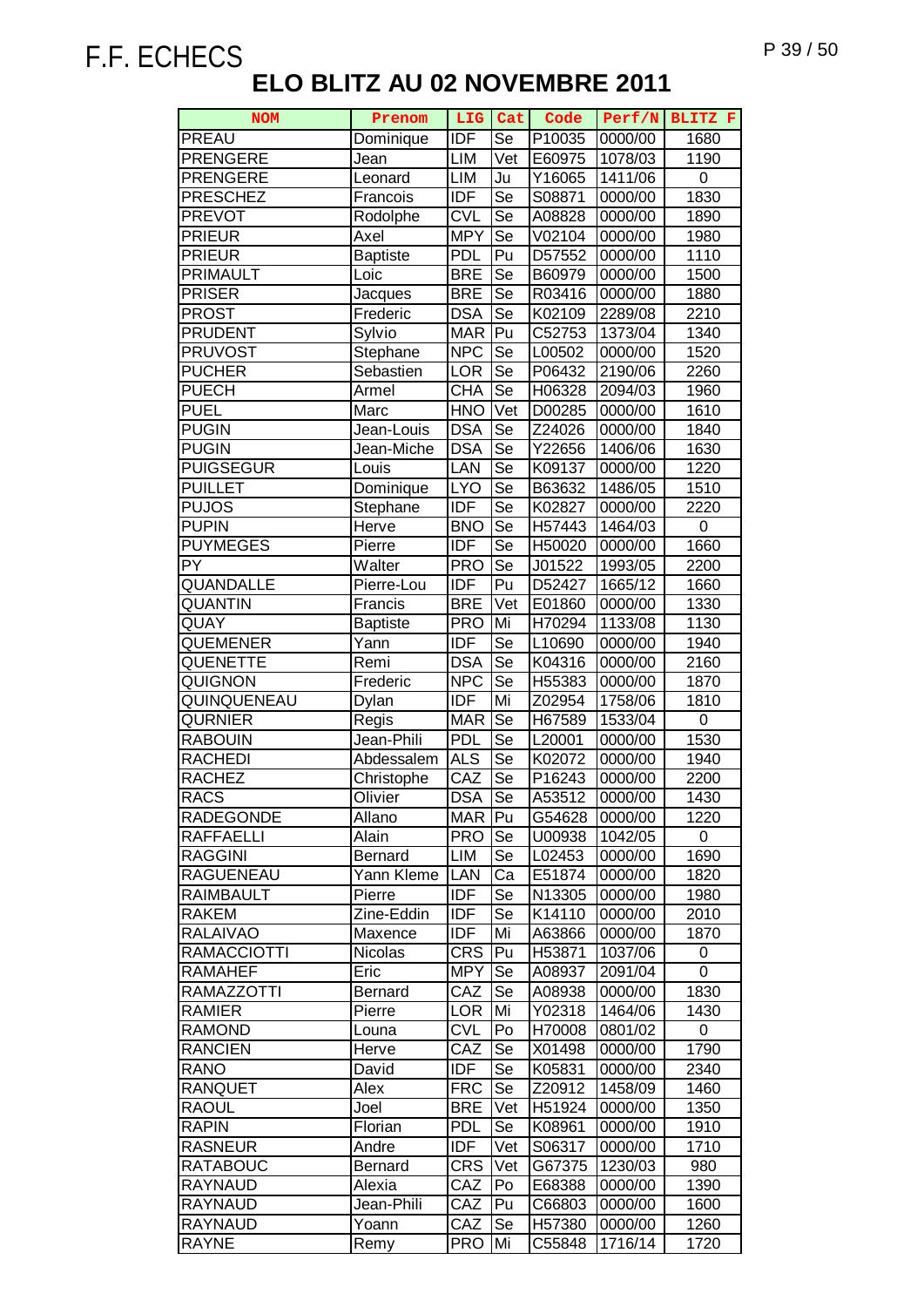F.F. ECHECS

# ELO BLITZ AU 02 NOVEMBRE 2011

| NOM | Prenom | LIG | Cat | Code | Perf/N | BLITZ F |
|---|---|---|---|---|---|---|
| PREAU | Dominique | IDF | Se | P10035 | 0000/00 | 1680 |
| PRENGERE | Jean | LIM | Vet | E60975 | 1078/03 | 1190 |
| PRENGERE | Leonard | LIM | Ju | Y16065 | 1411/06 | 0 |
| PRESCHEZ | Francois | IDF | Se | S08871 | 0000/00 | 1830 |
| PREVOT | Rodolphe | CVL | Se | A08828 | 0000/00 | 1890 |
| PRIEUR | Axel | MPY | Se | V02104 | 0000/00 | 1980 |
| PRIEUR | Baptiste | PDL | Pu | D57552 | 0000/00 | 1110 |
| PRIMAULT | Loic | BRE | Se | B60979 | 0000/00 | 1500 |
| PRISER | Jacques | BRE | Se | R03416 | 0000/00 | 1880 |
| PROST | Frederic | DSA | Se | K02109 | 2289/08 | 2210 |
| PRUDENT | Sylvio | MAR | Pu | C52753 | 1373/04 | 1340 |
| PRUVOST | Stephane | NPC | Se | L00502 | 0000/00 | 1520 |
| PUCHER | Sebastien | LOR | Se | P06432 | 2190/06 | 2260 |
| PUECH | Armel | CHA | Se | H06328 | 2094/03 | 1960 |
| PUEL | Marc | HNO | Vet | D00285 | 0000/00 | 1610 |
| PUGIN | Jean-Louis | DSA | Se | Z24026 | 0000/00 | 1840 |
| PUGIN | Jean-Miche | DSA | Se | Y22656 | 1406/06 | 1630 |
| PUIGSEGUR | Louis | LAN | Se | K09137 | 0000/00 | 1220 |
| PUILLET | Dominique | LYO | Se | B63632 | 1486/05 | 1510 |
| PUJOS | Stephane | IDF | Se | K02827 | 0000/00 | 2220 |
| PUPIN | Herve | BNO | Se | H57443 | 1464/03 | 0 |
| PUYMEGES | Pierre | IDF | Se | H50020 | 0000/00 | 1660 |
| PY | Walter | PRO | Se | J01522 | 1993/05 | 2200 |
| QUANDALLE | Pierre-Lou | IDF | Pu | D52427 | 1665/12 | 1660 |
| QUANTIN | Francis | BRE | Vet | E01860 | 0000/00 | 1330 |
| QUAY | Baptiste | PRO | Mi | H70294 | 1133/08 | 1130 |
| QUEMENER | Yann | IDF | Se | L10690 | 0000/00 | 1940 |
| QUENETTE | Remi | DSA | Se | K04316 | 0000/00 | 2160 |
| QUIGNON | Frederic | NPC | Se | H55383 | 0000/00 | 1870 |
| QUINQUENEAU | Dylan | IDF | Mi | Z02954 | 1758/06 | 1810 |
| QURNIER | Regis | MAR | Se | H67589 | 1533/04 | 0 |
| RABOUIN | Jean-Phili | PDL | Se | L20001 | 0000/00 | 1530 |
| RACHEDI | Abdessalem | ALS | Se | K02072 | 0000/00 | 1940 |
| RACHEZ | Christophe | CAZ | Se | P16243 | 0000/00 | 2200 |
| RACS | Olivier | DSA | Se | A53512 | 0000/00 | 1430 |
| RADEGONDE | Allano | MAR | Pu | G54628 | 0000/00 | 1220 |
| RAFFAELLI | Alain | PRO | Se | U00938 | 1042/05 | 0 |
| RAGGINI | Bernard | LIM | Se | L02453 | 0000/00 | 1690 |
| RAGUENEAU | Yann Kleme | LAN | Ca | E51874 | 0000/00 | 1820 |
| RAIMBAULT | Pierre | IDF | Se | N13305 | 0000/00 | 1980 |
| RAKEM | Zine-Eddin | IDF | Se | K14110 | 0000/00 | 2010 |
| RALAIVAO | Maxence | IDF | Mi | A63866 | 0000/00 | 1870 |
| RAMACCIOTTI | Nicolas | CRS | Pu | H53871 | 1037/06 | 0 |
| RAMAHEF | Eric | MPY | Se | A08937 | 2091/04 | 0 |
| RAMAZZOTTI | Bernard | CAZ | Se | A08938 | 0000/00 | 1830 |
| RAMIER | Pierre | LOR | Mi | Y02318 | 1464/06 | 1430 |
| RAMOND | Louna | CVL | Po | H70008 | 0801/02 | 0 |
| RANCIEN | Herve | CAZ | Se | X01498 | 0000/00 | 1790 |
| RANO | David | IDF | Se | K05831 | 0000/00 | 2340 |
| RANQUET | Alex | FRC | Se | Z20912 | 1458/09 | 1460 |
| RAOUL | Joel | BRE | Vet | H51924 | 0000/00 | 1350 |
| RAPIN | Florian | PDL | Se | K08961 | 0000/00 | 1910 |
| RASNEUR | Andre | IDF | Vet | S06317 | 0000/00 | 1710 |
| RATABOUC | Bernard | CRS | Vet | G67375 | 1230/03 | 980 |
| RAYNAUD | Alexia | CAZ | Po | E68388 | 0000/00 | 1390 |
| RAYNAUD | Jean-Phili | CAZ | Pu | C66803 | 0000/00 | 1600 |
| RAYNAUD | Yoann | CAZ | Se | H57380 | 0000/00 | 1260 |
| RAYNE | Remy | PRO | Mi | C55848 | 1716/14 | 1720 |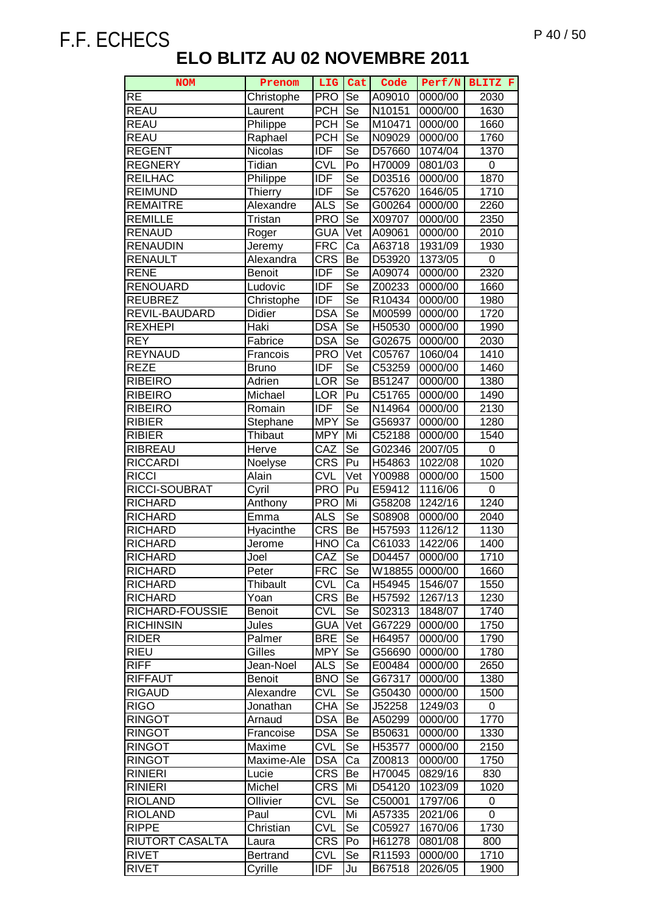# F.F. ECHECS

## ELO BLITZ AU 02 NOVEMBRE 2011

| NOM | Prenom | LIG | Cat | Code | Perf/N | BLITZ F |
|---|---|---|---|---|---|---|
| RE | Christophe | PRO | Se | A09010 | 0000/00 | 2030 |
| REAU | Laurent | PCH | Se | N10151 | 0000/00 | 1630 |
| REAU | Philippe | PCH | Se | M10471 | 0000/00 | 1660 |
| REAU | Raphael | PCH | Se | N09029 | 0000/00 | 1760 |
| REGENT | Nicolas | IDF | Se | D57660 | 1074/04 | 1370 |
| REGNERY | Tidian | CVL | Po | H70009 | 0801/03 | 0 |
| REILHAC | Philippe | IDF | Se | D03516 | 0000/00 | 1870 |
| REIMUND | Thierry | IDF | Se | C57620 | 1646/05 | 1710 |
| REMAITRE | Alexandre | ALS | Se | G00264 | 0000/00 | 2260 |
| REMILLE | Tristan | PRO | Se | X09707 | 0000/00 | 2350 |
| RENAUD | Roger | GUA | Vet | A09061 | 0000/00 | 2010 |
| RENAUDIN | Jeremy | FRC | Ca | A63718 | 1931/09 | 1930 |
| RENAULT | Alexandra | CRS | Be | D53920 | 1373/05 | 0 |
| RENE | Benoit | IDF | Se | A09074 | 0000/00 | 2320 |
| RENOUARD | Ludovic | IDF | Se | Z00233 | 0000/00 | 1660 |
| REUBREZ | Christophe | IDF | Se | R10434 | 0000/00 | 1980 |
| REVIL-BAUDARD | Didier | DSA | Se | M00599 | 0000/00 | 1720 |
| REXHEPI | Haki | DSA | Se | H50530 | 0000/00 | 1990 |
| REY | Fabrice | DSA | Se | G02675 | 0000/00 | 2030 |
| REYNAUD | Francois | PRO | Vet | C05767 | 1060/04 | 1410 |
| REZE | Bruno | IDF | Se | C53259 | 0000/00 | 1460 |
| RIBEIRO | Adrien | LOR | Se | B51247 | 0000/00 | 1380 |
| RIBEIRO | Michael | LOR | Pu | C51765 | 0000/00 | 1490 |
| RIBEIRO | Romain | IDF | Se | N14964 | 0000/00 | 2130 |
| RIBIER | Stephane | MPY | Se | G56937 | 0000/00 | 1280 |
| RIBIER | Thibaut | MPY | Mi | C52188 | 0000/00 | 1540 |
| RIBREAU | Herve | CAZ | Se | G02346 | 2007/05 | 0 |
| RICCARDI | Noelyse | CRS | Pu | H54863 | 1022/08 | 1020 |
| RICCI | Alain | CVL | Vet | Y00988 | 0000/00 | 1500 |
| RICCI-SOUBRAT | Cyril | PRO | Pu | E59412 | 1116/06 | 0 |
| RICHARD | Anthony | PRO | Mi | G58208 | 1242/16 | 1240 |
| RICHARD | Emma | ALS | Se | S08908 | 0000/00 | 2040 |
| RICHARD | Hyacinthe | CRS | Be | H57593 | 1126/12 | 1130 |
| RICHARD | Jerome | HNO | Ca | C61033 | 1422/06 | 1400 |
| RICHARD | Joel | CAZ | Se | D04457 | 0000/00 | 1710 |
| RICHARD | Peter | FRC | Se | W18855 | 0000/00 | 1660 |
| RICHARD | Thibault | CVL | Ca | H54945 | 1546/07 | 1550 |
| RICHARD | Yoan | CRS | Be | H57592 | 1267/13 | 1230 |
| RICHARD-FOUSSIE | Benoit | CVL | Se | S02313 | 1848/07 | 1740 |
| RICHINSIN | Jules | GUA | Vet | G67229 | 0000/00 | 1750 |
| RIDER | Palmer | BRE | Se | H64957 | 0000/00 | 1790 |
| RIEU | Gilles | MPY | Se | G56690 | 0000/00 | 1780 |
| RIFF | Jean-Noel | ALS | Se | E00484 | 0000/00 | 2650 |
| RIFFAUT | Benoit | BNO | Se | G67317 | 0000/00 | 1380 |
| RIGAUD | Alexandre | CVL | Se | G50430 | 0000/00 | 1500 |
| RIGO | Jonathan | CHA | Se | J52258 | 1249/03 | 0 |
| RINGOT | Arnaud | DSA | Be | A50299 | 0000/00 | 1770 |
| RINGOT | Francoise | DSA | Se | B50631 | 0000/00 | 1330 |
| RINGOT | Maxime | CVL | Se | H53577 | 0000/00 | 2150 |
| RINGOT | Maxime-Ale | DSA | Ca | Z00813 | 0000/00 | 1750 |
| RINIERI | Lucie | CRS | Be | H70045 | 0829/16 | 830 |
| RINIERI | Michel | CRS | Mi | D54120 | 1023/09 | 1020 |
| RIOLAND | Ollivier | CVL | Se | C50001 | 1797/06 | 0 |
| RIOLAND | Paul | CVL | Mi | A57335 | 2021/06 | 0 |
| RIPPE | Christian | CVL | Se | C05927 | 1670/06 | 1730 |
| RIUTORT CASALTA | Laura | CRS | Po | H61278 | 0801/08 | 800 |
| RIVET | Bertrand | CVL | Se | R11593 | 0000/00 | 1710 |
| RIVET | Cyrille | IDF | Ju | B67518 | 2026/05 | 1900 |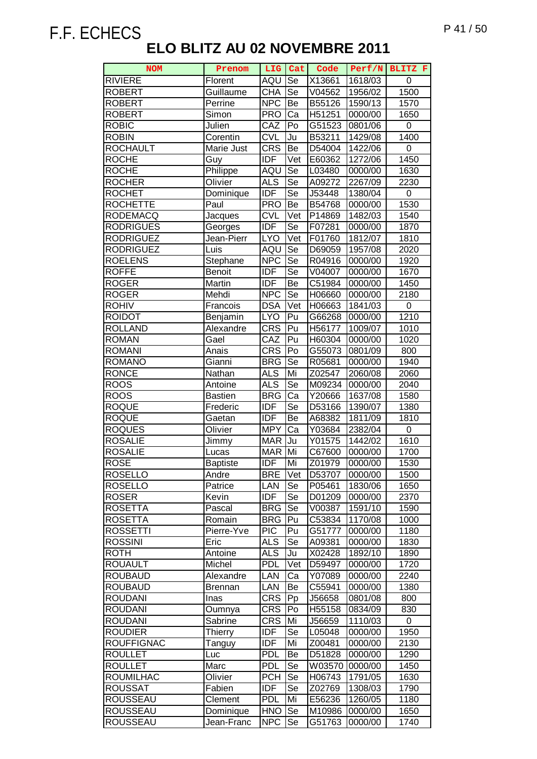# F.F. ECHECS

## ELO BLITZ AU 02 NOVEMBRE 2011

| NOM | Prenom | LIG | Cat | Code | Perf/N | BLITZ F |
|---|---|---|---|---|---|---|
| RIVIERE | Florent | AQU | Se | X13661 | 1618/03 | 0 |
| ROBERT | Guillaume | CHA | Se | V04562 | 1956/02 | 1500 |
| ROBERT | Perrine | NPC | Be | B55126 | 1590/13 | 1570 |
| ROBERT | Simon | PRO | Ca | H51251 | 0000/00 | 1650 |
| ROBIC | Julien | CAZ | Po | G51523 | 0801/06 | 0 |
| ROBIN | Corentin | CVL | Ju | B53211 | 1429/08 | 1400 |
| ROCHAULT | Marie Just | CRS | Be | D54004 | 1422/06 | 0 |
| ROCHE | Guy | IDF | Vet | E60362 | 1272/06 | 1450 |
| ROCHE | Philippe | AQU | Se | L03480 | 0000/00 | 1630 |
| ROCHER | Olivier | ALS | Se | A09272 | 2267/09 | 2230 |
| ROCHET | Dominique | IDF | Se | J53448 | 1380/04 | 0 |
| ROCHETTE | Paul | PRO | Be | B54768 | 0000/00 | 1530 |
| RODEMACQ | Jacques | CVL | Vet | P14869 | 1482/03 | 1540 |
| RODRIGUES | Georges | IDF | Se | F07281 | 0000/00 | 1870 |
| RODRIGUEZ | Jean-Pierr | LYO | Vet | F01760 | 1812/07 | 1810 |
| RODRIGUEZ | Luis | AQU | Se | D69059 | 1957/08 | 2020 |
| ROELENS | Stephane | NPC | Se | R04916 | 0000/00 | 1920 |
| ROFFE | Benoit | IDF | Se | V04007 | 0000/00 | 1670 |
| ROGER | Martin | IDF | Be | C51984 | 0000/00 | 1450 |
| ROGER | Mehdi | NPC | Se | H06660 | 0000/00 | 2180 |
| ROHIV | Francois | DSA | Vet | H06663 | 1841/03 | 0 |
| ROIDOT | Benjamin | LYO | Pu | G66268 | 0000/00 | 1210 |
| ROLLAND | Alexandre | CRS | Pu | H56177 | 1009/07 | 1010 |
| ROMAN | Gael | CAZ | Pu | H60304 | 0000/00 | 1020 |
| ROMANI | Anais | CRS | Po | G55073 | 0801/09 | 800 |
| ROMANO | Gianni | BRG | Se | R05681 | 0000/00 | 1940 |
| RONCE | Nathan | ALS | Mi | Z02547 | 2060/08 | 2060 |
| ROOS | Antoine | ALS | Se | M09234 | 0000/00 | 2040 |
| ROOS | Bastien | BRG | Ca | Y20666 | 1637/08 | 1580 |
| ROQUE | Frederic | IDF | Se | D53166 | 1390/07 | 1380 |
| ROQUE | Gaetan | IDF | Be | A68382 | 1811/09 | 1810 |
| ROQUES | Olivier | MPY | Ca | Y03684 | 2382/04 | 0 |
| ROSALIE | Jimmy | MAR | Ju | Y01575 | 1442/02 | 1610 |
| ROSALIE | Lucas | MAR | Mi | C67600 | 0000/00 | 1700 |
| ROSE | Baptiste | IDF | Mi | Z01979 | 0000/00 | 1530 |
| ROSELLO | Andre | BRE | Vet | D53707 | 0000/00 | 1500 |
| ROSELLO | Patrice | LAN | Se | P05461 | 1830/06 | 1650 |
| ROSER | Kevin | IDF | Se | D01209 | 0000/00 | 2370 |
| ROSETTA | Pascal | BRG | Se | V00387 | 1591/10 | 1590 |
| ROSETTA | Romain | BRG | Pu | C53834 | 1170/08 | 1000 |
| ROSSETTI | Pierre-Yve | PIC | Pu | G51777 | 0000/00 | 1180 |
| ROSSINI | Eric | ALS | Se | A09381 | 0000/00 | 1830 |
| ROTH | Antoine | ALS | Ju | X02428 | 1892/10 | 1890 |
| ROUAULT | Michel | PDL | Vet | D59497 | 0000/00 | 1720 |
| ROUBAUD | Alexandre | LAN | Ca | Y07089 | 0000/00 | 2240 |
| ROUBAUD | Brennan | LAN | Be | C55941 | 0000/00 | 1380 |
| ROUDANI | Inas | CRS | Pp | J56658 | 0801/08 | 800 |
| ROUDANI | Oumnya | CRS | Po | H55158 | 0834/09 | 830 |
| ROUDANI | Sabrine | CRS | Mi | J56659 | 1110/03 | 0 |
| ROUDIER | Thierry | IDF | Se | L05048 | 0000/00 | 1950 |
| ROUFFIGNAC | Tanguy | IDF | Mi | Z00481 | 0000/00 | 2130 |
| ROULLET | Luc | PDL | Be | D51828 | 0000/00 | 1290 |
| ROULLET | Marc | PDL | Se | W03570 | 0000/00 | 1450 |
| ROUMILHAC | Olivier | PCH | Se | H06743 | 1791/05 | 1630 |
| ROUSSAT | Fabien | IDF | Se | Z02769 | 1308/03 | 1790 |
| ROUSSEAU | Clement | PDL | Mi | E56236 | 1260/05 | 1180 |
| ROUSSEAU | Dominique | HNO | Se | M10986 | 0000/00 | 1650 |
| ROUSSEAU | Jean-Franc | NPC | Se | G51763 | 0000/00 | 1740 |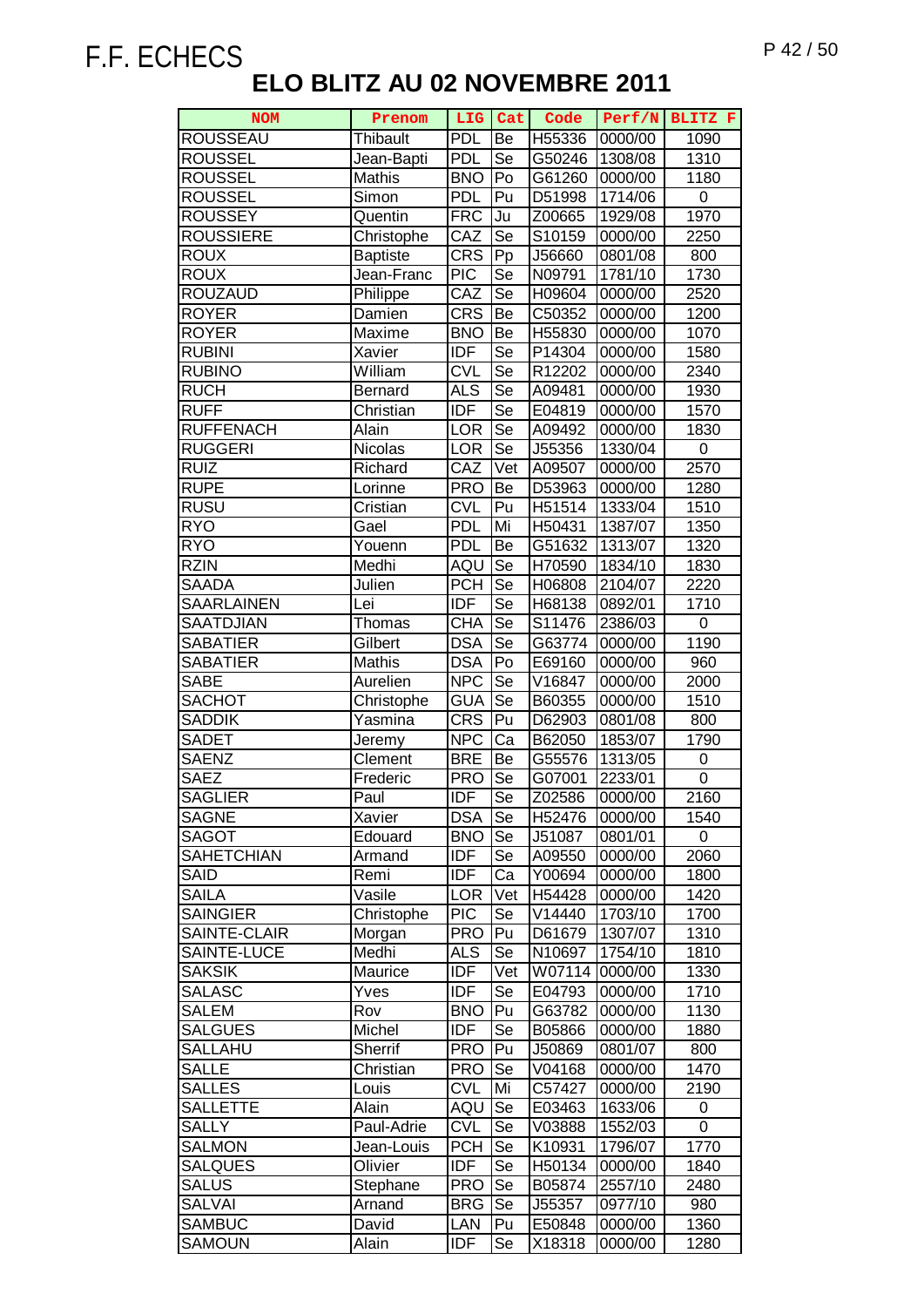F.F. ECHECS

# ELO BLITZ AU 02 NOVEMBRE 2011

| NOM | Prenom | LIG | Cat | Code | Perf/N | BLITZ F |
|---|---|---|---|---|---|---|
| ROUSSEAU | Thibault | PDL | Be | H55336 | 0000/00 | 1090 |
| ROUSSEL | Jean-Bapti | PDL | Se | G50246 | 1308/08 | 1310 |
| ROUSSEL | Mathis | BNO | Po | G61260 | 0000/00 | 1180 |
| ROUSSEL | Simon | PDL | Pu | D51998 | 1714/06 | 0 |
| ROUSSEY | Quentin | FRC | Ju | Z00665 | 1929/08 | 1970 |
| ROUSSIERE | Christophe | CAZ | Se | S10159 | 0000/00 | 2250 |
| ROUX | Baptiste | CRS | Pp | J56660 | 0801/08 | 800 |
| ROUX | Jean-Franc | PIC | Se | N09791 | 1781/10 | 1730 |
| ROUZAUD | Philippe | CAZ | Se | H09604 | 0000/00 | 2520 |
| ROYER | Damien | CRS | Be | C50352 | 0000/00 | 1200 |
| ROYER | Maxime | BNO | Be | H55830 | 0000/00 | 1070 |
| RUBINI | Xavier | IDF | Se | P14304 | 0000/00 | 1580 |
| RUBINO | William | CVL | Se | R12202 | 0000/00 | 2340 |
| RUCH | Bernard | ALS | Se | A09481 | 0000/00 | 1930 |
| RUFF | Christian | IDF | Se | E04819 | 0000/00 | 1570 |
| RUFFENACH | Alain | LOR | Se | A09492 | 0000/00 | 1830 |
| RUGGERI | Nicolas | LOR | Se | J55356 | 1330/04 | 0 |
| RUIZ | Richard | CAZ | Vet | A09507 | 0000/00 | 2570 |
| RUPE | Lorinne | PRO | Be | D53963 | 0000/00 | 1280 |
| RUSU | Cristian | CVL | Pu | H51514 | 1333/04 | 1510 |
| RYO | Gael | PDL | Mi | H50431 | 1387/07 | 1350 |
| RYO | Youenn | PDL | Be | G51632 | 1313/07 | 1320 |
| RZIN | Medhi | AQU | Se | H70590 | 1834/10 | 1830 |
| SAADA | Julien | PCH | Se | H06808 | 2104/07 | 2220 |
| SAARLAINEN | Lei | IDF | Se | H68138 | 0892/01 | 1710 |
| SAATDJIAN | Thomas | CHA | Se | S11476 | 2386/03 | 0 |
| SABATIER | Gilbert | DSA | Se | G63774 | 0000/00 | 1190 |
| SABATIER | Mathis | DSA | Po | E69160 | 0000/00 | 960 |
| SABE | Aurelien | NPC | Se | V16847 | 0000/00 | 2000 |
| SACHOT | Christophe | GUA | Se | B60355 | 0000/00 | 1510 |
| SADDIK | Yasmina | CRS | Pu | D62903 | 0801/08 | 800 |
| SADET | Jeremy | NPC | Ca | B62050 | 1853/07 | 1790 |
| SAENZ | Clement | BRE | Be | G55576 | 1313/05 | 0 |
| SAEZ | Frederic | PRO | Se | G07001 | 2233/01 | 0 |
| SAGLIER | Paul | IDF | Se | Z02586 | 0000/00 | 2160 |
| SAGNE | Xavier | DSA | Se | H52476 | 0000/00 | 1540 |
| SAGOT | Edouard | BNO | Se | J51087 | 0801/01 | 0 |
| SAHETCHIAN | Armand | IDF | Se | A09550 | 0000/00 | 2060 |
| SAID | Remi | IDF | Ca | Y00694 | 0000/00 | 1800 |
| SAILA | Vasile | LOR | Vet | H54428 | 0000/00 | 1420 |
| SAINGIER | Christophe | PIC | Se | V14440 | 1703/10 | 1700 |
| SAINTE-CLAIR | Morgan | PRO | Pu | D61679 | 1307/07 | 1310 |
| SAINTE-LUCE | Medhi | ALS | Se | N10697 | 1754/10 | 1810 |
| SAKSIK | Maurice | IDF | Vet | W07114 | 0000/00 | 1330 |
| SALASC | Yves | IDF | Se | E04793 | 0000/00 | 1710 |
| SALEM | Rov | BNO | Pu | G63782 | 0000/00 | 1130 |
| SALGUES | Michel | IDF | Se | B05866 | 0000/00 | 1880 |
| SALLAHU | Sherrif | PRO | Pu | J50869 | 0801/07 | 800 |
| SALLE | Christian | PRO | Se | V04168 | 0000/00 | 1470 |
| SALLES | Louis | CVL | Mi | C57427 | 0000/00 | 2190 |
| SALLETTE | Alain | AQU | Se | E03463 | 1633/06 | 0 |
| SALLY | Paul-Adrie | CVL | Se | V03888 | 1552/03 | 0 |
| SALMON | Jean-Louis | PCH | Se | K10931 | 1796/07 | 1770 |
| SALQUES | Olivier | IDF | Se | H50134 | 0000/00 | 1840 |
| SALUS | Stephane | PRO | Se | B05874 | 2557/10 | 2480 |
| SALVAI | Arnand | BRG | Se | J55357 | 0977/10 | 980 |
| SAMBUC | David | LAN | Pu | E50848 | 0000/00 | 1360 |
| SAMOUN | Alain | IDF | Se | X18318 | 0000/00 | 1280 |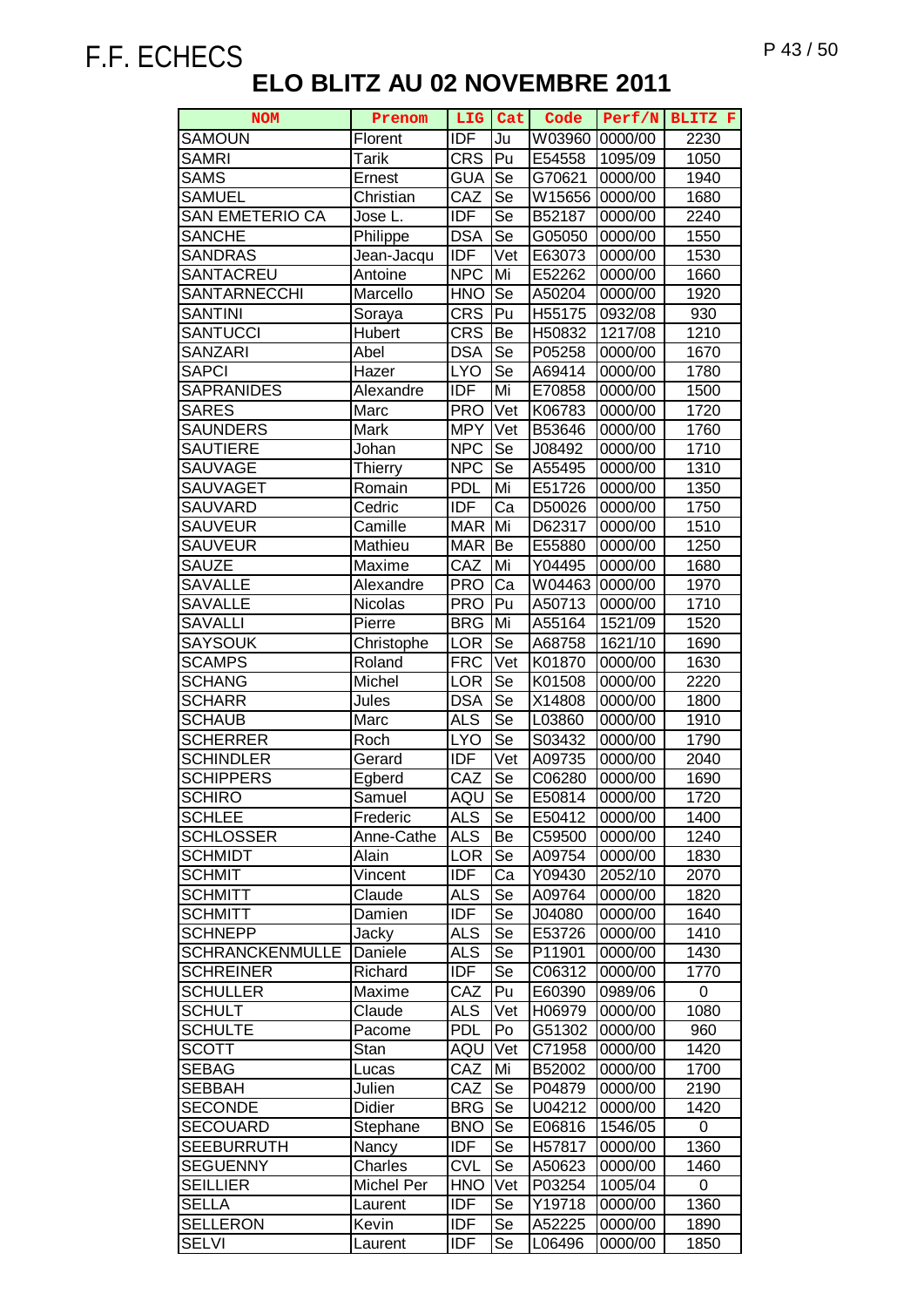F.F. ECHECS

# ELO BLITZ AU 02 NOVEMBRE 2011

| NOM | Prenom | LIG | Cat | Code | Perf/N | BLITZ F |
|---|---|---|---|---|---|---|
| SAMOUN | Florent | IDF | Ju | W03960 | 0000/00 | 2230 |
| SAMRI | Tarik | CRS | Pu | E54558 | 1095/09 | 1050 |
| SAMS | Ernest | GUA | Se | G70621 | 0000/00 | 1940 |
| SAMUEL | Christian | CAZ | Se | W15656 | 0000/00 | 1680 |
| SAN EMETERIO CA | Jose L. | IDF | Se | B52187 | 0000/00 | 2240 |
| SANCHE | Philippe | DSA | Se | G05050 | 0000/00 | 1550 |
| SANDRAS | Jean-Jacqu | IDF | Vet | E63073 | 0000/00 | 1530 |
| SANTACREU | Antoine | NPC | Mi | E52262 | 0000/00 | 1660 |
| SANTARNECCHI | Marcello | HNO | Se | A50204 | 0000/00 | 1920 |
| SANTINI | Soraya | CRS | Pu | H55175 | 0932/08 | 930 |
| SANTUCCI | Hubert | CRS | Be | H50832 | 1217/08 | 1210 |
| SANZARI | Abel | DSA | Se | P05258 | 0000/00 | 1670 |
| SAPCI | Hazer | LYO | Se | A69414 | 0000/00 | 1780 |
| SAPRANIDES | Alexandre | IDF | Mi | E70858 | 0000/00 | 1500 |
| SARES | Marc | PRO | Vet | K06783 | 0000/00 | 1720 |
| SAUNDERS | Mark | MPY | Vet | B53646 | 0000/00 | 1760 |
| SAUTIERE | Johan | NPC | Se | J08492 | 0000/00 | 1710 |
| SAUVAGE | Thierry | NPC | Se | A55495 | 0000/00 | 1310 |
| SAUVAGET | Romain | PDL | Mi | E51726 | 0000/00 | 1350 |
| SAUVARD | Cedric | IDF | Ca | D50026 | 0000/00 | 1750 |
| SAUVEUR | Camille | MAR | Mi | D62317 | 0000/00 | 1510 |
| SAUVEUR | Mathieu | MAR | Be | E55880 | 0000/00 | 1250 |
| SAUZE | Maxime | CAZ | Mi | Y04495 | 0000/00 | 1680 |
| SAVALLE | Alexandre | PRO | Ca | W04463 | 0000/00 | 1970 |
| SAVALLE | Nicolas | PRO | Pu | A50713 | 0000/00 | 1710 |
| SAVALLI | Pierre | BRG | Mi | A55164 | 1521/09 | 1520 |
| SAYSOUK | Christophe | LOR | Se | A68758 | 1621/10 | 1690 |
| SCAMPS | Roland | FRC | Vet | K01870 | 0000/00 | 1630 |
| SCHANG | Michel | LOR | Se | K01508 | 0000/00 | 2220 |
| SCHARR | Jules | DSA | Se | X14808 | 0000/00 | 1800 |
| SCHAUB | Marc | ALS | Se | L03860 | 0000/00 | 1910 |
| SCHERRER | Roch | LYO | Se | S03432 | 0000/00 | 1790 |
| SCHINDLER | Gerard | IDF | Vet | A09735 | 0000/00 | 2040 |
| SCHIPPERS | Egberd | CAZ | Se | C06280 | 0000/00 | 1690 |
| SCHIRO | Samuel | AQU | Se | E50814 | 0000/00 | 1720 |
| SCHLEE | Frederic | ALS | Se | E50412 | 0000/00 | 1400 |
| SCHLOSSER | Anne-Cathe | ALS | Be | C59500 | 0000/00 | 1240 |
| SCHMIDT | Alain | LOR | Se | A09754 | 0000/00 | 1830 |
| SCHMIT | Vincent | IDF | Ca | Y09430 | 2052/10 | 2070 |
| SCHMITT | Claude | ALS | Se | A09764 | 0000/00 | 1820 |
| SCHMITT | Damien | IDF | Se | J04080 | 0000/00 | 1640 |
| SCHNEPP | Jacky | ALS | Se | E53726 | 0000/00 | 1410 |
| SCHRANCKENMULLE | Daniele | ALS | Se | P11901 | 0000/00 | 1430 |
| SCHREINER | Richard | IDF | Se | C06312 | 0000/00 | 1770 |
| SCHULLER | Maxime | CAZ | Pu | E60390 | 0989/06 | 0 |
| SCHULT | Claude | ALS | Vet | H06979 | 0000/00 | 1080 |
| SCHULTE | Pacome | PDL | Po | G51302 | 0000/00 | 960 |
| SCOTT | Stan | AQU | Vet | C71958 | 0000/00 | 1420 |
| SEBAG | Lucas | CAZ | Mi | B52002 | 0000/00 | 1700 |
| SEBBAH | Julien | CAZ | Se | P04879 | 0000/00 | 2190 |
| SECONDE | Didier | BRG | Se | U04212 | 0000/00 | 1420 |
| SECOUARD | Stephane | BNO | Se | E06816 | 1546/05 | 0 |
| SEEBURRUTH | Nancy | IDF | Se | H57817 | 0000/00 | 1360 |
| SEGUENNY | Charles | CVL | Se | A50623 | 0000/00 | 1460 |
| SEILLIER | Michel Per | HNO | Vet | P03254 | 1005/04 | 0 |
| SELLA | Laurent | IDF | Se | Y19718 | 0000/00 | 1360 |
| SELLERON | Kevin | IDF | Se | A52225 | 0000/00 | 1890 |
| SELVI | Laurent | IDF | Se | L06496 | 0000/00 | 1850 |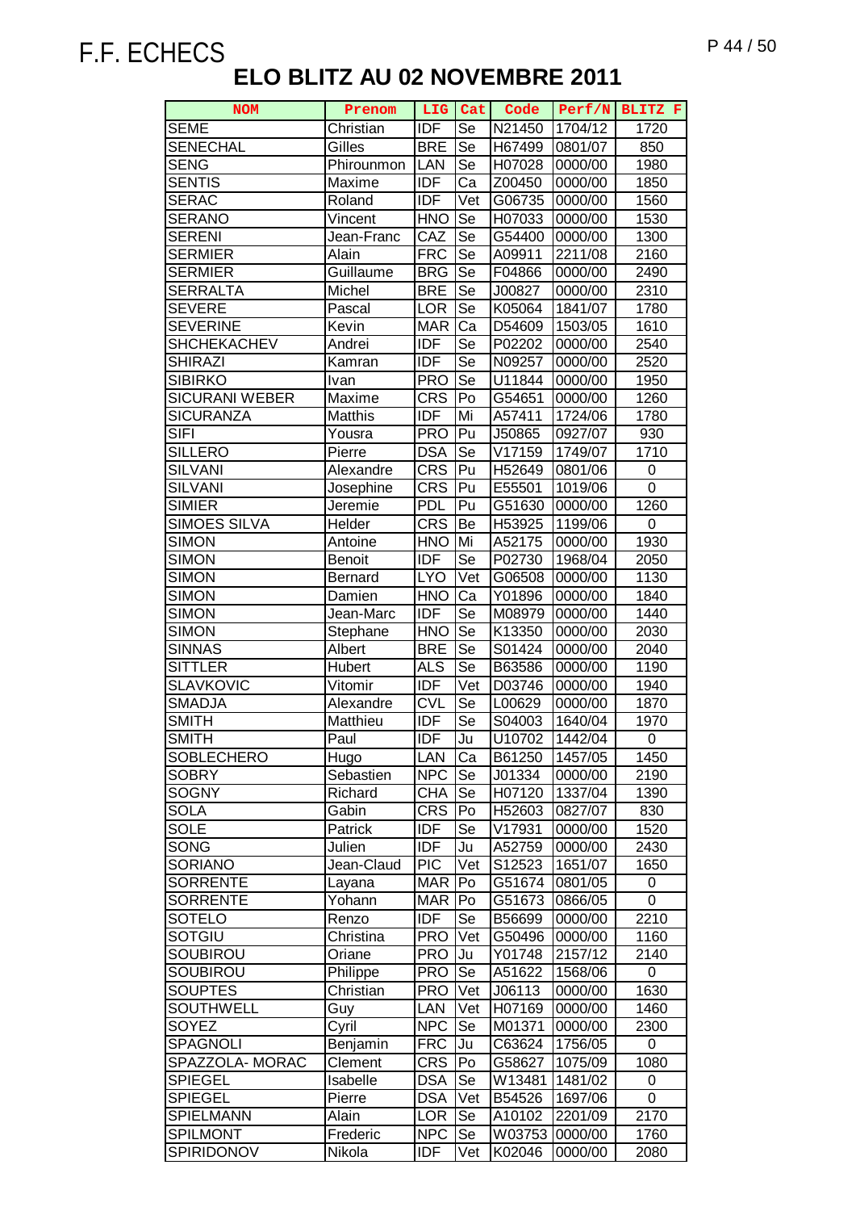# F.F. ECHECS

## ELO BLITZ AU 02 NOVEMBRE 2011

| NOM | Prenom | LIG | Cat | Code | Perf/N | BLITZ F |
|---|---|---|---|---|---|---|
| SEME | Christian | IDF | Se | N21450 | 1704/12 | 1720 |
| SENECHAL | Gilles | BRE | Se | H67499 | 0801/07 | 850 |
| SENG | Phirounmon | LAN | Se | H07028 | 0000/00 | 1980 |
| SENTIS | Maxime | IDF | Ca | Z00450 | 0000/00 | 1850 |
| SERAC | Roland | IDF | Vet | G06735 | 0000/00 | 1560 |
| SERANO | Vincent | HNO | Se | H07033 | 0000/00 | 1530 |
| SERENI | Jean-Franc | CAZ | Se | G54400 | 0000/00 | 1300 |
| SERMIER | Alain | FRC | Se | A09911 | 2211/08 | 2160 |
| SERMIER | Guillaume | BRG | Se | F04866 | 0000/00 | 2490 |
| SERRALTA | Michel | BRE | Se | J00827 | 0000/00 | 2310 |
| SEVERE | Pascal | LOR | Se | K05064 | 1841/07 | 1780 |
| SEVERINE | Kevin | MAR | Ca | D54609 | 1503/05 | 1610 |
| SHCHEKACHEV | Andrei | IDF | Se | P02202 | 0000/00 | 2540 |
| SHIRAZI | Kamran | IDF | Se | N09257 | 0000/00 | 2520 |
| SIBIRKO | Ivan | PRO | Se | U11844 | 0000/00 | 1950 |
| SICURANI WEBER | Maxime | CRS | Po | G54651 | 0000/00 | 1260 |
| SICURANZA | Matthis | IDF | Mi | A57411 | 1724/06 | 1780 |
| SIFI | Yousra | PRO | Pu | J50865 | 0927/07 | 930 |
| SILLERO | Pierre | DSA | Se | V17159 | 1749/07 | 1710 |
| SILVANI | Alexandre | CRS | Pu | H52649 | 0801/06 | 0 |
| SILVANI | Josephine | CRS | Pu | E55501 | 1019/06 | 0 |
| SIMIER | Jeremie | PDL | Pu | G51630 | 0000/00 | 1260 |
| SIMOES SILVA | Helder | CRS | Be | H53925 | 1199/06 | 0 |
| SIMON | Antoine | HNO | Mi | A52175 | 0000/00 | 1930 |
| SIMON | Benoit | IDF | Se | P02730 | 1968/04 | 2050 |
| SIMON | Bernard | LYO | Vet | G06508 | 0000/00 | 1130 |
| SIMON | Damien | HNO | Ca | Y01896 | 0000/00 | 1840 |
| SIMON | Jean-Marc | IDF | Se | M08979 | 0000/00 | 1440 |
| SIMON | Stephane | HNO | Se | K13350 | 0000/00 | 2030 |
| SINNAS | Albert | BRE | Se | S01424 | 0000/00 | 2040 |
| SITTLER | Hubert | ALS | Se | B63586 | 0000/00 | 1190 |
| SLAVKOVIC | Vitomir | IDF | Vet | D03746 | 0000/00 | 1940 |
| SMADJA | Alexandre | CVL | Se | L00629 | 0000/00 | 1870 |
| SMITH | Matthieu | IDF | Se | S04003 | 1640/04 | 1970 |
| SMITH | Paul | IDF | Ju | U10702 | 1442/04 | 0 |
| SOBLECHERO | Hugo | LAN | Ca | B61250 | 1457/05 | 1450 |
| SOBRY | Sebastien | NPC | Se | J01334 | 0000/00 | 2190 |
| SOGNY | Richard | CHA | Se | H07120 | 1337/04 | 1390 |
| SOLA | Gabin | CRS | Po | H52603 | 0827/07 | 830 |
| SOLE | Patrick | IDF | Se | V17931 | 0000/00 | 1520 |
| SONG | Julien | IDF | Ju | A52759 | 0000/00 | 2430 |
| SORIANO | Jean-Claud | PIC | Vet | S12523 | 1651/07 | 1650 |
| SORRENTE | Layana | MAR | Po | G51674 | 0801/05 | 0 |
| SORRENTE | Yohann | MAR | Po | G51673 | 0866/05 | 0 |
| SOTELO | Renzo | IDF | Se | B56699 | 0000/00 | 2210 |
| SOTGIU | Christina | PRO | Vet | G50496 | 0000/00 | 1160 |
| SOUBIROU | Oriane | PRO | Ju | Y01748 | 2157/12 | 2140 |
| SOUBIROU | Philippe | PRO | Se | A51622 | 1568/06 | 0 |
| SOUPTES | Christian | PRO | Vet | J06113 | 0000/00 | 1630 |
| SOUTHWELL | Guy | LAN | Vet | H07169 | 0000/00 | 1460 |
| SOYEZ | Cyril | NPC | Se | M01371 | 0000/00 | 2300 |
| SPAGNOLI | Benjamin | FRC | Ju | C63624 | 1756/05 | 0 |
| SPAZZOLA- MORAC | Clement | CRS | Po | G58627 | 1075/09 | 1080 |
| SPIEGEL | Isabelle | DSA | Se | W13481 | 1481/02 | 0 |
| SPIEGEL | Pierre | DSA | Vet | B54526 | 1697/06 | 0 |
| SPIELMANN | Alain | LOR | Se | A10102 | 2201/09 | 2170 |
| SPILMONT | Frederic | NPC | Se | W03753 | 0000/00 | 1760 |
| SPIRIDONOV | Nikola | IDF | Vet | K02046 | 0000/00 | 2080 |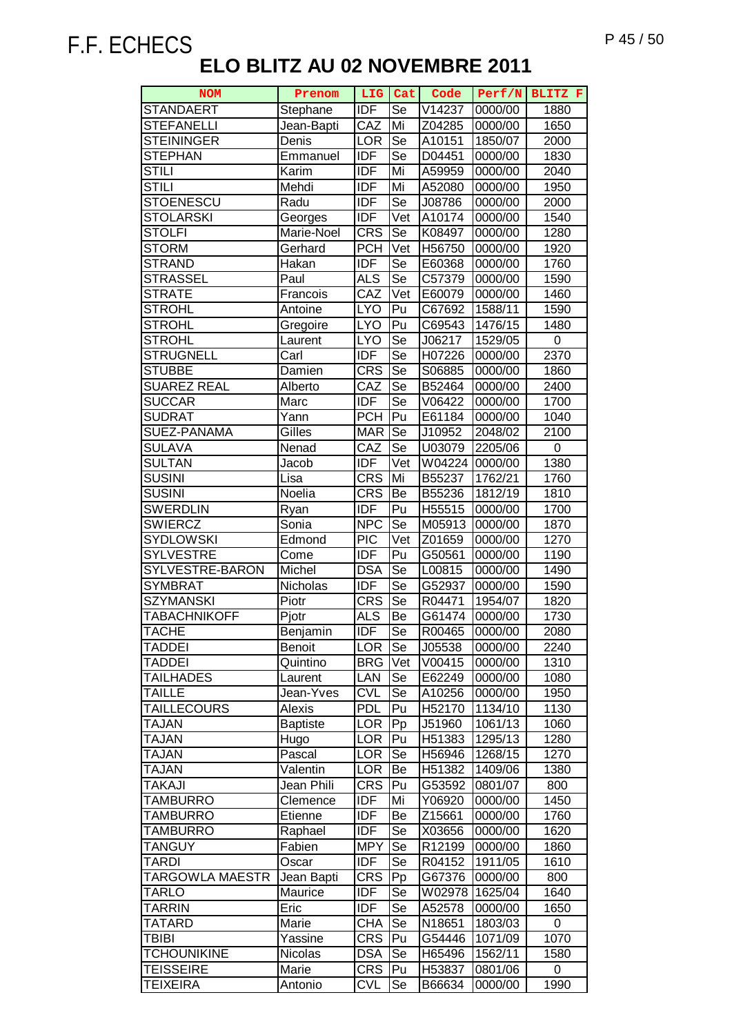F.F. ECHECS

# ELO BLITZ AU 02 NOVEMBRE 2011

| NOM | Prenom | LIG | Cat | Code | Perf/N | BLITZ F |
|---|---|---|---|---|---|---|
| STANDAERT | Stephane | IDF | Se | V14237 | 0000/00 | 1880 |
| STEFANELLI | Jean-Bapti | CAZ | Mi | Z04285 | 0000/00 | 1650 |
| STEININGER | Denis | LOR | Se | A10151 | 1850/07 | 2000 |
| STEPHAN | Emmanuel | IDF | Se | D04451 | 0000/00 | 1830 |
| STILI | Karim | IDF | Mi | A59959 | 0000/00 | 2040 |
| STILI | Mehdi | IDF | Mi | A52080 | 0000/00 | 1950 |
| STOENESCU | Radu | IDF | Se | J08786 | 0000/00 | 2000 |
| STOLARSKI | Georges | IDF | Vet | A10174 | 0000/00 | 1540 |
| STOLFI | Marie-Noel | CRS | Se | K08497 | 0000/00 | 1280 |
| STORM | Gerhard | PCH | Vet | H56750 | 0000/00 | 1920 |
| STRAND | Hakan | IDF | Se | E60368 | 0000/00 | 1760 |
| STRASSEL | Paul | ALS | Se | C57379 | 0000/00 | 1590 |
| STRATE | Francois | CAZ | Vet | E60079 | 0000/00 | 1460 |
| STROHL | Antoine | LYO | Pu | C67692 | 1588/11 | 1590 |
| STROHL | Gregoire | LYO | Pu | C69543 | 1476/15 | 1480 |
| STROHL | Laurent | LYO | Se | J06217 | 1529/05 | 0 |
| STRUGNELL | Carl | IDF | Se | H07226 | 0000/00 | 2370 |
| STUBBE | Damien | CRS | Se | S06885 | 0000/00 | 1860 |
| SUAREZ REAL | Alberto | CAZ | Se | B52464 | 0000/00 | 2400 |
| SUCCAR | Marc | IDF | Se | V06422 | 0000/00 | 1700 |
| SUDRAT | Yann | PCH | Pu | E61184 | 0000/00 | 1040 |
| SUEZ-PANAMA | Gilles | MAR | Se | J10952 | 2048/02 | 2100 |
| SULAVA | Nenad | CAZ | Se | U03079 | 2205/06 | 0 |
| SULTAN | Jacob | IDF | Vet | W04224 | 0000/00 | 1380 |
| SUSINI | Lisa | CRS | Mi | B55237 | 1762/21 | 1760 |
| SUSINI | Noelia | CRS | Be | B55236 | 1812/19 | 1810 |
| SWERDLIN | Ryan | IDF | Pu | H55515 | 0000/00 | 1700 |
| SWIERCZ | Sonia | NPC | Se | M05913 | 0000/00 | 1870 |
| SYDLOWSKI | Edmond | PIC | Vet | Z01659 | 0000/00 | 1270 |
| SYLVESTRE | Come | IDF | Pu | G50561 | 0000/00 | 1190 |
| SYLVESTRE-BARON | Michel | DSA | Se | L00815 | 0000/00 | 1490 |
| SYMBRAT | Nicholas | IDF | Se | G52937 | 0000/00 | 1590 |
| SZYMANSKI | Piotr | CRS | Se | R04471 | 1954/07 | 1820 |
| TABACHNIKOFF | Pjotr | ALS | Be | G61474 | 0000/00 | 1730 |
| TACHE | Benjamin | IDF | Se | R00465 | 0000/00 | 2080 |
| TADDEI | Benoit | LOR | Se | J05538 | 0000/00 | 2240 |
| TADDEI | Quintino | BRG | Vet | V00415 | 0000/00 | 1310 |
| TAILHADES | Laurent | LAN | Se | E62249 | 0000/00 | 1080 |
| TAILLE | Jean-Yves | CVL | Se | A10256 | 0000/00 | 1950 |
| TAILLECOURS | Alexis | PDL | Pu | H52170 | 1134/10 | 1130 |
| TAJAN | Baptiste | LOR | Pp | J51960 | 1061/13 | 1060 |
| TAJAN | Hugo | LOR | Pu | H51383 | 1295/13 | 1280 |
| TAJAN | Pascal | LOR | Se | H56946 | 1268/15 | 1270 |
| TAJAN | Valentin | LOR | Be | H51382 | 1409/06 | 1380 |
| TAKAJI | Jean Phili | CRS | Pu | G53592 | 0801/07 | 800 |
| TAMBURRO | Clemence | IDF | Mi | Y06920 | 0000/00 | 1450 |
| TAMBURRO | Etienne | IDF | Be | Z15661 | 0000/00 | 1760 |
| TAMBURRO | Raphael | IDF | Se | X03656 | 0000/00 | 1620 |
| TANGUY | Fabien | MPY | Se | R12199 | 0000/00 | 1860 |
| TARDI | Oscar | IDF | Se | R04152 | 1911/05 | 1610 |
| TARGOWLA MAESTR | Jean Bapti | CRS | Pp | G67376 | 0000/00 | 800 |
| TARLO | Maurice | IDF | Se | W02978 | 1625/04 | 1640 |
| TARRIN | Eric | IDF | Se | A52578 | 0000/00 | 1650 |
| TATARD | Marie | CHA | Se | N18651 | 1803/03 | 0 |
| TBIBI | Yassine | CRS | Pu | G54446 | 1071/09 | 1070 |
| TCHOUNIKINE | Nicolas | DSA | Se | H65496 | 1562/11 | 1580 |
| TEISSEIRE | Marie | CRS | Pu | H53837 | 0801/06 | 0 |
| TEIXEIRA | Antonio | CVL | Se | B66634 | 0000/00 | 1990 |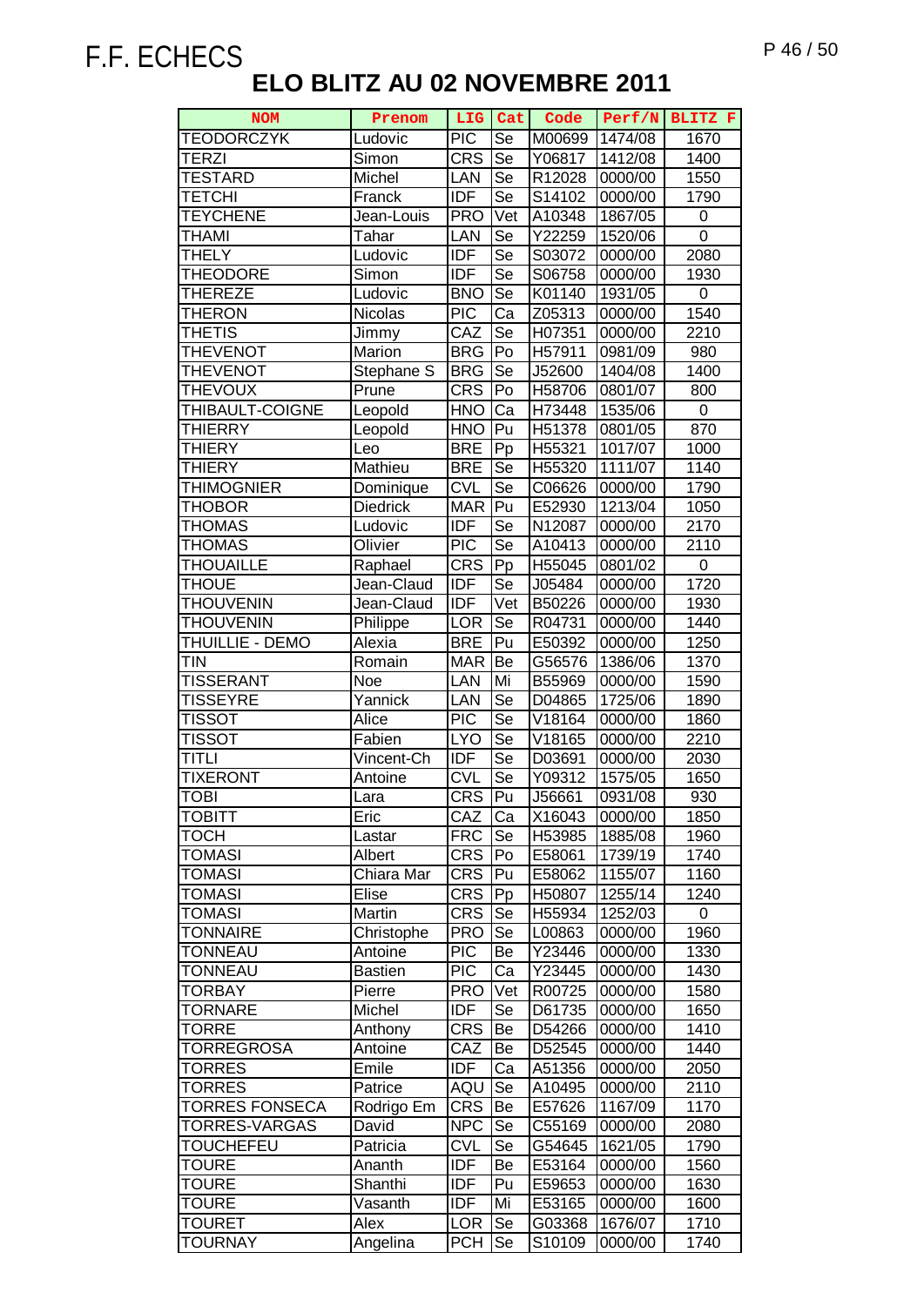F.F. ECHECS

# ELO BLITZ AU 02 NOVEMBRE 2011

| NOM | Prenom | LIG | Cat | Code | Perf/N | BLITZ F |
|---|---|---|---|---|---|---|
| TEODORCZYK | Ludovic | PIC | Se | M00699 | 1474/08 | 1670 |
| TERZI | Simon | CRS | Se | Y06817 | 1412/08 | 1400 |
| TESTARD | Michel | LAN | Se | R12028 | 0000/00 | 1550 |
| TETCHI | Franck | IDF | Se | S14102 | 0000/00 | 1790 |
| TEYCHENE | Jean-Louis | PRO | Vet | A10348 | 1867/05 | 0 |
| THAMI | Tahar | LAN | Se | Y22259 | 1520/06 | 0 |
| THELY | Ludovic | IDF | Se | S03072 | 0000/00 | 2080 |
| THEODORE | Simon | IDF | Se | S06758 | 0000/00 | 1930 |
| THEREZE | Ludovic | BNO | Se | K01140 | 1931/05 | 0 |
| THERON | Nicolas | PIC | Ca | Z05313 | 0000/00 | 1540 |
| THETIS | Jimmy | CAZ | Se | H07351 | 0000/00 | 2210 |
| THEVENOT | Marion | BRG | Po | H57911 | 0981/09 | 980 |
| THEVENOT | Stephane S | BRG | Se | J52600 | 1404/08 | 1400 |
| THEVOUX | Prune | CRS | Po | H58706 | 0801/07 | 800 |
| THIBAULT-COIGNE | Leopold | HNO | Ca | H73448 | 1535/06 | 0 |
| THIERRY | Leopold | HNO | Pu | H51378 | 0801/05 | 870 |
| THIERY | Leo | BRE | Pp | H55321 | 1017/07 | 1000 |
| THIERY | Mathieu | BRE | Se | H55320 | 1111/07 | 1140 |
| THIMOGNIER | Dominique | CVL | Se | C06626 | 0000/00 | 1790 |
| THOBOR | Diedrick | MAR | Pu | E52930 | 1213/04 | 1050 |
| THOMAS | Ludovic | IDF | Se | N12087 | 0000/00 | 2170 |
| THOMAS | Olivier | PIC | Se | A10413 | 0000/00 | 2110 |
| THOUAILLE | Raphael | CRS | Pp | H55045 | 0801/02 | 0 |
| THOUE | Jean-Claud | IDF | Se | J05484 | 0000/00 | 1720 |
| THOUVENIN | Jean-Claud | IDF | Vet | B50226 | 0000/00 | 1930 |
| THOUVENIN | Philippe | LOR | Se | R04731 | 0000/00 | 1440 |
| THUILLIE - DEMO | Alexia | BRE | Pu | E50392 | 0000/00 | 1250 |
| TIN | Romain | MAR | Be | G56576 | 1386/06 | 1370 |
| TISSERANT | Noe | LAN | Mi | B55969 | 0000/00 | 1590 |
| TISSEYRE | Yannick | LAN | Se | D04865 | 1725/06 | 1890 |
| TISSOT | Alice | PIC | Se | V18164 | 0000/00 | 1860 |
| TISSOT | Fabien | LYO | Se | V18165 | 0000/00 | 2210 |
| TITLI | Vincent-Ch | IDF | Se | D03691 | 0000/00 | 2030 |
| TIXERONT | Antoine | CVL | Se | Y09312 | 1575/05 | 1650 |
| TOBI | Lara | CRS | Pu | J56661 | 0931/08 | 930 |
| TOBITT | Eric | CAZ | Ca | X16043 | 0000/00 | 1850 |
| TOCH | Lastar | FRC | Se | H53985 | 1885/08 | 1960 |
| TOMASI | Albert | CRS | Po | E58061 | 1739/19 | 1740 |
| TOMASI | Chiara Mar | CRS | Pu | E58062 | 1155/07 | 1160 |
| TOMASI | Elise | CRS | Pp | H50807 | 1255/14 | 1240 |
| TOMASI | Martin | CRS | Se | H55934 | 1252/03 | 0 |
| TONNAIRE | Christophe | PRO | Se | L00863 | 0000/00 | 1960 |
| TONNEAU | Antoine | PIC | Be | Y23446 | 0000/00 | 1330 |
| TONNEAU | Bastien | PIC | Ca | Y23445 | 0000/00 | 1430 |
| TORBAY | Pierre | PRO | Vet | R00725 | 0000/00 | 1580 |
| TORNARE | Michel | IDF | Se | D61735 | 0000/00 | 1650 |
| TORRE | Anthony | CRS | Be | D54266 | 0000/00 | 1410 |
| TORREGROSA | Antoine | CAZ | Be | D52545 | 0000/00 | 1440 |
| TORRES | Emile | IDF | Ca | A51356 | 0000/00 | 2050 |
| TORRES | Patrice | AQU | Se | A10495 | 0000/00 | 2110 |
| TORRES FONSECA | Rodrigo Em | CRS | Be | E57626 | 1167/09 | 1170 |
| TORRES-VARGAS | David | NPC | Se | C55169 | 0000/00 | 2080 |
| TOUCHEFEU | Patricia | CVL | Se | G54645 | 1621/05 | 1790 |
| TOURE | Ananth | IDF | Be | E53164 | 0000/00 | 1560 |
| TOURE | Shanthi | IDF | Pu | E59653 | 0000/00 | 1630 |
| TOURE | Vasanth | IDF | Mi | E53165 | 0000/00 | 1600 |
| TOURET | Alex | LOR | Se | G03368 | 1676/07 | 1710 |
| TOURNAY | Angelina | PCH | Se | S10109 | 0000/00 | 1740 |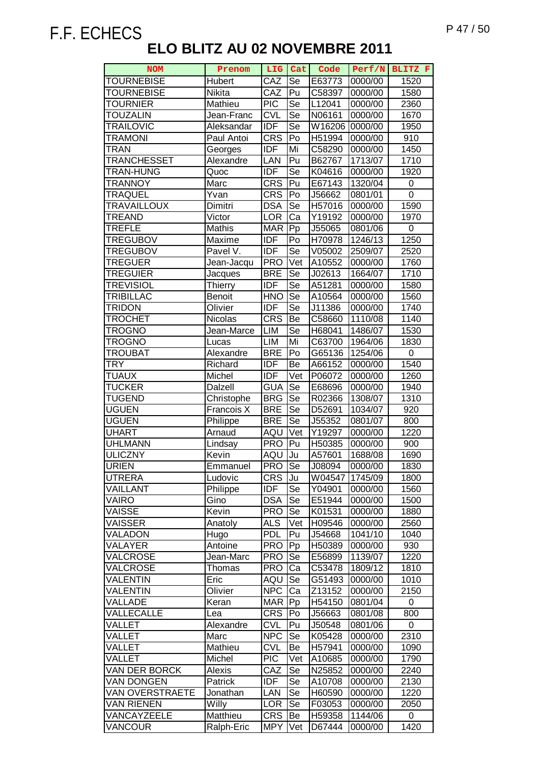F.F. ECHECS

# ELO BLITZ AU 02 NOVEMBRE 2011

| NOM | Prenom | LIG | Cat | Code | Perf/N | BLITZ F |
|---|---|---|---|---|---|---|
| TOURNEBISE | Hubert | CAZ | Se | E63773 | 0000/00 | 1520 |
| TOURNEBISE | Nikita | CAZ | Pu | C58397 | 0000/00 | 1580 |
| TOURNIER | Mathieu | PIC | Se | L12041 | 0000/00 | 2360 |
| TOUZALIN | Jean-Franc | CVL | Se | N06161 | 0000/00 | 1670 |
| TRAILOVIC | Aleksandar | IDF | Se | W16206 | 0000/00 | 1950 |
| TRAMONI | Paul Antoi | CRS | Po | H51994 | 0000/00 | 910 |
| TRAN | Georges | IDF | Mi | C58290 | 0000/00 | 1450 |
| TRANCHESSET | Alexandre | LAN | Pu | B62767 | 1713/07 | 1710 |
| TRAN-HUNG | Quoc | IDF | Se | K04616 | 0000/00 | 1920 |
| TRANNOY | Marc | CRS | Pu | E67143 | 1320/04 | 0 |
| TRAQUEL | Yvan | CRS | Po | J56662 | 0801/01 | 0 |
| TRAVAILLOUX | Dimitri | DSA | Se | H57016 | 0000/00 | 1590 |
| TREAND | Victor | LOR | Ca | Y19192 | 0000/00 | 1970 |
| TREFLE | Mathis | MAR | Pp | J55065 | 0801/06 | 0 |
| TREGUBOV | Maxime | IDF | Po | H70978 | 1246/13 | 1250 |
| TREGUBOV | Pavel V. | IDF | Se | V05002 | 2509/07 | 2520 |
| TREGUER | Jean-Jacqu | PRO | Vet | A10552 | 0000/00 | 1760 |
| TREGUIER | Jacques | BRE | Se | J02613 | 1664/07 | 1710 |
| TREVISIOL | Thierry | IDF | Se | A51281 | 0000/00 | 1580 |
| TRIBILLAC | Benoit | HNO | Se | A10564 | 0000/00 | 1560 |
| TRIDON | Olivier | IDF | Se | J11386 | 0000/00 | 1740 |
| TROCHET | Nicolas | CRS | Be | C58660 | 1110/08 | 1140 |
| TROGNO | Jean-Marce | LIM | Se | H68041 | 1486/07 | 1530 |
| TROGNO | Lucas | LIM | Mi | C63700 | 1964/06 | 1830 |
| TROUBAT | Alexandre | BRE | Po | G65136 | 1254/06 | 0 |
| TRY | Richard | IDF | Be | A66152 | 0000/00 | 1540 |
| TUAUX | Michel | IDF | Vet | P06072 | 0000/00 | 1260 |
| TUCKER | Dalzell | GUA | Se | E68696 | 0000/00 | 1940 |
| TUGEND | Christophe | BRG | Se | R02366 | 1308/07 | 1310 |
| UGUEN | Francois X | BRE | Se | D52691 | 1034/07 | 920 |
| UGUEN | Philippe | BRE | Se | J55352 | 0801/07 | 800 |
| UHART | Arnaud | AQU | Vet | Y19297 | 0000/00 | 1220 |
| UHLMANN | Lindsay | PRO | Pu | H50385 | 0000/00 | 900 |
| ULICZNY | Kevin | AQU | Ju | A57601 | 1688/08 | 1690 |
| URIEN | Emmanuel | PRO | Se | J08094 | 0000/00 | 1830 |
| UTRERA | Ludovic | CRS | Ju | W04547 | 1745/09 | 1800 |
| VAILLANT | Philippe | IDF | Se | Y04901 | 0000/00 | 1560 |
| VAIRO | Gino | DSA | Se | E51944 | 0000/00 | 1500 |
| VAISSE | Kevin | PRO | Se | K01531 | 0000/00 | 1880 |
| VAISSER | Anatoly | ALS | Vet | H09546 | 0000/00 | 2560 |
| VALADON | Hugo | PDL | Pu | J54668 | 1041/10 | 1040 |
| VALAYER | Antoine | PRO | Pp | H50389 | 0000/00 | 930 |
| VALCROSE | Jean-Marc | PRO | Se | E56899 | 1139/07 | 1220 |
| VALCROSE | Thomas | PRO | Ca | C53478 | 1809/12 | 1810 |
| VALENTIN | Eric | AQU | Se | G51493 | 0000/00 | 1010 |
| VALENTIN | Olivier | NPC | Ca | Z13152 | 0000/00 | 2150 |
| VALLADE | Keran | MAR | Pp | H54150 | 0801/04 | 0 |
| VALLECALLE | Lea | CRS | Po | J56663 | 0801/08 | 800 |
| VALLET | Alexandre | CVL | Pu | J50548 | 0801/06 | 0 |
| VALLET | Marc | NPC | Se | K05428 | 0000/00 | 2310 |
| VALLET | Mathieu | CVL | Be | H57941 | 0000/00 | 1090 |
| VALLET | Michel | PIC | Vet | A10685 | 0000/00 | 1790 |
| VAN DER BORCK | Alexis | CAZ | Se | N25852 | 0000/00 | 2240 |
| VAN DONGEN | Patrick | IDF | Se | A10708 | 0000/00 | 2130 |
| VAN OVERSTRAETE | Jonathan | LAN | Se | H60590 | 0000/00 | 1220 |
| VAN RIENEN | Willy | LOR | Se | F03053 | 0000/00 | 2050 |
| VANCAYZEELE | Matthieu | CRS | Be | H59358 | 1144/06 | 0 |
| VANCOUR | Ralph-Eric | MPY | Vet | D67444 | 0000/00 | 1420 |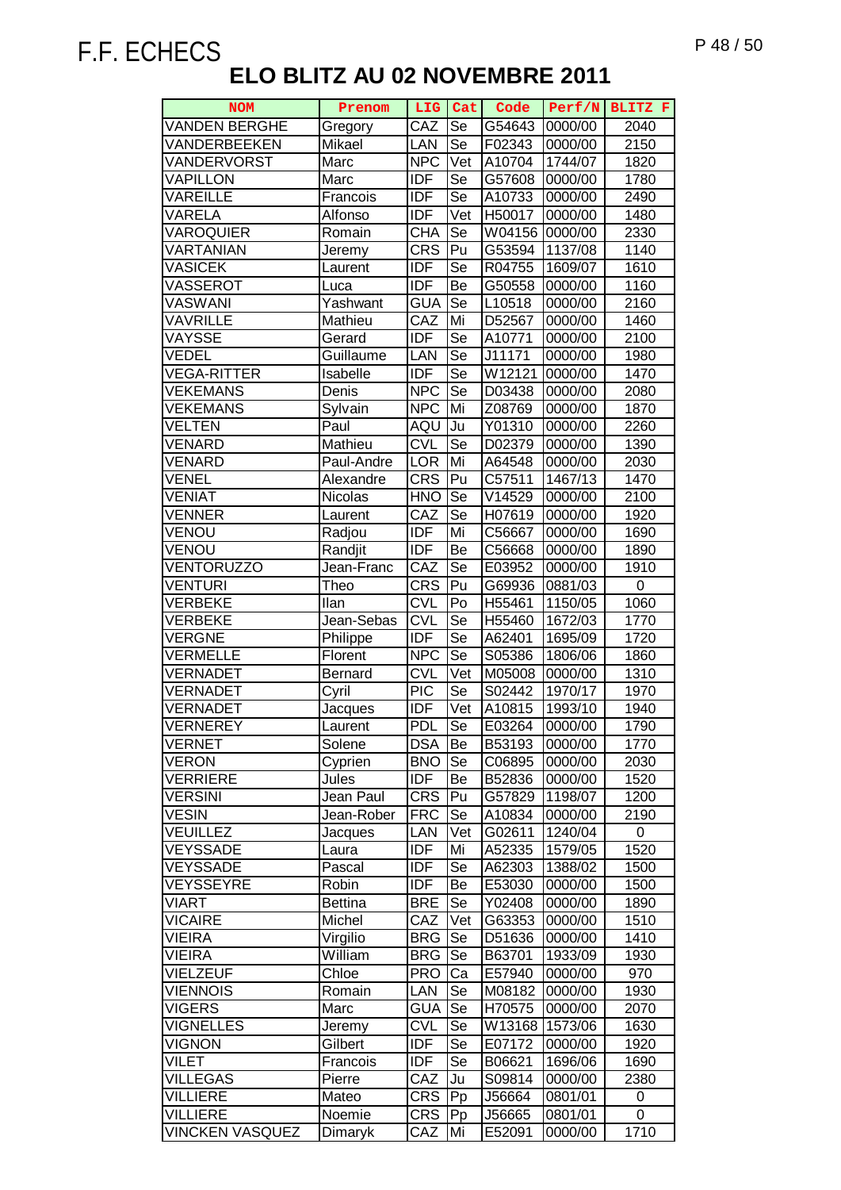F.F. ECHECS

# ELO BLITZ AU 02 NOVEMBRE 2011

| NOM | Prenom | LIG | Cat | Code | Perf/N | BLITZ F |
|---|---|---|---|---|---|---|
| VANDEN BERGHE | Gregory | CAZ | Se | G54643 | 0000/00 | 2040 |
| VANDERBEEKEN | Mikael | LAN | Se | F02343 | 0000/00 | 2150 |
| VANDERVORST | Marc | NPC | Vet | A10704 | 1744/07 | 1820 |
| VAPILLON | Marc | IDF | Se | G57608 | 0000/00 | 1780 |
| VAREILLE | Francois | IDF | Se | A10733 | 0000/00 | 2490 |
| VARELA | Alfonso | IDF | Vet | H50017 | 0000/00 | 1480 |
| VAROQUIER | Romain | CHA | Se | W04156 | 0000/00 | 2330 |
| VARTANIAN | Jeremy | CRS | Pu | G53594 | 1137/08 | 1140 |
| VASICEK | Laurent | IDF | Se | R04755 | 1609/07 | 1610 |
| VASSEROT | Luca | IDF | Be | G50558 | 0000/00 | 1160 |
| VASWANI | Yashwant | GUA | Se | L10518 | 0000/00 | 2160 |
| VAVRILLE | Mathieu | CAZ | Mi | D52567 | 0000/00 | 1460 |
| VAYSSE | Gerard | IDF | Se | A10771 | 0000/00 | 2100 |
| VEDEL | Guillaume | LAN | Se | J11171 | 0000/00 | 1980 |
| VEGA-RITTER | Isabelle | IDF | Se | W12121 | 0000/00 | 1470 |
| VEKEMANS | Denis | NPC | Se | D03438 | 0000/00 | 2080 |
| VEKEMANS | Sylvain | NPC | Mi | Z08769 | 0000/00 | 1870 |
| VELTEN | Paul | AQU | Ju | Y01310 | 0000/00 | 2260 |
| VENARD | Mathieu | CVL | Se | D02379 | 0000/00 | 1390 |
| VENARD | Paul-Andre | LOR | Mi | A64548 | 0000/00 | 2030 |
| VENEL | Alexandre | CRS | Pu | C57511 | 1467/13 | 1470 |
| VENIAT | Nicolas | HNO | Se | V14529 | 0000/00 | 2100 |
| VENNER | Laurent | CAZ | Se | H07619 | 0000/00 | 1920 |
| VENOU | Radjou | IDF | Mi | C56667 | 0000/00 | 1690 |
| VENOU | Randjit | IDF | Be | C56668 | 0000/00 | 1890 |
| VENTORUZZO | Jean-Franc | CAZ | Se | E03952 | 0000/00 | 1910 |
| VENTURI | Theo | CRS | Pu | G69936 | 0881/03 | 0 |
| VERBEKE | Ilan | CVL | Po | H55461 | 1150/05 | 1060 |
| VERBEKE | Jean-Sebas | CVL | Se | H55460 | 1672/03 | 1770 |
| VERGNE | Philippe | IDF | Se | A62401 | 1695/09 | 1720 |
| VERMELLE | Florent | NPC | Se | S05386 | 1806/06 | 1860 |
| VERNADET | Bernard | CVL | Vet | M05008 | 0000/00 | 1310 |
| VERNADET | Cyril | PIC | Se | S02442 | 1970/17 | 1970 |
| VERNADET | Jacques | IDF | Vet | A10815 | 1993/10 | 1940 |
| VERNEREY | Laurent | PDL | Se | E03264 | 0000/00 | 1790 |
| VERNET | Solene | DSA | Be | B53193 | 0000/00 | 1770 |
| VERON | Cyprien | BNO | Se | C06895 | 0000/00 | 2030 |
| VERRIERE | Jules | IDF | Be | B52836 | 0000/00 | 1520 |
| VERSINI | Jean Paul | CRS | Pu | G57829 | 1198/07 | 1200 |
| VESIN | Jean-Rober | FRC | Se | A10834 | 0000/00 | 2190 |
| VEUILLEZ | Jacques | LAN | Vet | G02611 | 1240/04 | 0 |
| VEYSSADE | Laura | IDF | Mi | A52335 | 1579/05 | 1520 |
| VEYSSADE | Pascal | IDF | Se | A62303 | 1388/02 | 1500 |
| VEYSSEYRE | Robin | IDF | Be | E53030 | 0000/00 | 1500 |
| VIART | Bettina | BRE | Se | Y02408 | 0000/00 | 1890 |
| VICAIRE | Michel | CAZ | Vet | G63353 | 0000/00 | 1510 |
| VIEIRA | Virgilio | BRG | Se | D51636 | 0000/00 | 1410 |
| VIEIRA | William | BRG | Se | B63701 | 1933/09 | 1930 |
| VIELZEUF | Chloe | PRO | Ca | E57940 | 0000/00 | 970 |
| VIENNOIS | Romain | LAN | Se | M08182 | 0000/00 | 1930 |
| VIGERS | Marc | GUA | Se | H70575 | 0000/00 | 2070 |
| VIGNELLES | Jeremy | CVL | Se | W13168 | 1573/06 | 1630 |
| VIGNON | Gilbert | IDF | Se | E07172 | 0000/00 | 1920 |
| VILET | Francois | IDF | Se | B06621 | 1696/06 | 1690 |
| VILLEGAS | Pierre | CAZ | Ju | S09814 | 0000/00 | 2380 |
| VILLIERE | Mateo | CRS | Pp | J56664 | 0801/01 | 0 |
| VILLIERE | Noemie | CRS | Pp | J56665 | 0801/01 | 0 |
| VINCKEN VASQUEZ | Dimaryk | CAZ | Mi | E52091 | 0000/00 | 1710 |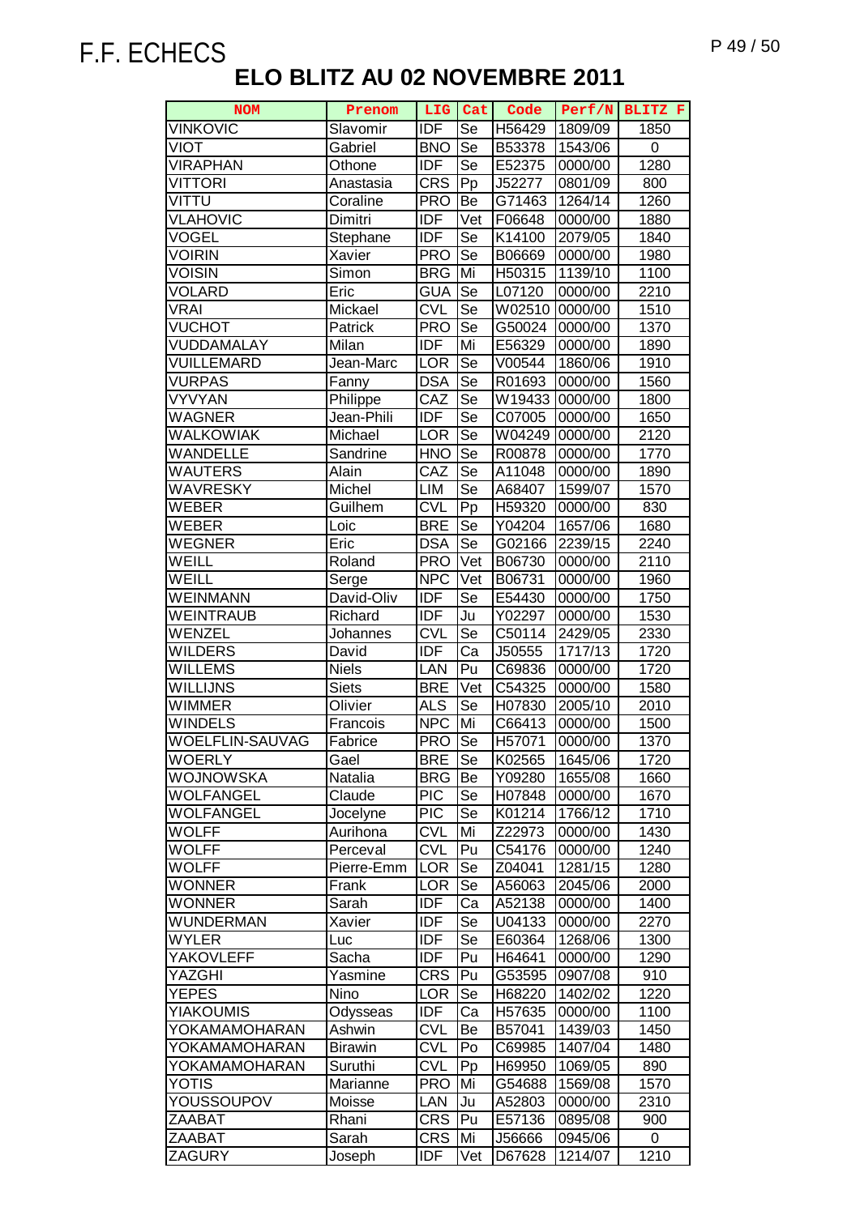F.F. ECHECS

# ELO BLITZ AU 02 NOVEMBRE 2011

| NOM | Prenom | LIG | Cat | Code | Perf/N | BLITZ F |
|---|---|---|---|---|---|---|
| VINKOVIC | Slavomir | IDF | Se | H56429 | 1809/09 | 1850 |
| VIOT | Gabriel | BNO | Se | B53378 | 1543/06 | 0 |
| VIRAPHAN | Othone | IDF | Se | E52375 | 0000/00 | 1280 |
| VITTORI | Anastasia | CRS | Pp | J52277 | 0801/09 | 800 |
| VITTU | Coraline | PRO | Be | G71463 | 1264/14 | 1260 |
| VLAHOVIC | Dimitri | IDF | Vet | F06648 | 0000/00 | 1880 |
| VOGEL | Stephane | IDF | Se | K14100 | 2079/05 | 1840 |
| VOIRIN | Xavier | PRO | Se | B06669 | 0000/00 | 1980 |
| VOISIN | Simon | BRG | Mi | H50315 | 1139/10 | 1100 |
| VOLARD | Eric | GUA | Se | L07120 | 0000/00 | 2210 |
| VRAI | Mickael | CVL | Se | W02510 | 0000/00 | 1510 |
| VUCHOT | Patrick | PRO | Se | G50024 | 0000/00 | 1370 |
| VUDDAMALAY | Milan | IDF | Mi | E56329 | 0000/00 | 1890 |
| VUILLEMARD | Jean-Marc | LOR | Se | V00544 | 1860/06 | 1910 |
| VURPAS | Fanny | DSA | Se | R01693 | 0000/00 | 1560 |
| VYVYAN | Philippe | CAZ | Se | W19433 | 0000/00 | 1800 |
| WAGNER | Jean-Phili | IDF | Se | C07005 | 0000/00 | 1650 |
| WALKOWIAK | Michael | LOR | Se | W04249 | 0000/00 | 2120 |
| WANDELLE | Sandrine | HNO | Se | R00878 | 0000/00 | 1770 |
| WAUTERS | Alain | CAZ | Se | A11048 | 0000/00 | 1890 |
| WAVRESKY | Michel | LIM | Se | A68407 | 1599/07 | 1570 |
| WEBER | Guilhem | CVL | Pp | H59320 | 0000/00 | 830 |
| WEBER | Loic | BRE | Se | Y04204 | 1657/06 | 1680 |
| WEGNER | Eric | DSA | Se | G02166 | 2239/15 | 2240 |
| WEILL | Roland | PRO | Vet | B06730 | 0000/00 | 2110 |
| WEILL | Serge | NPC | Vet | B06731 | 0000/00 | 1960 |
| WEINMANN | David-Oliv | IDF | Se | E54430 | 0000/00 | 1750 |
| WEINTRAUB | Richard | IDF | Ju | Y02297 | 0000/00 | 1530 |
| WENZEL | Johannes | CVL | Se | C50114 | 2429/05 | 2330 |
| WILDERS | David | IDF | Ca | J50555 | 1717/13 | 1720 |
| WILLEMS | Niels | LAN | Pu | C69836 | 0000/00 | 1720 |
| WILLIJNS | Siets | BRE | Vet | C54325 | 0000/00 | 1580 |
| WIMMER | Olivier | ALS | Se | H07830 | 2005/10 | 2010 |
| WINDELS | Francois | NPC | Mi | C66413 | 0000/00 | 1500 |
| WOELFLIN-SAUVAG | Fabrice | PRO | Se | H57071 | 0000/00 | 1370 |
| WOERLY | Gael | BRE | Se | K02565 | 1645/06 | 1720 |
| WOJNOWSKA | Natalia | BRG | Be | Y09280 | 1655/08 | 1660 |
| WOLFANGEL | Claude | PIC | Se | H07848 | 0000/00 | 1670 |
| WOLFANGEL | Jocelyne | PIC | Se | K01214 | 1766/12 | 1710 |
| WOLFF | Aurihona | CVL | Mi | Z22973 | 0000/00 | 1430 |
| WOLFF | Perceval | CVL | Pu | C54176 | 0000/00 | 1240 |
| WOLFF | Pierre-Emm | LOR | Se | Z04041 | 1281/15 | 1280 |
| WONNER | Frank | LOR | Se | A56063 | 2045/06 | 2000 |
| WONNER | Sarah | IDF | Ca | A52138 | 0000/00 | 1400 |
| WUNDERMAN | Xavier | IDF | Se | U04133 | 0000/00 | 2270 |
| WYLER | Luc | IDF | Se | E60364 | 1268/06 | 1300 |
| YAKOVLEFF | Sacha | IDF | Pu | H64641 | 0000/00 | 1290 |
| YAZGHI | Yasmine | CRS | Pu | G53595 | 0907/08 | 910 |
| YEPES | Nino | LOR | Se | H68220 | 1402/02 | 1220 |
| YIAKOUMIS | Odysseas | IDF | Ca | H57635 | 0000/00 | 1100 |
| YOKAMAMOHARAN | Ashwin | CVL | Be | B57041 | 1439/03 | 1450 |
| YOKAMAMOHARAN | Birawin | CVL | Po | C69985 | 1407/04 | 1480 |
| YOKAMAMOHARAN | Suruthi | CVL | Pp | H69950 | 1069/05 | 890 |
| YOTIS | Marianne | PRO | Mi | G54688 | 1569/08 | 1570 |
| YOUSSOUPOV | Moisse | LAN | Ju | A52803 | 0000/00 | 2310 |
| ZAABAT | Rhani | CRS | Pu | E57136 | 0895/08 | 900 |
| ZAABAT | Sarah | CRS | Mi | J56666 | 0945/06 | 0 |
| ZAGURY | Joseph | IDF | Vet | D67628 | 1214/07 | 1210 |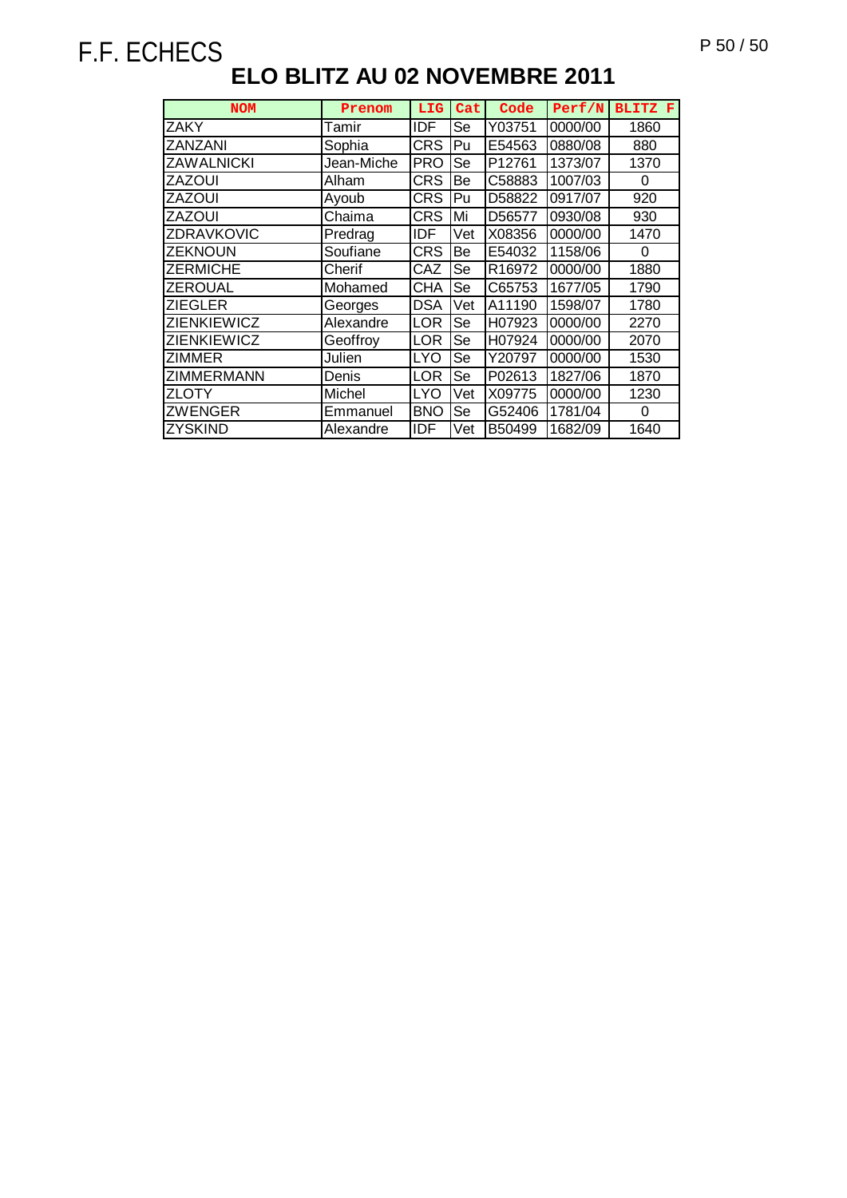F.F. ECHECS

# ELO BLITZ AU 02 NOVEMBRE 2011

| NOM | Prenom | LIG | Cat | Code | Perf/N | BLITZ F |
|---|---|---|---|---|---|---|
| ZAKY | Tamir | IDF | Se | Y03751 | 0000/00 | 1860 |
| ZANZANI | Sophia | CRS | Pu | E54563 | 0880/08 | 880 |
| ZAWALNICKI | Jean-Miche | PRO | Se | P12761 | 1373/07 | 1370 |
| ZAZOUI | Alham | CRS | Be | C58883 | 1007/03 | 0 |
| ZAZOUI | Ayoub | CRS | Pu | D58822 | 0917/07 | 920 |
| ZAZOUI | Chaima | CRS | Mi | D56577 | 0930/08 | 930 |
| ZDRAVKOVIC | Predrag | IDF | Vet | X08356 | 0000/00 | 1470 |
| ZEKNOUN | Soufiane | CRS | Be | E54032 | 1158/06 | 0 |
| ZERMICHE | Cherif | CAZ | Se | R16972 | 0000/00 | 1880 |
| ZEROUAL | Mohamed | CHA | Se | C65753 | 1677/05 | 1790 |
| ZIEGLER | Georges | DSA | Vet | A11190 | 1598/07 | 1780 |
| ZIENKIEWICZ | Alexandre | LOR | Se | H07923 | 0000/00 | 2270 |
| ZIENKIEWICZ | Geoffroy | LOR | Se | H07924 | 0000/00 | 2070 |
| ZIMMER | Julien | LYO | Se | Y20797 | 0000/00 | 1530 |
| ZIMMERMANN | Denis | LOR | Se | P02613 | 1827/06 | 1870 |
| ZLOTY | Michel | LYO | Vet | X09775 | 0000/00 | 1230 |
| ZWENGER | Emmanuel | BNO | Se | G52406 | 1781/04 | 0 |
| ZYSKIND | Alexandre | IDF | Vet | B50499 | 1682/09 | 1640 |